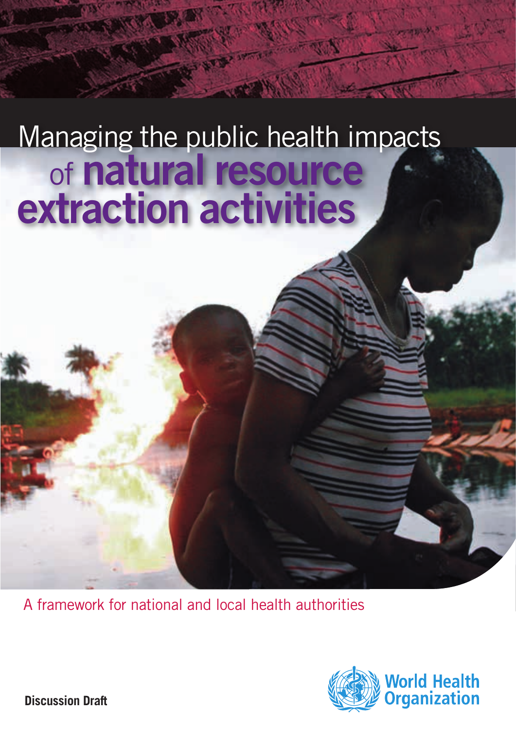# Managing the public health impacts of natural resource extraction activities

A framework for national and local health authorities

World Health Organization

**Discussion Draft**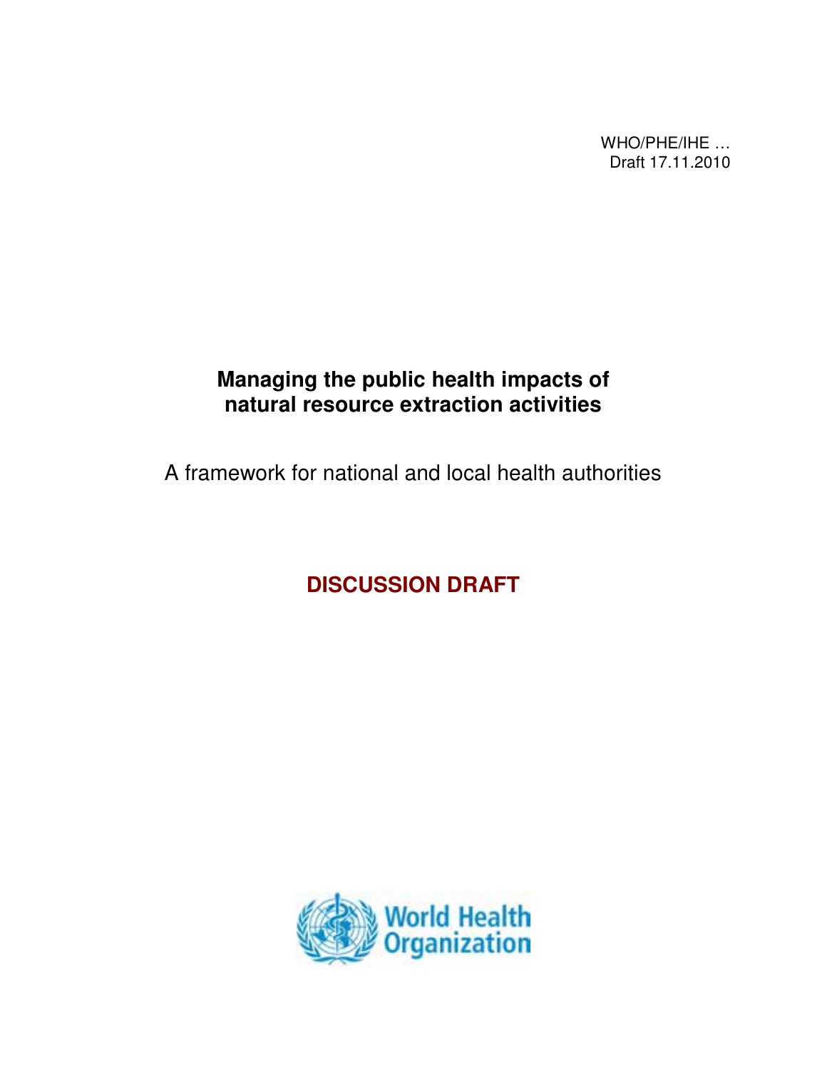WHO/PHE/IHE …
Draft 17.11.2010

# Managing the public health impacts of natural resource extraction activities

A framework for national and local health authorities

**DISCUSSION DRAFT**

World Health Organization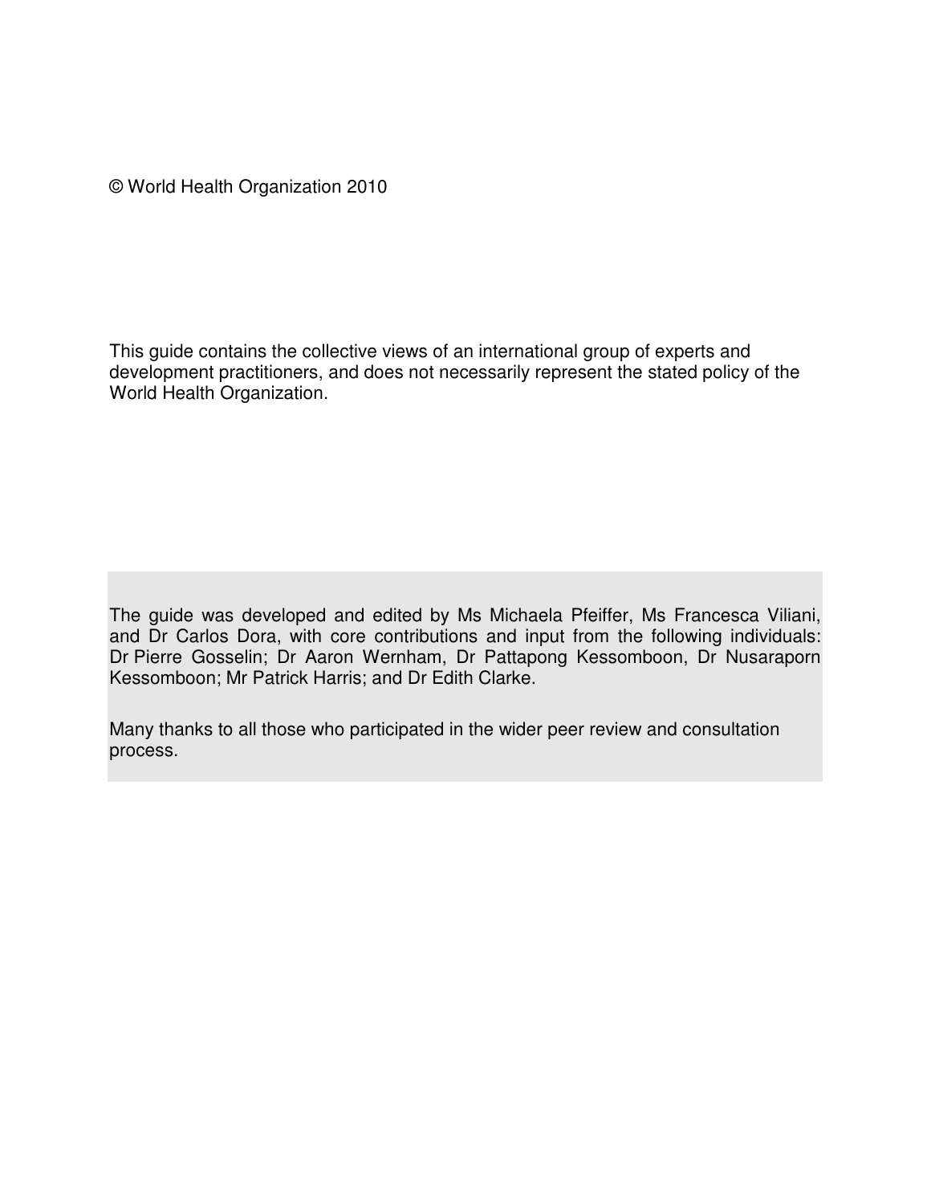© World Health Organization 2010

This guide contains the collective views of an international group of experts and development practitioners, and does not necessarily represent the stated policy of the World Health Organization.

The guide was developed and edited by Ms Michaela Pfeiffer, Ms Francesca Viliani, and Dr Carlos Dora, with core contributions and input from the following individuals: Dr Pierre Gosselin; Dr Aaron Wernham, Dr Pattapong Kessomboon, Dr Nusaraporn Kessomboon; Mr Patrick Harris; and Dr Edith Clarke.

Many thanks to all those who participated in the wider peer review and consultation process.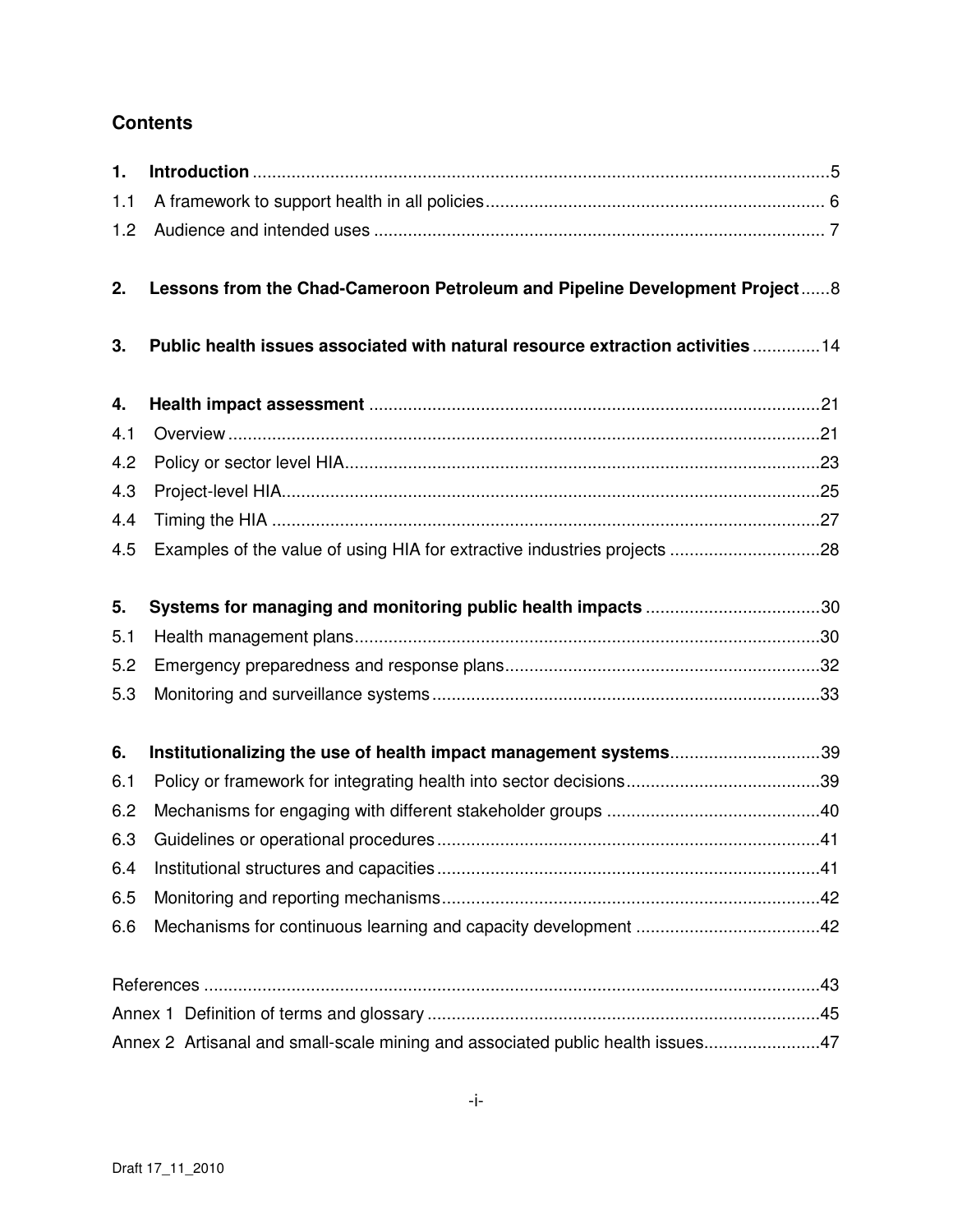## Contents

**1. Introduction** ......................................................................................................................5

1.1 A framework to support health in all policies ..................................................................... 6

1.2 Audience and intended uses ............................................................................................ 7

**2. Lessons from the Chad-Cameroon Petroleum and Pipeline Development Project** ......8

**3. Public health issues associated with natural resource extraction activities** .............14

**4. Health impact assessment** ............................................................................................21

4.1 Overview .........................................................................................................................21

4.2 Policy or sector level HIA..................................................................................................23

4.3 Project-level HIA..............................................................................................................25

4.4 Timing the HIA .................................................................................................................27

4.5 Examples of the value of using HIA for extractive industries projects ..............................28

**5. Systems for managing and monitoring public health impacts** ....................................30

5.1 Health management plans...............................................................................................30

5.2 Emergency preparedness and response plans................................................................32

5.3 Monitoring and surveillance systems ...............................................................................33

**6. Institutionalizing the use of health impact management systems**...............................39

6.1 Policy or framework for integrating health into sector decisions........................................39

6.2 Mechanisms for engaging with different stakeholder groups ............................................40

6.3 Guidelines or operational procedures ..............................................................................41

6.4 Institutional structures and capacities ..............................................................................41

6.5 Monitoring and reporting mechanisms.............................................................................42

6.6 Mechanisms for continuous learning and capacity development ......................................42

References ...............................................................................................................................43

Annex 1 Definition of terms and glossary ................................................................................45

Annex 2 Artisanal and small-scale mining and associated public health issues........................47

Draft 17_11_2010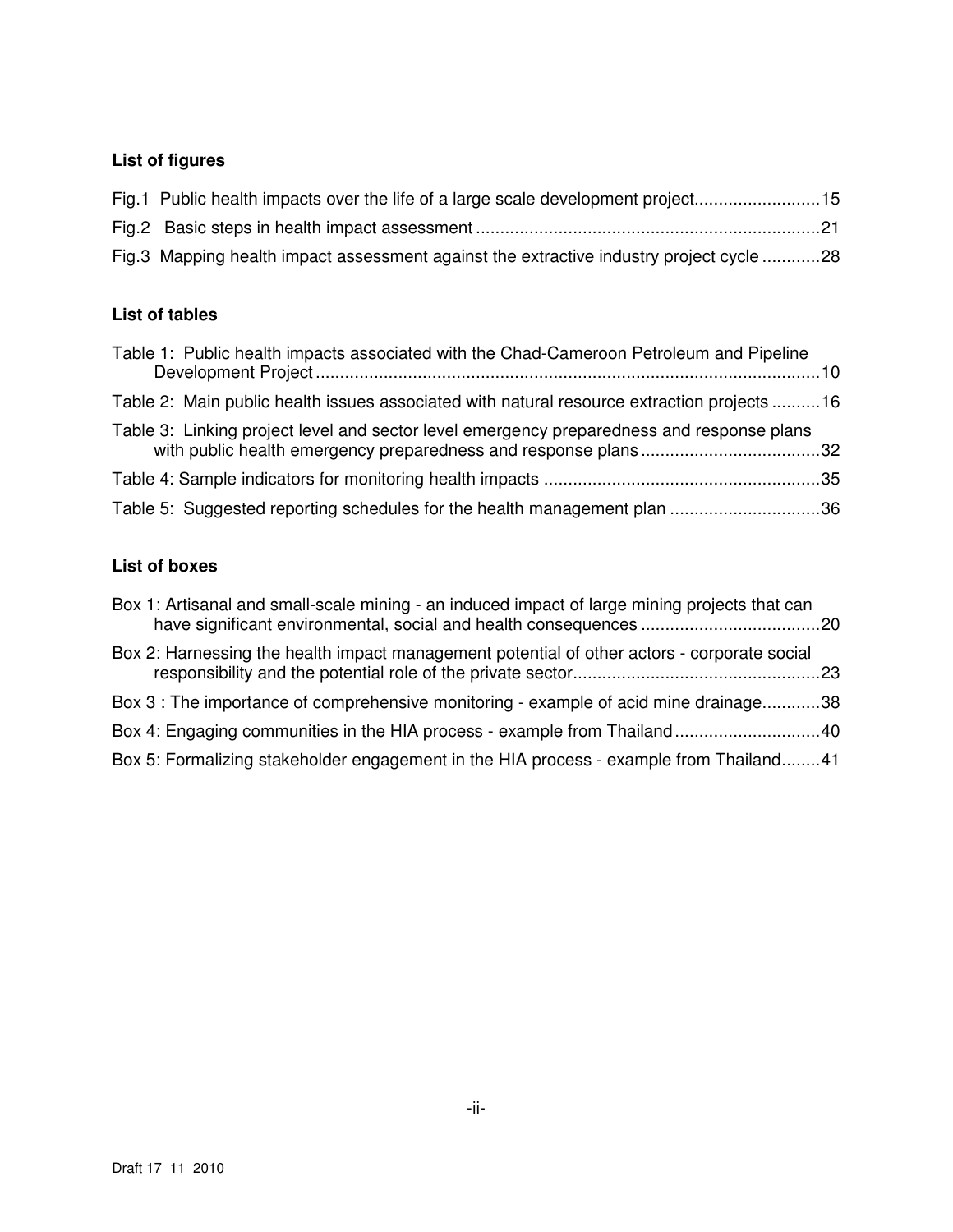### List of figures

Fig.1 Public health impacts over the life of a large scale development project..........................15

Fig.2 Basic steps in health impact assessment.......................................................................21

Fig.3 Mapping health impact assessment against the extractive industry project cycle ............28

### List of tables

Table 1: Public health impacts associated with the Chad-Cameroon Petroleum and Pipeline Development Project.......................................................................................................10

Table 2: Main public health issues associated with natural resource extraction projects ..........16

Table 3: Linking project level and sector level emergency preparedness and response plans with public health emergency preparedness and response plans.....................................32

Table 4: Sample indicators for monitoring health impacts .........................................................35

Table 5: Suggested reporting schedules for the health management plan ...............................36

### List of boxes

Box 1: Artisanal and small-scale mining - an induced impact of large mining projects that can have significant environmental, social and health consequences .....................................20

Box 2: Harnessing the health impact management potential of other actors - corporate social responsibility and the potential role of the private sector...................................................23

Box 3 : The importance of comprehensive monitoring - example of acid mine drainage............38

Box 4: Engaging communities in the HIA process - example from Thailand..............................40

Box 5: Formalizing stakeholder engagement in the HIA process - example from Thailand........41

Draft 17_11_2010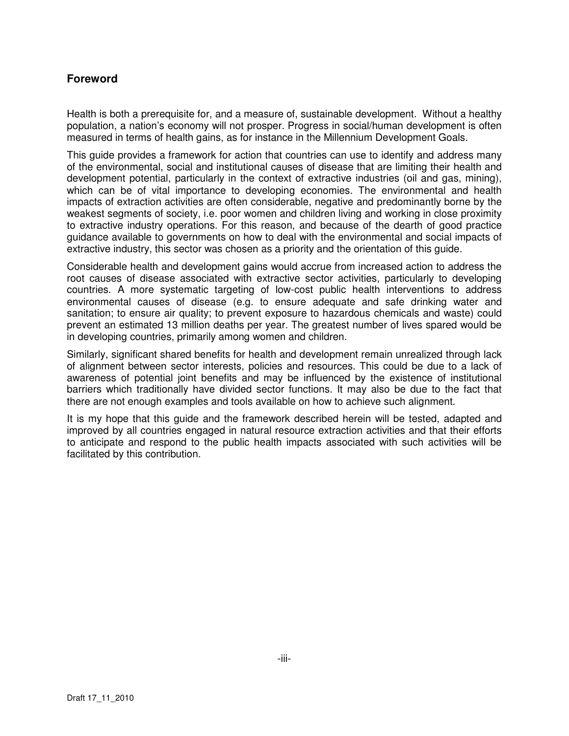## Foreword

Health is both a prerequisite for, and a measure of, sustainable development. Without a healthy population, a nation's economy will not prosper. Progress in social/human development is often measured in terms of health gains, as for instance in the Millennium Development Goals.

This guide provides a framework for action that countries can use to identify and address many of the environmental, social and institutional causes of disease that are limiting their health and development potential, particularly in the context of extractive industries (oil and gas, mining), which can be of vital importance to developing economies. The environmental and health impacts of extraction activities are often considerable, negative and predominantly borne by the weakest segments of society, i.e. poor women and children living and working in close proximity to extractive industry operations. For this reason, and because of the dearth of good practice guidance available to governments on how to deal with the environmental and social impacts of extractive industry, this sector was chosen as a priority and the orientation of this guide.

Considerable health and development gains would accrue from increased action to address the root causes of disease associated with extractive sector activities, particularly to developing countries. A more systematic targeting of low-cost public health interventions to address environmental causes of disease (e.g. to ensure adequate and safe drinking water and sanitation; to ensure air quality; to prevent exposure to hazardous chemicals and waste) could prevent an estimated 13 million deaths per year. The greatest number of lives spared would be in developing countries, primarily among women and children.

Similarly, significant shared benefits for health and development remain unrealized through lack of alignment between sector interests, policies and resources. This could be due to a lack of awareness of potential joint benefits and may be influenced by the existence of institutional barriers which traditionally have divided sector functions. It may also be due to the fact that there are not enough examples and tools available on how to achieve such alignment.

It is my hope that this guide and the framework described herein will be tested, adapted and improved by all countries engaged in natural resource extraction activities and that their efforts to anticipate and respond to the public health impacts associated with such activities will be facilitated by this contribution.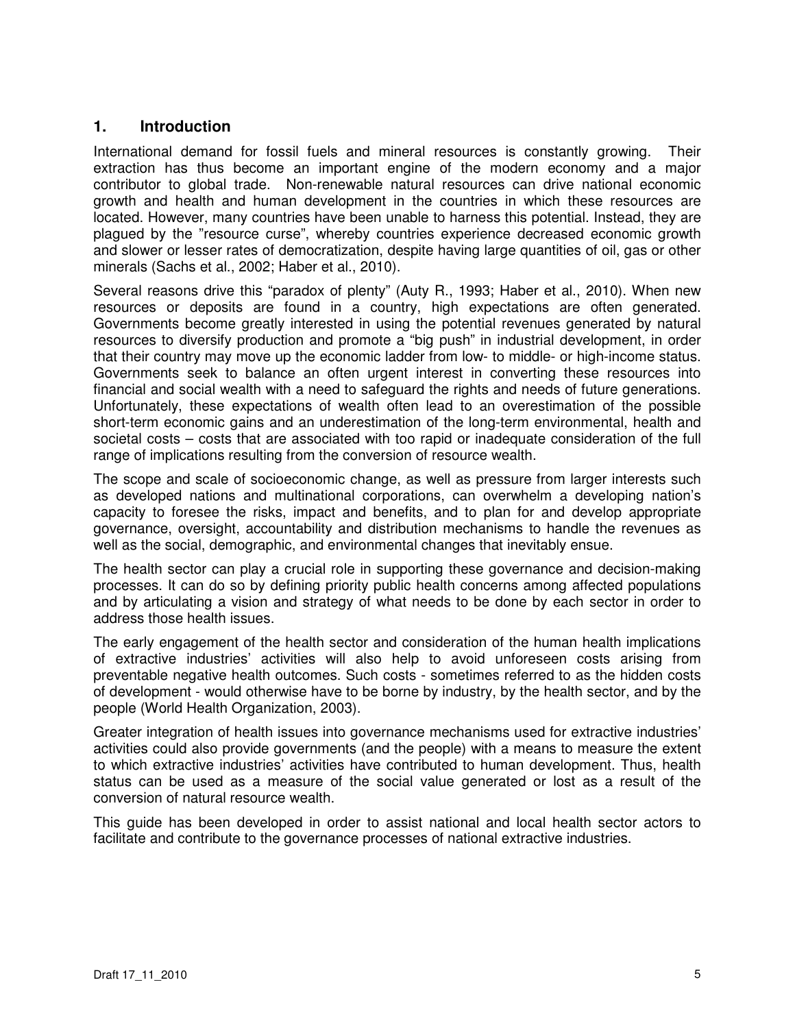## 1. Introduction

International demand for fossil fuels and mineral resources is constantly growing. Their extraction has thus become an important engine of the modern economy and a major contributor to global trade. Non-renewable natural resources can drive national economic growth and health and human development in the countries in which these resources are located. However, many countries have been unable to harness this potential. Instead, they are plagued by the "resource curse", whereby countries experience decreased economic growth and slower or lesser rates of democratization, despite having large quantities of oil, gas or other minerals (Sachs et al., 2002; Haber et al., 2010).

Several reasons drive this "paradox of plenty" (Auty R., 1993; Haber et al., 2010). When new resources or deposits are found in a country, high expectations are often generated. Governments become greatly interested in using the potential revenues generated by natural resources to diversify production and promote a "big push" in industrial development, in order that their country may move up the economic ladder from low- to middle- or high-income status. Governments seek to balance an often urgent interest in converting these resources into financial and social wealth with a need to safeguard the rights and needs of future generations. Unfortunately, these expectations of wealth often lead to an overestimation of the possible short-term economic gains and an underestimation of the long-term environmental, health and societal costs – costs that are associated with too rapid or inadequate consideration of the full range of implications resulting from the conversion of resource wealth.

The scope and scale of socioeconomic change, as well as pressure from larger interests such as developed nations and multinational corporations, can overwhelm a developing nation's capacity to foresee the risks, impact and benefits, and to plan for and develop appropriate governance, oversight, accountability and distribution mechanisms to handle the revenues as well as the social, demographic, and environmental changes that inevitably ensue.

The health sector can play a crucial role in supporting these governance and decision-making processes. It can do so by defining priority public health concerns among affected populations and by articulating a vision and strategy of what needs to be done by each sector in order to address those health issues.

The early engagement of the health sector and consideration of the human health implications of extractive industries' activities will also help to avoid unforeseen costs arising from preventable negative health outcomes. Such costs - sometimes referred to as the hidden costs of development - would otherwise have to be borne by industry, by the health sector, and by the people (World Health Organization, 2003).

Greater integration of health issues into governance mechanisms used for extractive industries' activities could also provide governments (and the people) with a means to measure the extent to which extractive industries' activities have contributed to human development. Thus, health status can be used as a measure of the social value generated or lost as a result of the conversion of natural resource wealth.

This guide has been developed in order to assist national and local health sector actors to facilitate and contribute to the governance processes of national extractive industries.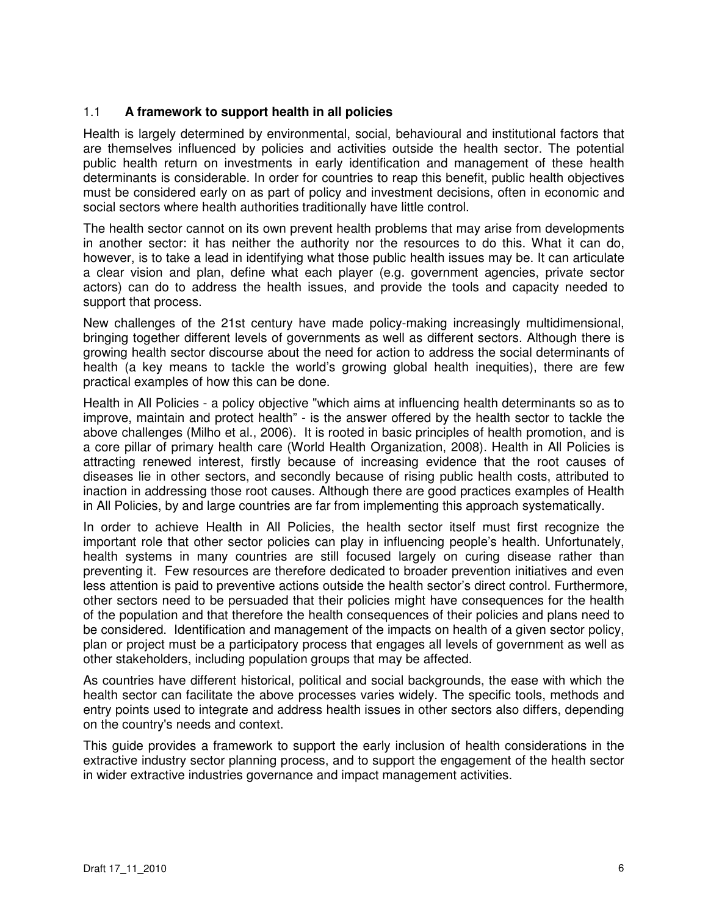## 1.1 A framework to support health in all policies

Health is largely determined by environmental, social, behavioural and institutional factors that are themselves influenced by policies and activities outside the health sector. The potential public health return on investments in early identification and management of these health determinants is considerable. In order for countries to reap this benefit, public health objectives must be considered early on as part of policy and investment decisions, often in economic and social sectors where health authorities traditionally have little control.

The health sector cannot on its own prevent health problems that may arise from developments in another sector: it has neither the authority nor the resources to do this. What it can do, however, is to take a lead in identifying what those public health issues may be. It can articulate a clear vision and plan, define what each player (e.g. government agencies, private sector actors) can do to address the health issues, and provide the tools and capacity needed to support that process.

New challenges of the 21st century have made policy-making increasingly multidimensional, bringing together different levels of governments as well as different sectors. Although there is growing health sector discourse about the need for action to address the social determinants of health (a key means to tackle the world's growing global health inequities), there are few practical examples of how this can be done.

Health in All Policies - a policy objective "which aims at influencing health determinants so as to improve, maintain and protect health" - is the answer offered by the health sector to tackle the above challenges (Milho et al., 2006). It is rooted in basic principles of health promotion, and is a core pillar of primary health care (World Health Organization, 2008). Health in All Policies is attracting renewed interest, firstly because of increasing evidence that the root causes of diseases lie in other sectors, and secondly because of rising public health costs, attributed to inaction in addressing those root causes. Although there are good practices examples of Health in All Policies, by and large countries are far from implementing this approach systematically.

In order to achieve Health in All Policies, the health sector itself must first recognize the important role that other sector policies can play in influencing people's health. Unfortunately, health systems in many countries are still focused largely on curing disease rather than preventing it. Few resources are therefore dedicated to broader prevention initiatives and even less attention is paid to preventive actions outside the health sector's direct control. Furthermore, other sectors need to be persuaded that their policies might have consequences for the health of the population and that therefore the health consequences of their policies and plans need to be considered. Identification and management of the impacts on health of a given sector policy, plan or project must be a participatory process that engages all levels of government as well as other stakeholders, including population groups that may be affected.

As countries have different historical, political and social backgrounds, the ease with which the health sector can facilitate the above processes varies widely. The specific tools, methods and entry points used to integrate and address health issues in other sectors also differs, depending on the country's needs and context.

This guide provides a framework to support the early inclusion of health considerations in the extractive industry sector planning process, and to support the engagement of the health sector in wider extractive industries governance and impact management activities.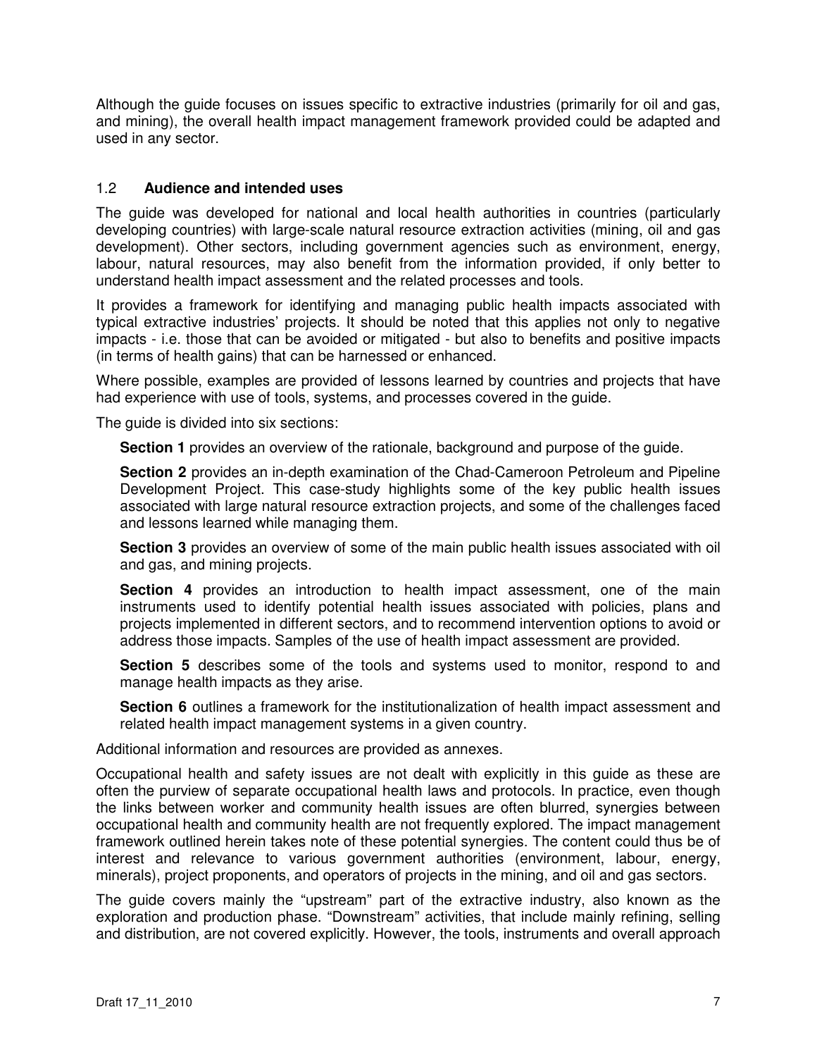Although the guide focuses on issues specific to extractive industries (primarily for oil and gas, and mining), the overall health impact management framework provided could be adapted and used in any sector.

## 1.2 **Audience and intended uses**

The guide was developed for national and local health authorities in countries (particularly developing countries) with large-scale natural resource extraction activities (mining, oil and gas development). Other sectors, including government agencies such as environment, energy, labour, natural resources, may also benefit from the information provided, if only better to understand health impact assessment and the related processes and tools.

It provides a framework for identifying and managing public health impacts associated with typical extractive industries' projects. It should be noted that this applies not only to negative impacts - i.e. those that can be avoided or mitigated - but also to benefits and positive impacts (in terms of health gains) that can be harnessed or enhanced.

Where possible, examples are provided of lessons learned by countries and projects that have had experience with use of tools, systems, and processes covered in the guide.

The guide is divided into six sections:

**Section 1** provides an overview of the rationale, background and purpose of the guide.

**Section 2** provides an in-depth examination of the Chad-Cameroon Petroleum and Pipeline Development Project. This case-study highlights some of the key public health issues associated with large natural resource extraction projects, and some of the challenges faced and lessons learned while managing them.

**Section 3** provides an overview of some of the main public health issues associated with oil and gas, and mining projects.

**Section 4** provides an introduction to health impact assessment, one of the main instruments used to identify potential health issues associated with policies, plans and projects implemented in different sectors, and to recommend intervention options to avoid or address those impacts. Samples of the use of health impact assessment are provided.

**Section 5** describes some of the tools and systems used to monitor, respond to and manage health impacts as they arise.

**Section 6** outlines a framework for the institutionalization of health impact assessment and related health impact management systems in a given country.

Additional information and resources are provided as annexes.

Occupational health and safety issues are not dealt with explicitly in this guide as these are often the purview of separate occupational health laws and protocols. In practice, even though the links between worker and community health issues are often blurred, synergies between occupational health and community health are not frequently explored. The impact management framework outlined herein takes note of these potential synergies. The content could thus be of interest and relevance to various government authorities (environment, labour, energy, minerals), project proponents, and operators of projects in the mining, and oil and gas sectors.

The guide covers mainly the "upstream" part of the extractive industry, also known as the exploration and production phase. "Downstream" activities, that include mainly refining, selling and distribution, are not covered explicitly. However, the tools, instruments and overall approach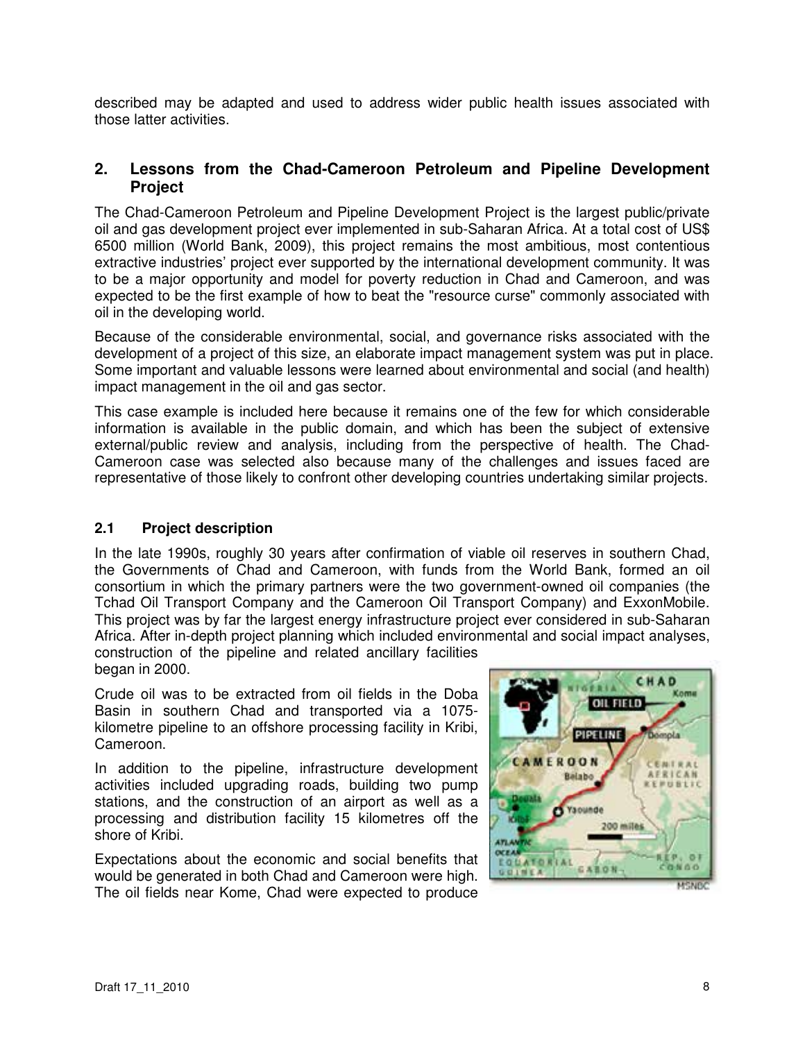described may be adapted and used to address wider public health issues associated with those latter activities.

## 2. Lessons from the Chad-Cameroon Petroleum and Pipeline Development Project

The Chad-Cameroon Petroleum and Pipeline Development Project is the largest public/private oil and gas development project ever implemented in sub-Saharan Africa. At a total cost of US$ 6500 million (World Bank, 2009), this project remains the most ambitious, most contentious extractive industries' project ever supported by the international development community. It was to be a major opportunity and model for poverty reduction in Chad and Cameroon, and was expected to be the first example of how to beat the "resource curse" commonly associated with oil in the developing world.

Because of the considerable environmental, social, and governance risks associated with the development of a project of this size, an elaborate impact management system was put in place. Some important and valuable lessons were learned about environmental and social (and health) impact management in the oil and gas sector.

This case example is included here because it remains one of the few for which considerable information is available in the public domain, and which has been the subject of extensive external/public review and analysis, including from the perspective of health. The Chad-Cameroon case was selected also because many of the challenges and issues faced are representative of those likely to confront other developing countries undertaking similar projects.

### 2.1 Project description

In the late 1990s, roughly 30 years after confirmation of viable oil reserves in southern Chad, the Governments of Chad and Cameroon, with funds from the World Bank, formed an oil consortium in which the primary partners were the two government-owned oil companies (the Tchad Oil Transport Company and the Cameroon Oil Transport Company) and ExxonMobile. This project was by far the largest energy infrastructure project ever considered in sub-Saharan Africa. After in-depth project planning which included environmental and social impact analyses, construction of the pipeline and related ancillary facilities began in 2000.

Crude oil was to be extracted from oil fields in the Doba Basin in southern Chad and transported via a 1075-kilometre pipeline to an offshore processing facility in Kribi, Cameroon.

In addition to the pipeline, infrastructure development activities included upgrading roads, building two pump stations, and the construction of an airport as well as a processing and distribution facility 15 kilometres off the shore of Kribi.

Expectations about the economic and social benefits that would be generated in both Chad and Cameroon were high. The oil fields near Kome, Chad were expected to produce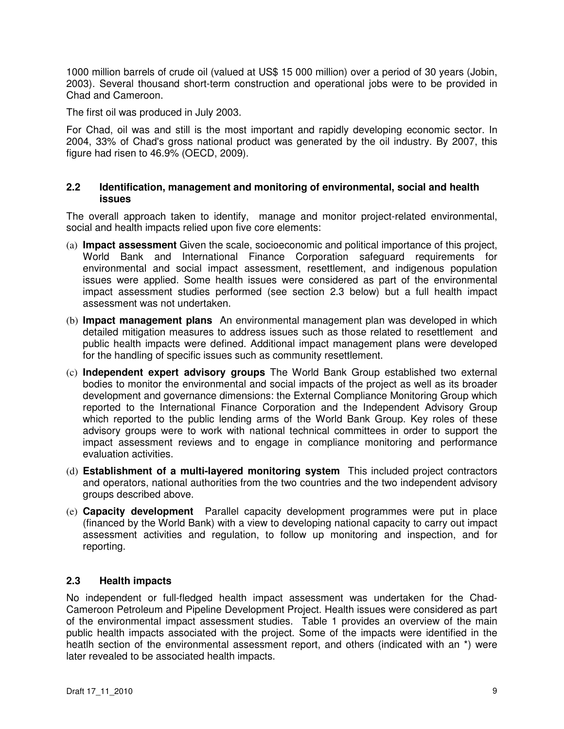1000 million barrels of crude oil (valued at US$ 15 000 million) over a period of 30 years (Jobin, 2003). Several thousand short-term construction and operational jobs were to be provided in Chad and Cameroon.

The first oil was produced in July 2003.

For Chad, oil was and still is the most important and rapidly developing economic sector. In 2004, 33% of Chad's gross national product was generated by the oil industry. By 2007, this figure had risen to 46.9% (OECD, 2009).

### 2.2 Identification, management and monitoring of environmental, social and health issues

The overall approach taken to identify, manage and monitor project-related environmental, social and health impacts relied upon five core elements:

(a) **Impact assessment** Given the scale, socioeconomic and political importance of this project, World Bank and International Finance Corporation safeguard requirements for environmental and social impact assessment, resettlement, and indigenous population issues were applied. Some health issues were considered as part of the environmental impact assessment studies performed (see section 2.3 below) but a full health impact assessment was not undertaken.

(b) **Impact management plans** An environmental management plan was developed in which detailed mitigation measures to address issues such as those related to resettlement and public health impacts were defined. Additional impact management plans were developed for the handling of specific issues such as community resettlement.

(c) **Independent expert advisory groups** The World Bank Group established two external bodies to monitor the environmental and social impacts of the project as well as its broader development and governance dimensions: the External Compliance Monitoring Group which reported to the International Finance Corporation and the Independent Advisory Group which reported to the public lending arms of the World Bank Group. Key roles of these advisory groups were to work with national technical committees in order to support the impact assessment reviews and to engage in compliance monitoring and performance evaluation activities.

(d) **Establishment of a multi-layered monitoring system** This included project contractors and operators, national authorities from the two countries and the two independent advisory groups described above.

(e) **Capacity development** Parallel capacity development programmes were put in place (financed by the World Bank) with a view to developing national capacity to carry out impact assessment activities and regulation, to follow up monitoring and inspection, and for reporting.

### 2.3 Health impacts

No independent or full-fledged health impact assessment was undertaken for the Chad-Cameroon Petroleum and Pipeline Development Project. Health issues were considered as part of the environmental impact assessment studies. Table 1 provides an overview of the main public health impacts associated with the project. Some of the impacts were identified in the heatlh section of the environmental assessment report, and others (indicated with an *) were later revealed to be associated health impacts.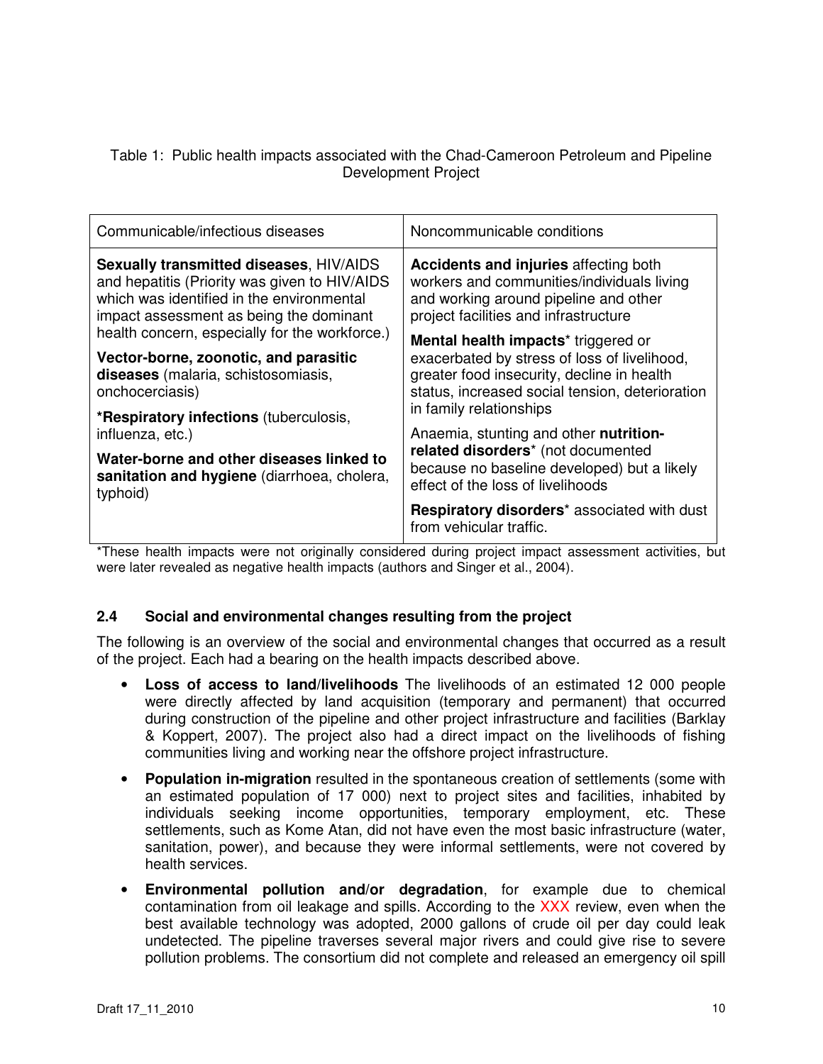Table 1: Public health impacts associated with the Chad-Cameroon Petroleum and Pipeline Development Project

| Communicable/infectious diseases | Noncommunicable conditions |
|---|---|
| **Sexually transmitted diseases**, HIV/AIDS and hepatitis (Priority was given to HIV/AIDS which was identified in the environmental impact assessment as being the dominant health concern, especially for the workforce.) | **Accidents and injuries** affecting both workers and communities/individuals living and working around pipeline and other project facilities and infrastructure |
| **Vector-borne, zoonotic, and parasitic diseases** (malaria, schistosomiasis, onchocerciasis) | **Mental health impacts*** triggered or exacerbated by stress of loss of livelihood, greater food insecurity, decline in health status, increased social tension, deterioration in family relationships |
| ***Respiratory infections** (tuberculosis, influenza, etc.) | Anaemia, stunting and other **nutrition-related disorders*** (not documented because no baseline developed) but a likely effect of the loss of livelihoods |
| **Water-borne and other diseases linked to sanitation and hygiene** (diarrhoea, cholera, typhoid) | **Respiratory disorders*** associated with dust from vehicular traffic. |

*These health impacts were not originally considered during project impact assessment activities, but were later revealed as negative health impacts (authors and Singer et al., 2004).

### 2.4 Social and environmental changes resulting from the project

The following is an overview of the social and environmental changes that occurred as a result of the project. Each had a bearing on the health impacts described above.

- **Loss of access to land/livelihoods** The livelihoods of an estimated 12 000 people were directly affected by land acquisition (temporary and permanent) that occurred during construction of the pipeline and other project infrastructure and facilities (Barklay & Koppert, 2007). The project also had a direct impact on the livelihoods of fishing communities living and working near the offshore project infrastructure.
- **Population in-migration** resulted in the spontaneous creation of settlements (some with an estimated population of 17 000) next to project sites and facilities, inhabited by individuals seeking income opportunities, temporary employment, etc. These settlements, such as Kome Atan, did not have even the most basic infrastructure (water, sanitation, power), and because they were informal settlements, were not covered by health services.
- **Environmental pollution and/or degradation**, for example due to chemical contamination from oil leakage and spills. According to the XXX review, even when the best available technology was adopted, 2000 gallons of crude oil per day could leak undetected. The pipeline traverses several major rivers and could give rise to severe pollution problems. The consortium did not complete and released an emergency oil spill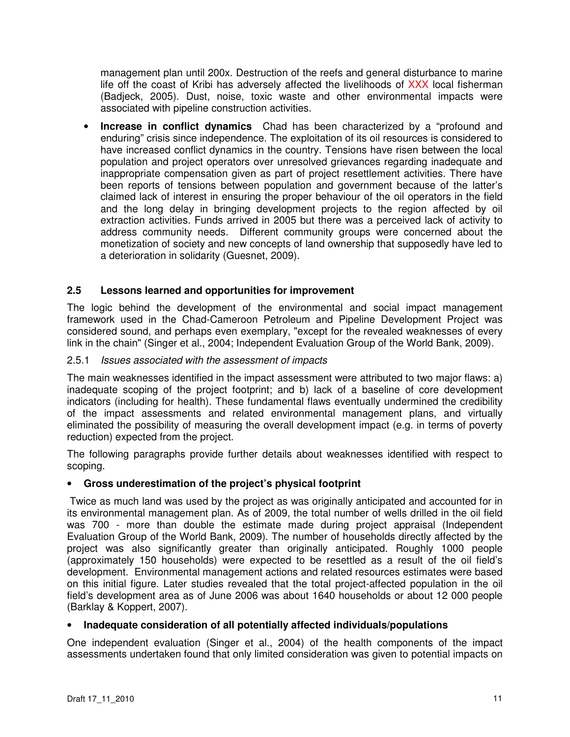management plan until 200x. Destruction of the reefs and general disturbance to marine life off the coast of Kribi has adversely affected the livelihoods of XXX local fisherman (Badjeck, 2005). Dust, noise, toxic waste and other environmental impacts were associated with pipeline construction activities.

- **Increase in conflict dynamics** Chad has been characterized by a "profound and enduring" crisis since independence. The exploitation of its oil resources is considered to have increased conflict dynamics in the country. Tensions have risen between the local population and project operators over unresolved grievances regarding inadequate and inappropriate compensation given as part of project resettlement activities. There have been reports of tensions between population and government because of the latter's claimed lack of interest in ensuring the proper behaviour of the oil operators in the field and the long delay in bringing development projects to the region affected by oil extraction activities. Funds arrived in 2005 but there was a perceived lack of activity to address community needs. Different community groups were concerned about the monetization of society and new concepts of land ownership that supposedly have led to a deterioration in solidarity (Guesnet, 2009).

### 2.5 Lessons learned and opportunities for improvement

The logic behind the development of the environmental and social impact management framework used in the Chad-Cameroon Petroleum and Pipeline Development Project was considered sound, and perhaps even exemplary, "except for the revealed weaknesses of every link in the chain" (Singer et al., 2004; Independent Evaluation Group of the World Bank, 2009).

#### 2.5.1 *Issues associated with the assessment of impacts*

The main weaknesses identified in the impact assessment were attributed to two major flaws: a) inadequate scoping of the project footprint; and b) lack of a baseline of core development indicators (including for health). These fundamental flaws eventually undermined the credibility of the impact assessments and related environmental management plans, and virtually eliminated the possibility of measuring the overall development impact (e.g. in terms of poverty reduction) expected from the project.

The following paragraphs provide further details about weaknesses identified with respect to scoping.

- **Gross underestimation of the project's physical footprint**

Twice as much land was used by the project as was originally anticipated and accounted for in its environmental management plan. As of 2009, the total number of wells drilled in the oil field was 700 - more than double the estimate made during project appraisal (Independent Evaluation Group of the World Bank, 2009). The number of households directly affected by the project was also significantly greater than originally anticipated. Roughly 1000 people (approximately 150 households) were expected to be resettled as a result of the oil field's development. Environmental management actions and related resources estimates were based on this initial figure. Later studies revealed that the total project-affected population in the oil field's development area as of June 2006 was about 1640 households or about 12 000 people (Barklay & Koppert, 2007).

- **Inadequate consideration of all potentially affected individuals/populations**

One independent evaluation (Singer et al., 2004) of the health components of the impact assessments undertaken found that only limited consideration was given to potential impacts on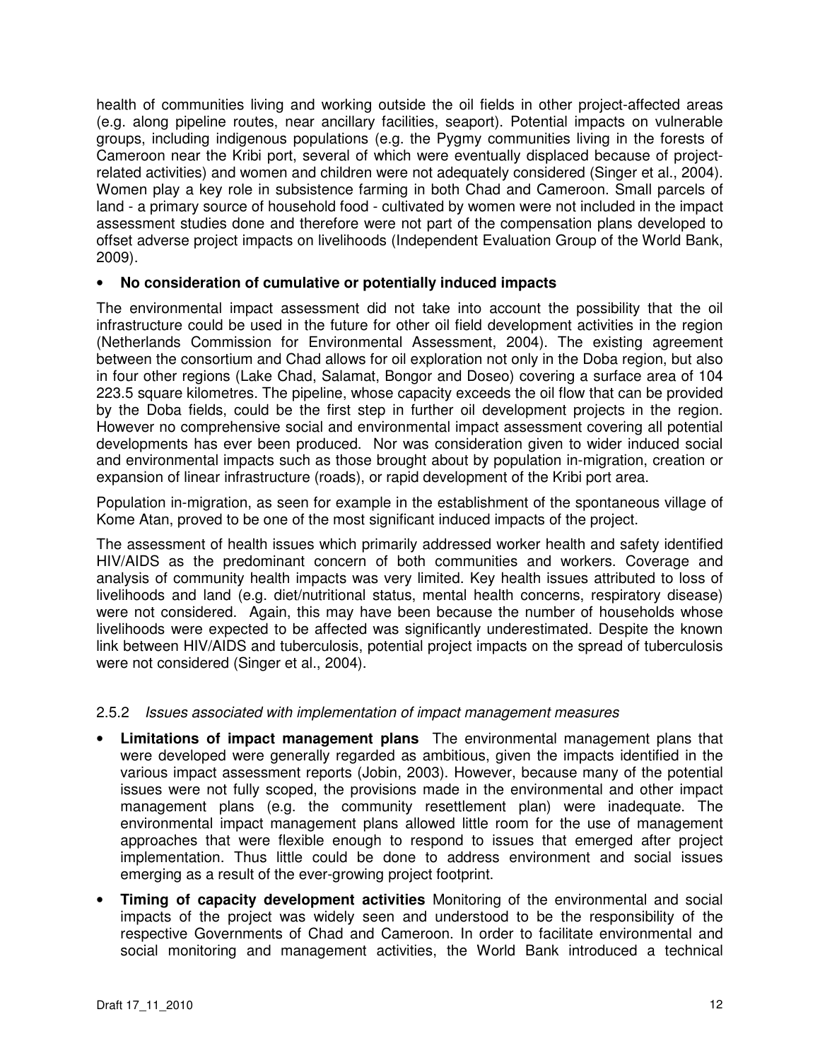health of communities living and working outside the oil fields in other project-affected areas (e.g. along pipeline routes, near ancillary facilities, seaport). Potential impacts on vulnerable groups, including indigenous populations (e.g. the Pygmy communities living in the forests of Cameroon near the Kribi port, several of which were eventually displaced because of project-related activities) and women and children were not adequately considered (Singer et al., 2004). Women play a key role in subsistence farming in both Chad and Cameroon. Small parcels of land - a primary source of household food - cultivated by women were not included in the impact assessment studies done and therefore were not part of the compensation plans developed to offset adverse project impacts on livelihoods (Independent Evaluation Group of the World Bank, 2009).

- **No consideration of cumulative or potentially induced impacts**

The environmental impact assessment did not take into account the possibility that the oil infrastructure could be used in the future for other oil field development activities in the region (Netherlands Commission for Environmental Assessment, 2004). The existing agreement between the consortium and Chad allows for oil exploration not only in the Doba region, but also in four other regions (Lake Chad, Salamat, Bongor and Doseo) covering a surface area of 104 223.5 square kilometres. The pipeline, whose capacity exceeds the oil flow that can be provided by the Doba fields, could be the first step in further oil development projects in the region. However no comprehensive social and environmental impact assessment covering all potential developments has ever been produced. Nor was consideration given to wider induced social and environmental impacts such as those brought about by population in-migration, creation or expansion of linear infrastructure (roads), or rapid development of the Kribi port area.

Population in-migration, as seen for example in the establishment of the spontaneous village of Kome Atan, proved to be one of the most significant induced impacts of the project.

The assessment of health issues which primarily addressed worker health and safety identified HIV/AIDS as the predominant concern of both communities and workers. Coverage and analysis of community health impacts was very limited. Key health issues attributed to loss of livelihoods and land (e.g. diet/nutritional status, mental health concerns, respiratory disease) were not considered. Again, this may have been because the number of households whose livelihoods were expected to be affected was significantly underestimated. Despite the known link between HIV/AIDS and tuberculosis, potential project impacts on the spread of tuberculosis were not considered (Singer et al., 2004).

### 2.5.2 *Issues associated with implementation of impact management measures*

- **Limitations of impact management plans** The environmental management plans that were developed were generally regarded as ambitious, given the impacts identified in the various impact assessment reports (Jobin, 2003). However, because many of the potential issues were not fully scoped, the provisions made in the environmental and other impact management plans (e.g. the community resettlement plan) were inadequate. The environmental impact management plans allowed little room for the use of management approaches that were flexible enough to respond to issues that emerged after project implementation. Thus little could be done to address environment and social issues emerging as a result of the ever-growing project footprint.
- **Timing of capacity development activities** Monitoring of the environmental and social impacts of the project was widely seen and understood to be the responsibility of the respective Governments of Chad and Cameroon. In order to facilitate environmental and social monitoring and management activities, the World Bank introduced a technical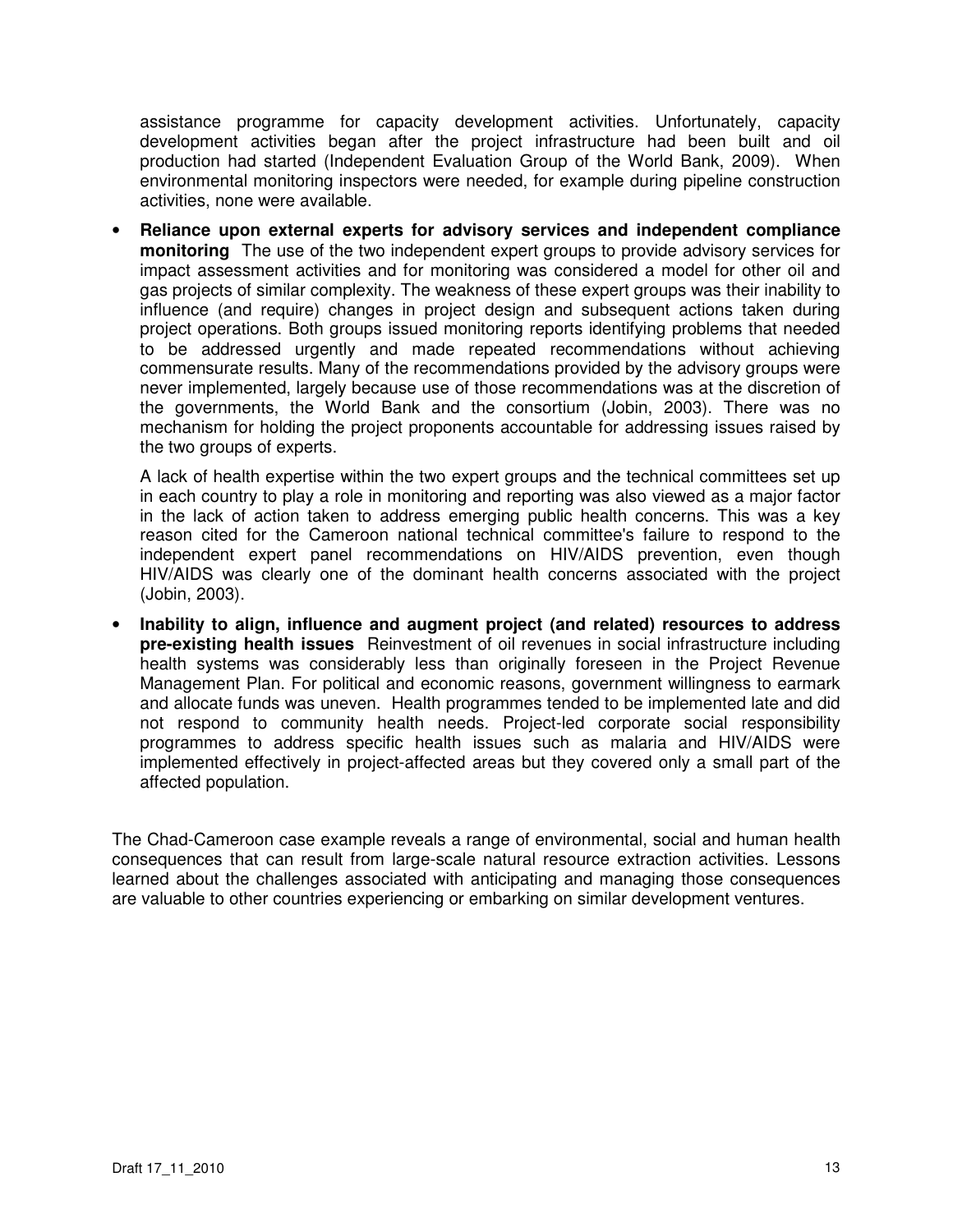assistance programme for capacity development activities. Unfortunately, capacity development activities began after the project infrastructure had been built and oil production had started (Independent Evaluation Group of the World Bank, 2009). When environmental monitoring inspectors were needed, for example during pipeline construction activities, none were available.

- **Reliance upon external experts for advisory services and independent compliance monitoring** The use of the two independent expert groups to provide advisory services for impact assessment activities and for monitoring was considered a model for other oil and gas projects of similar complexity. The weakness of these expert groups was their inability to influence (and require) changes in project design and subsequent actions taken during project operations. Both groups issued monitoring reports identifying problems that needed to be addressed urgently and made repeated recommendations without achieving commensurate results. Many of the recommendations provided by the advisory groups were never implemented, largely because use of those recommendations was at the discretion of the governments, the World Bank and the consortium (Jobin, 2003). There was no mechanism for holding the project proponents accountable for addressing issues raised by the two groups of experts.

  A lack of health expertise within the two expert groups and the technical committees set up in each country to play a role in monitoring and reporting was also viewed as a major factor in the lack of action taken to address emerging public health concerns. This was a key reason cited for the Cameroon national technical committee's failure to respond to the independent expert panel recommendations on HIV/AIDS prevention, even though HIV/AIDS was clearly one of the dominant health concerns associated with the project (Jobin, 2003).

- **Inability to align, influence and augment project (and related) resources to address pre-existing health issues** Reinvestment of oil revenues in social infrastructure including health systems was considerably less than originally foreseen in the Project Revenue Management Plan. For political and economic reasons, government willingness to earmark and allocate funds was uneven. Health programmes tended to be implemented late and did not respond to community health needs. Project-led corporate social responsibility programmes to address specific health issues such as malaria and HIV/AIDS were implemented effectively in project-affected areas but they covered only a small part of the affected population.

The Chad-Cameroon case example reveals a range of environmental, social and human health consequences that can result from large-scale natural resource extraction activities. Lessons learned about the challenges associated with anticipating and managing those consequences are valuable to other countries experiencing or embarking on similar development ventures.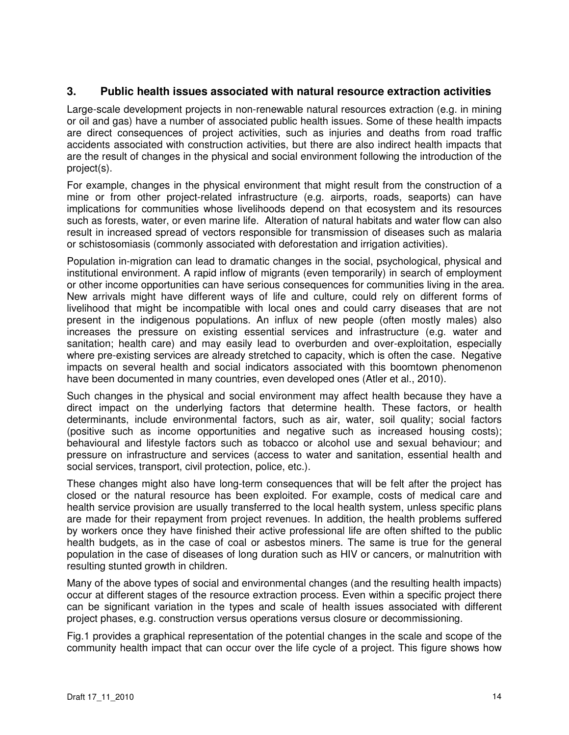## 3. Public health issues associated with natural resource extraction activities

Large-scale development projects in non-renewable natural resources extraction (e.g. in mining or oil and gas) have a number of associated public health issues. Some of these health impacts are direct consequences of project activities, such as injuries and deaths from road traffic accidents associated with construction activities, but there are also indirect health impacts that are the result of changes in the physical and social environment following the introduction of the project(s).

For example, changes in the physical environment that might result from the construction of a mine or from other project-related infrastructure (e.g. airports, roads, seaports) can have implications for communities whose livelihoods depend on that ecosystem and its resources such as forests, water, or even marine life. Alteration of natural habitats and water flow can also result in increased spread of vectors responsible for transmission of diseases such as malaria or schistosomiasis (commonly associated with deforestation and irrigation activities).

Population in-migration can lead to dramatic changes in the social, psychological, physical and institutional environment. A rapid inflow of migrants (even temporarily) in search of employment or other income opportunities can have serious consequences for communities living in the area. New arrivals might have different ways of life and culture, could rely on different forms of livelihood that might be incompatible with local ones and could carry diseases that are not present in the indigenous populations. An influx of new people (often mostly males) also increases the pressure on existing essential services and infrastructure (e.g. water and sanitation; health care) and may easily lead to overburden and over-exploitation, especially where pre-existing services are already stretched to capacity, which is often the case. Negative impacts on several health and social indicators associated with this boomtown phenomenon have been documented in many countries, even developed ones (Atler et al., 2010).

Such changes in the physical and social environment may affect health because they have a direct impact on the underlying factors that determine health. These factors, or health determinants, include environmental factors, such as air, water, soil quality; social factors (positive such as income opportunities and negative such as increased housing costs); behavioural and lifestyle factors such as tobacco or alcohol use and sexual behaviour; and pressure on infrastructure and services (access to water and sanitation, essential health and social services, transport, civil protection, police, etc.).

These changes might also have long-term consequences that will be felt after the project has closed or the natural resource has been exploited. For example, costs of medical care and health service provision are usually transferred to the local health system, unless specific plans are made for their repayment from project revenues. In addition, the health problems suffered by workers once they have finished their active professional life are often shifted to the public health budgets, as in the case of coal or asbestos miners. The same is true for the general population in the case of diseases of long duration such as HIV or cancers, or malnutrition with resulting stunted growth in children.

Many of the above types of social and environmental changes (and the resulting health impacts) occur at different stages of the resource extraction process. Even within a specific project there can be significant variation in the types and scale of health issues associated with different project phases, e.g. construction versus operations versus closure or decommissioning.

Fig.1 provides a graphical representation of the potential changes in the scale and scope of the community health impact that can occur over the life cycle of a project. This figure shows how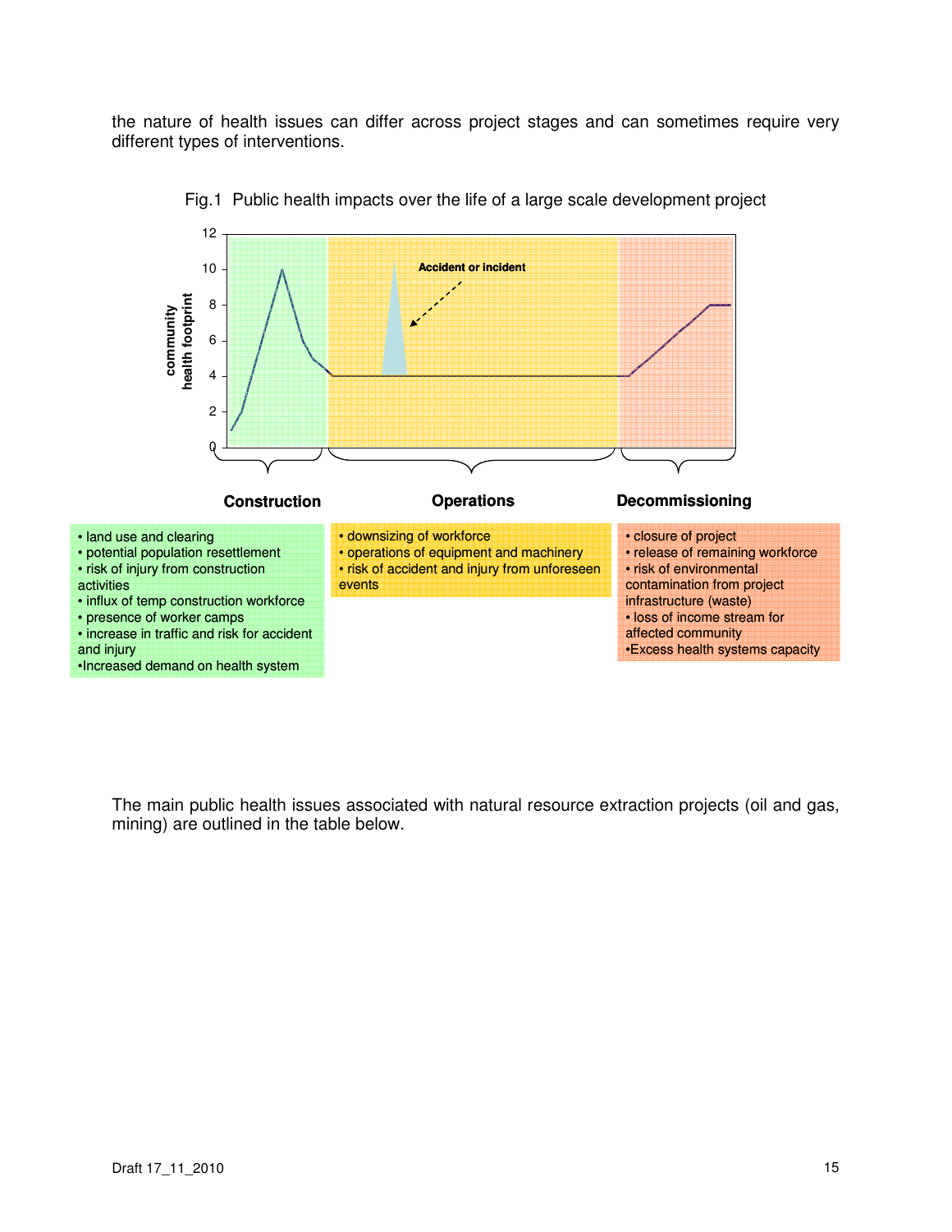the nature of health issues can differ across project stages and can sometimes require very different types of interventions.

Fig.1 Public health impacts over the life of a large scale development project

| Construction | Operations | Decommissioning |
|---|---|---|
| • land use and clearing<br>• potential population resettlement<br>• risk of injury from construction activities<br>• influx of temp construction workforce<br>• presence of worker camps<br>• increase in traffic and risk for accident and injury<br>• Increased demand on health system | • downsizing of workforce<br>• operations of equipment and machinery<br>• risk of accident and injury from unforeseen events | • closure of project<br>• release of remaining workforce<br>• risk of environmental contamination from project infrastructure (waste)<br>• loss of income stream for affected community<br>• Excess health systems capacity |

The main public health issues associated with natural resource extraction projects (oil and gas, mining) are outlined in the table below.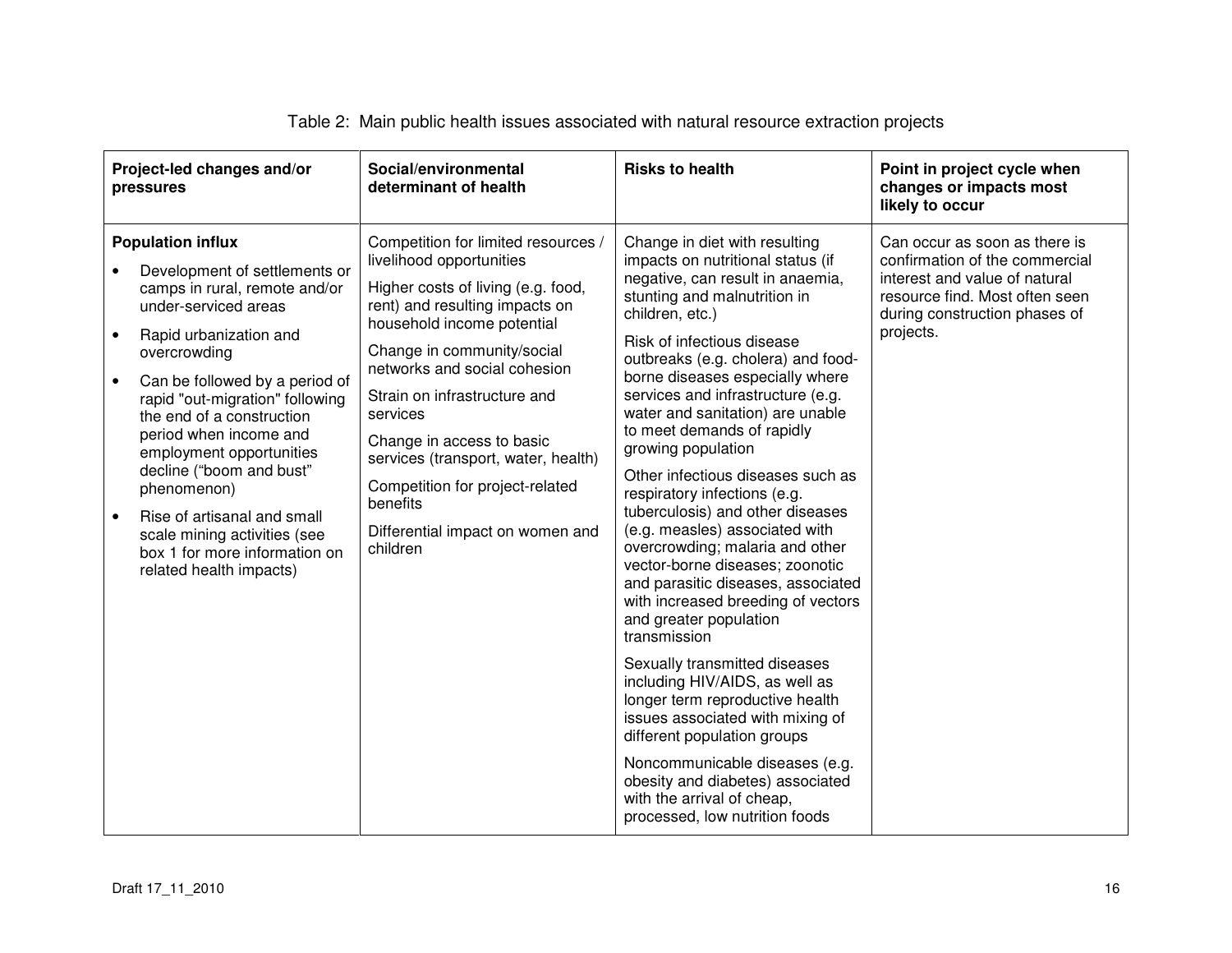Table 2: Main public health issues associated with natural resource extraction projects

| Project-led changes and/or pressures | Social/environmental determinant of health | Risks to health | Point in project cycle when changes or impacts most likely to occur |
|---|---|---|---|
| **Population influx**<br>• Development of settlements or camps in rural, remote and/or under-serviced areas<br>• Rapid urbanization and overcrowding<br>• Can be followed by a period of rapid "out-migration" following the end of a construction period when income and employment opportunities decline ("boom and bust" phenomenon)<br>• Rise of artisanal and small scale mining activities (see box 1 for more information on related health impacts) | Competition for limited resources / livelihood opportunities<br><br>Higher costs of living (e.g. food, rent) and resulting impacts on household income potential<br><br>Change in community/social networks and social cohesion<br><br>Strain on infrastructure and services<br><br>Change in access to basic services (transport, water, health)<br><br>Competition for project-related benefits<br><br>Differential impact on women and children | Change in diet with resulting impacts on nutritional status (if negative, can result in anaemia, stunting and malnutrition in children, etc.)<br><br>Risk of infectious disease outbreaks (e.g. cholera) and food-borne diseases especially where services and infrastructure (e.g. water and sanitation) are unable to meet demands of rapidly growing population<br><br>Other infectious diseases such as respiratory infections (e.g. tuberculosis) and other diseases (e.g. measles) associated with overcrowding; malaria and other vector-borne diseases; zoonotic and parasitic diseases, associated with increased breeding of vectors and greater population transmission<br><br>Sexually transmitted diseases including HIV/AIDS, as well as longer term reproductive health issues associated with mixing of different population groups<br><br>Noncommunicable diseases (e.g. obesity and diabetes) associated with the arrival of cheap, processed, low nutrition foods | Can occur as soon as there is confirmation of the commercial interest and value of natural resource find. Most often seen during construction phases of projects. |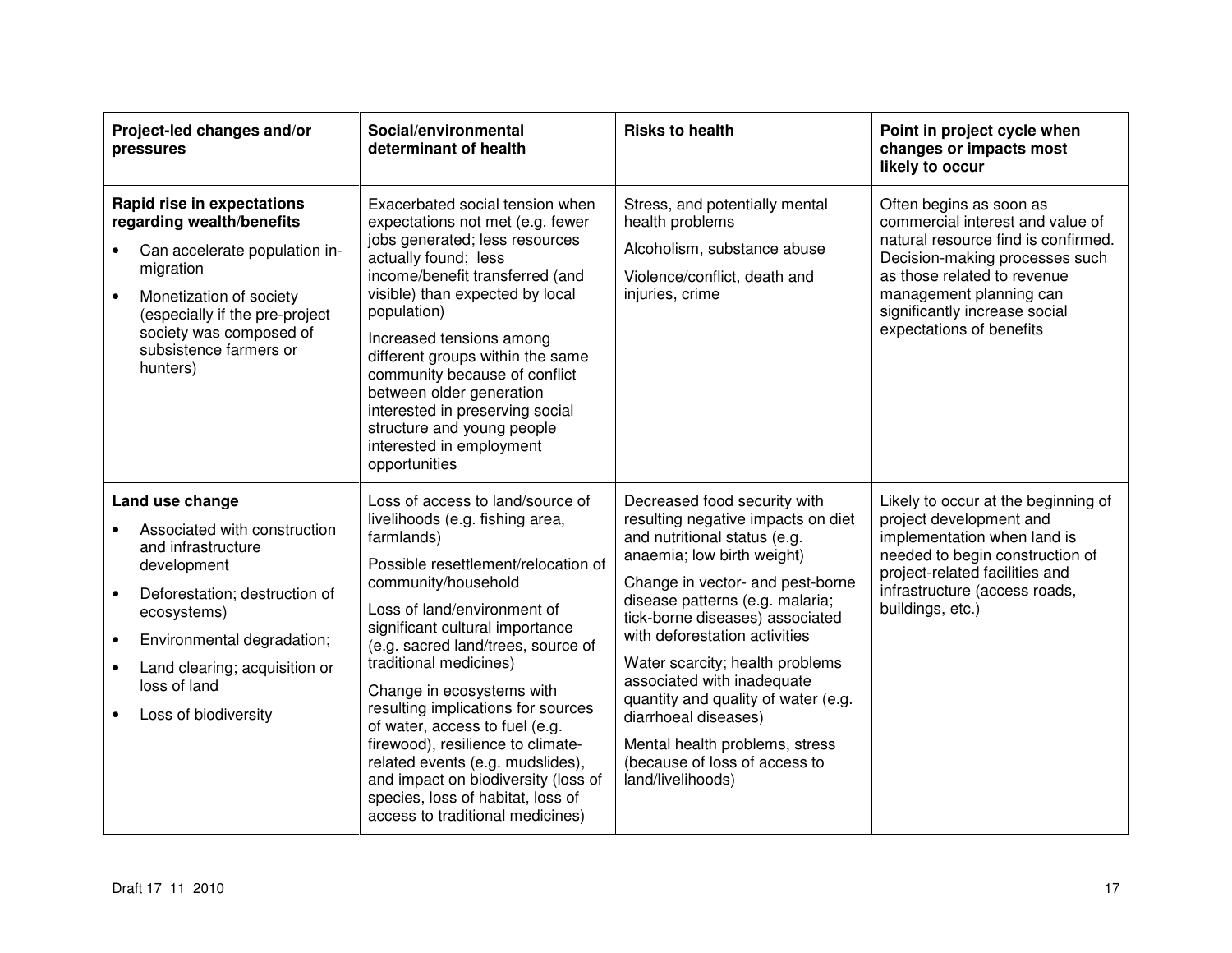| Project-led changes and/or pressures | Social/environmental determinant of health | Risks to health | Point in project cycle when changes or impacts most likely to occur |
|---|---|---|---|
| **Rapid rise in expectations regarding wealth/benefits**<br>• Can accelerate population in-migration<br>• Monetization of society (especially if the pre-project society was composed of subsistence farmers or hunters) | Exacerbated social tension when expectations not met (e.g. fewer jobs generated; less resources actually found; less income/benefit transferred (and visible) than expected by local population)<br>Increased tensions among different groups within the same community because of conflict between older generation interested in preserving social structure and young people interested in employment opportunities | Stress, and potentially mental health problems<br>Alcoholism, substance abuse<br>Violence/conflict, death and injuries, crime | Often begins as soon as commercial interest and value of natural resource find is confirmed. Decision-making processes such as those related to revenue management planning can significantly increase social expectations of benefits |
| **Land use change**<br>• Associated with construction and infrastructure development<br>• Deforestation; destruction of ecosystems)<br>• Environmental degradation;<br>• Land clearing; acquisition or loss of land<br>• Loss of biodiversity | Loss of access to land/source of livelihoods (e.g. fishing area, farmlands)<br>Possible resettlement/relocation of community/household<br>Loss of land/environment of significant cultural importance (e.g. sacred land/trees, source of traditional medicines)<br>Change in ecosystems with resulting implications for sources of water, access to fuel (e.g. firewood), resilience to climate-related events (e.g. mudslides), and impact on biodiversity (loss of species, loss of habitat, loss of access to traditional medicines) | Decreased food security with resulting negative impacts on diet and nutritional status (e.g. anaemia; low birth weight)<br>Change in vector- and pest-borne disease patterns (e.g. malaria; tick-borne diseases) associated with deforestation activities<br>Water scarcity; health problems associated with inadequate quantity and quality of water (e.g. diarrhoeal diseases)<br>Mental health problems, stress (because of loss of access to land/livelihoods) | Likely to occur at the beginning of project development and implementation when land is needed to begin construction of project-related facilities and infrastructure (access roads, buildings, etc.) |

Draft 17_11_2010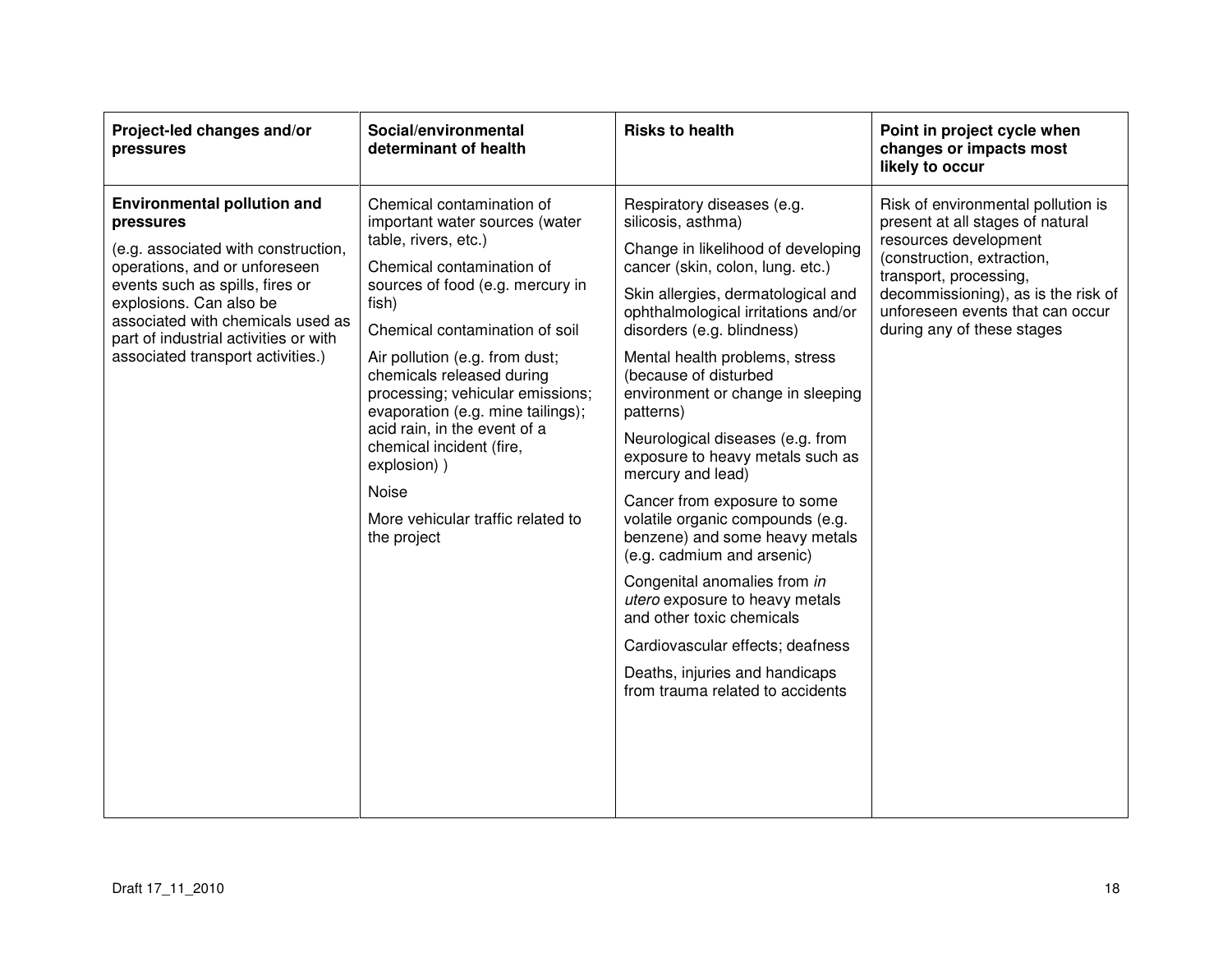| Project-led changes and/or pressures | Social/environmental determinant of health | Risks to health | Point in project cycle when changes or impacts most likely to occur |
|---|---|---|---|
| **Environmental pollution and pressures**<br><br>(e.g. associated with construction, operations, and or unforeseen events such as spills, fires or explosions. Can also be associated with chemicals used as part of industrial activities or with associated transport activities.) | Chemical contamination of important water sources (water table, rivers, etc.)<br><br>Chemical contamination of sources of food (e.g. mercury in fish)<br><br>Chemical contamination of soil<br><br>Air pollution (e.g. from dust; chemicals released during processing; vehicular emissions; evaporation (e.g. mine tailings); acid rain, in the event of a chemical incident (fire, explosion) )<br><br>Noise<br><br>More vehicular traffic related to the project | Respiratory diseases (e.g. silicosis, asthma)<br><br>Change in likelihood of developing cancer (skin, colon, lung. etc.)<br><br>Skin allergies, dermatological and ophthalmological irritations and/or disorders (e.g. blindness)<br><br>Mental health problems, stress (because of disturbed environment or change in sleeping patterns)<br><br>Neurological diseases (e.g. from exposure to heavy metals such as mercury and lead)<br><br>Cancer from exposure to some volatile organic compounds (e.g. benzene) and some heavy metals (e.g. cadmium and arsenic)<br><br>Congenital anomalies from *in utero* exposure to heavy metals and other toxic chemicals<br><br>Cardiovascular effects; deafness<br><br>Deaths, injuries and handicaps from trauma related to accidents | Risk of environmental pollution is present at all stages of natural resources development (construction, extraction, transport, processing, decommissioning), as is the risk of unforeseen events that can occur during any of these stages |

Draft 17_11_2010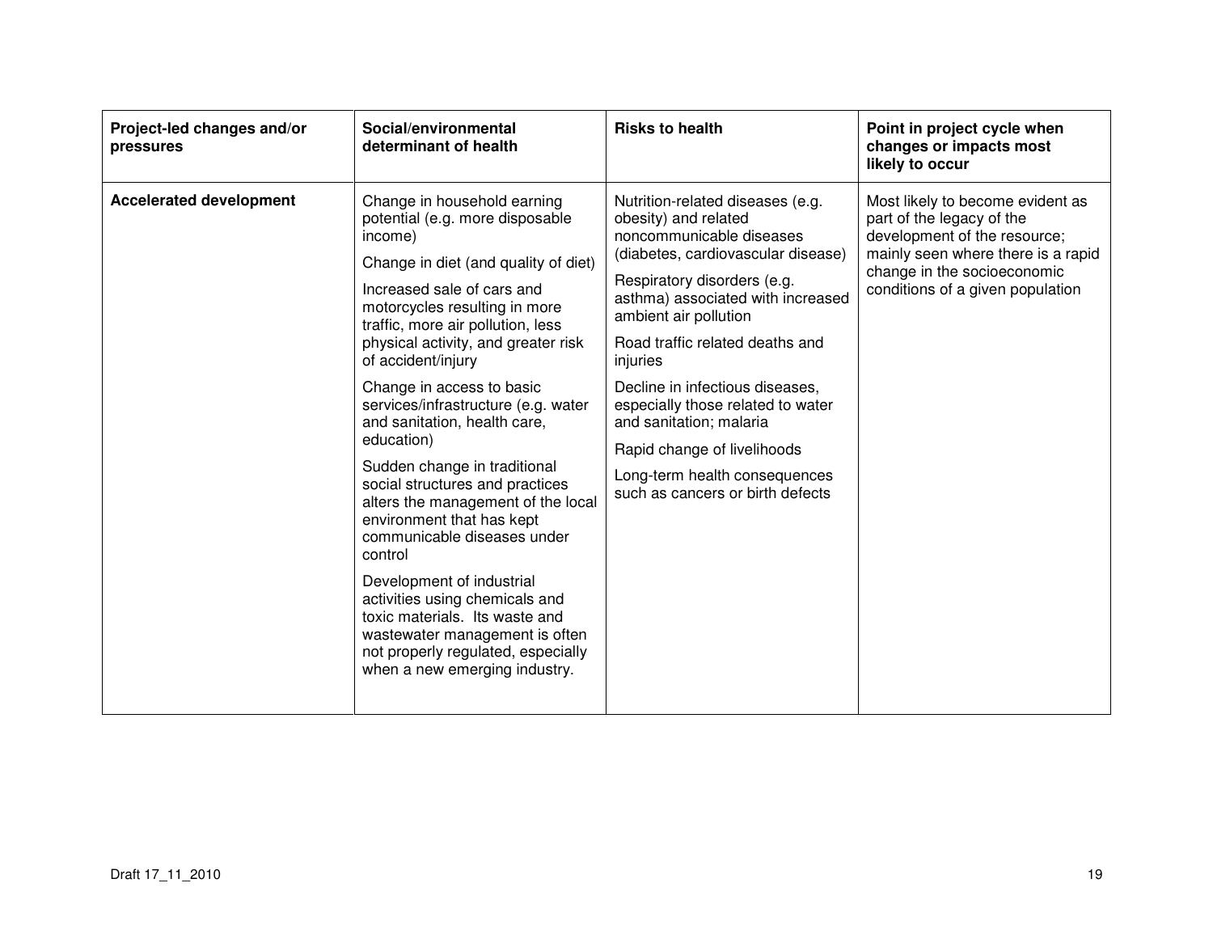| Project-led changes and/or pressures | Social/environmental determinant of health | Risks to health | Point in project cycle when changes or impacts most likely to occur |
|---|---|---|---|
| **Accelerated development** | Change in household earning potential (e.g. more disposable income)<br><br>Change in diet (and quality of diet)<br><br>Increased sale of cars and motorcycles resulting in more traffic, more air pollution, less physical activity, and greater risk of accident/injury<br><br>Change in access to basic services/infrastructure (e.g. water and sanitation, health care, education)<br><br>Sudden change in traditional social structures and practices alters the management of the local environment that has kept communicable diseases under control<br><br>Development of industrial activities using chemicals and toxic materials. Its waste and wastewater management is often not properly regulated, especially when a new emerging industry. | Nutrition-related diseases (e.g. obesity) and related noncommunicable diseases (diabetes, cardiovascular disease)<br><br>Respiratory disorders (e.g. asthma) associated with increased ambient air pollution<br><br>Road traffic related deaths and injuries<br><br>Decline in infectious diseases, especially those related to water and sanitation; malaria<br><br>Rapid change of livelihoods<br><br>Long-term health consequences such as cancers or birth defects | Most likely to become evident as part of the legacy of the development of the resource; mainly seen where there is a rapid change in the socioeconomic conditions of a given population |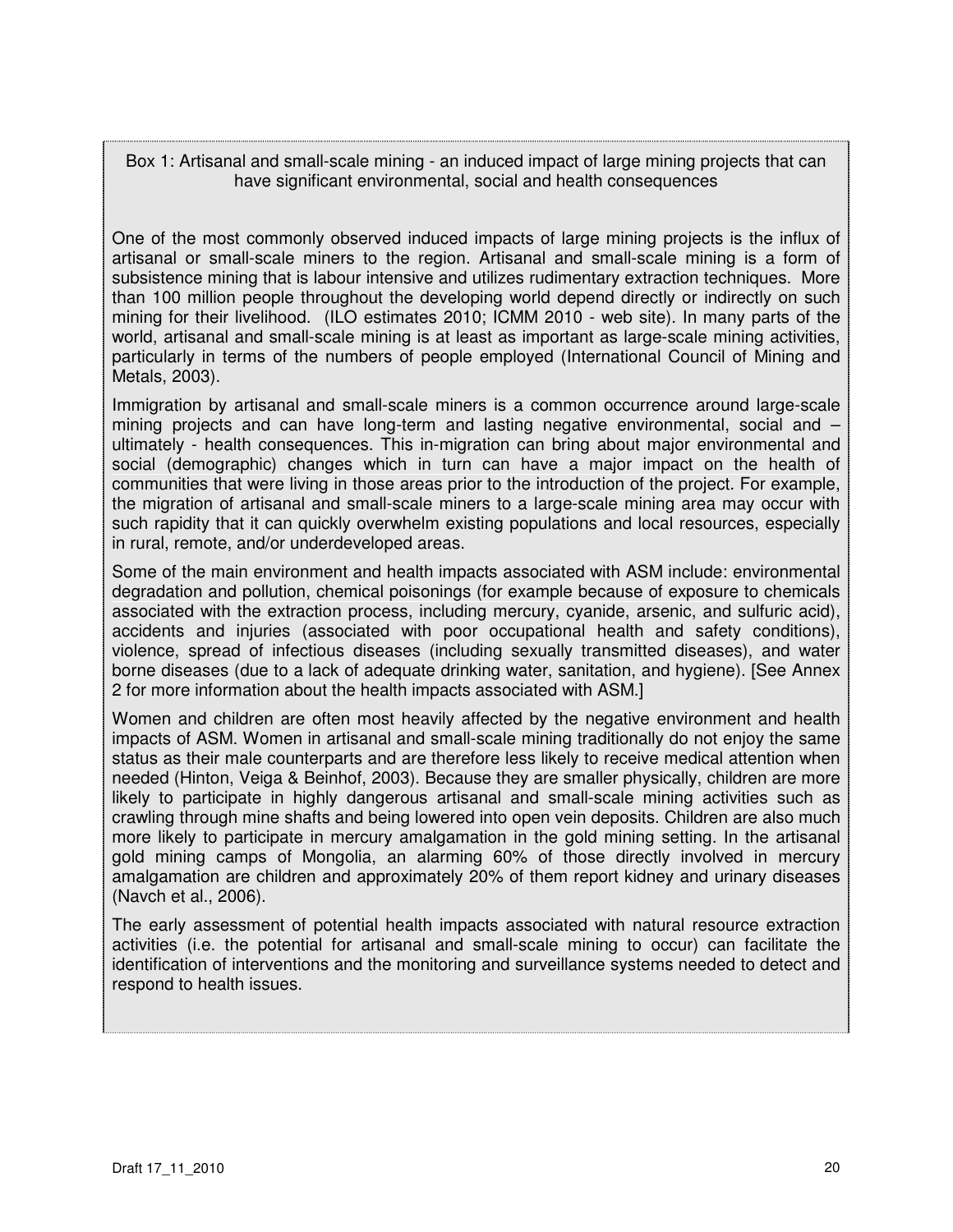**Box 1: Artisanal and small-scale mining - an induced impact of large mining projects that can have significant environmental, social and health consequences**

One of the most commonly observed induced impacts of large mining projects is the influx of artisanal or small-scale miners to the region. Artisanal and small-scale mining is a form of subsistence mining that is labour intensive and utilizes rudimentary extraction techniques. More than 100 million people throughout the developing world depend directly or indirectly on such mining for their livelihood. (ILO estimates 2010; ICMM 2010 - web site). In many parts of the world, artisanal and small-scale mining is at least as important as large-scale mining activities, particularly in terms of the numbers of people employed (International Council of Mining and Metals, 2003).

Immigration by artisanal and small-scale miners is a common occurrence around large-scale mining projects and can have long-term and lasting negative environmental, social and – ultimately - health consequences. This in-migration can bring about major environmental and social (demographic) changes which in turn can have a major impact on the health of communities that were living in those areas prior to the introduction of the project. For example, the migration of artisanal and small-scale miners to a large-scale mining area may occur with such rapidity that it can quickly overwhelm existing populations and local resources, especially in rural, remote, and/or underdeveloped areas.

Some of the main environment and health impacts associated with ASM include: environmental degradation and pollution, chemical poisonings (for example because of exposure to chemicals associated with the extraction process, including mercury, cyanide, arsenic, and sulfuric acid), accidents and injuries (associated with poor occupational health and safety conditions), violence, spread of infectious diseases (including sexually transmitted diseases), and water borne diseases (due to a lack of adequate drinking water, sanitation, and hygiene). [See Annex 2 for more information about the health impacts associated with ASM.]

Women and children are often most heavily affected by the negative environment and health impacts of ASM. Women in artisanal and small-scale mining traditionally do not enjoy the same status as their male counterparts and are therefore less likely to receive medical attention when needed (Hinton, Veiga & Beinhof, 2003). Because they are smaller physically, children are more likely to participate in highly dangerous artisanal and small-scale mining activities such as crawling through mine shafts and being lowered into open vein deposits. Children are also much more likely to participate in mercury amalgamation in the gold mining setting. In the artisanal gold mining camps of Mongolia, an alarming 60% of those directly involved in mercury amalgamation are children and approximately 20% of them report kidney and urinary diseases (Navch et al., 2006).

The early assessment of potential health impacts associated with natural resource extraction activities (i.e. the potential for artisanal and small-scale mining to occur) can facilitate the identification of interventions and the monitoring and surveillance systems needed to detect and respond to health issues.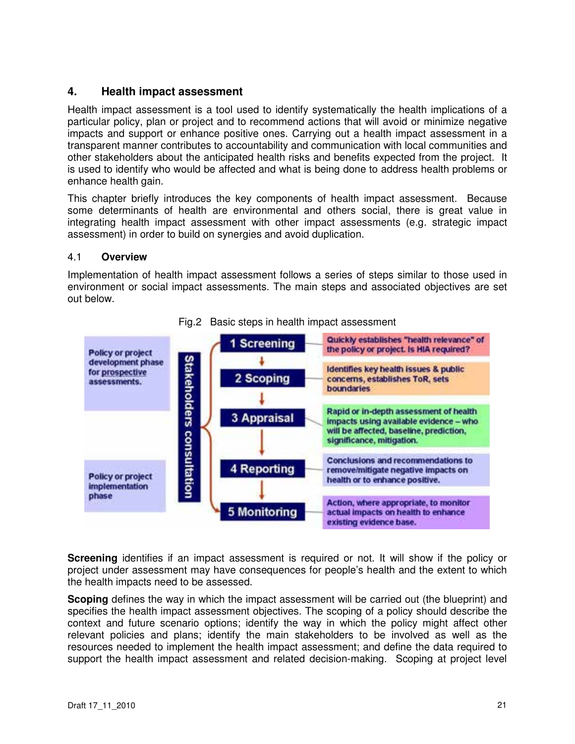## 4. Health impact assessment

Health impact assessment is a tool used to identify systematically the health implications of a particular policy, plan or project and to recommend actions that will avoid or minimize negative impacts and support or enhance positive ones. Carrying out a health impact assessment in a transparent manner contributes to accountability and communication with local communities and other stakeholders about the anticipated health risks and benefits expected from the project. It is used to identify who would be affected and what is being done to address health problems or enhance health gain.

This chapter briefly introduces the key components of health impact assessment. Because some determinants of health are environmental and others social, there is great value in integrating health impact assessment with other impact assessments (e.g. strategic impact assessment) in order to build on synergies and avoid duplication.

### 4.1 Overview

Implementation of health impact assessment follows a series of steps similar to those used in environment or social impact assessments. The main steps and associated objectives are set out below.

Fig.2 Basic steps in health impact assessment

| Phase | | Step | Objective |
|---|---|---|---|
| Policy or project development phase for prospective assessments. | Stakeholders consultation | 1 Screening | Quickly establishes "health relevance" of the policy or project. Is HIA required? |
| | | 2 Scoping | Identifies key health issues & public concerns, establishes ToR, sets boundaries |
| | | 3 Appraisal | Rapid or in-depth assessment of health impacts using available evidence – who will be affected, baseline, prediction, significance, mitigation. |
| Policy or project implementation phase | | 4 Reporting | Conclusions and recommendations to remove/mitigate negative impacts on health or to enhance positive. |
| | | 5 Monitoring | Action, where appropriate, to monitor actual impacts on health to enhance existing evidence base. |

**Screening** identifies if an impact assessment is required or not. It will show if the policy or project under assessment may have consequences for people's health and the extent to which the health impacts need to be assessed.

**Scoping** defines the way in which the impact assessment will be carried out (the blueprint) and specifies the health impact assessment objectives. The scoping of a policy should describe the context and future scenario options; identify the way in which the policy might affect other relevant policies and plans; identify the main stakeholders to be involved as well as the resources needed to implement the health impact assessment; and define the data required to support the health impact assessment and related decision-making. Scoping at project level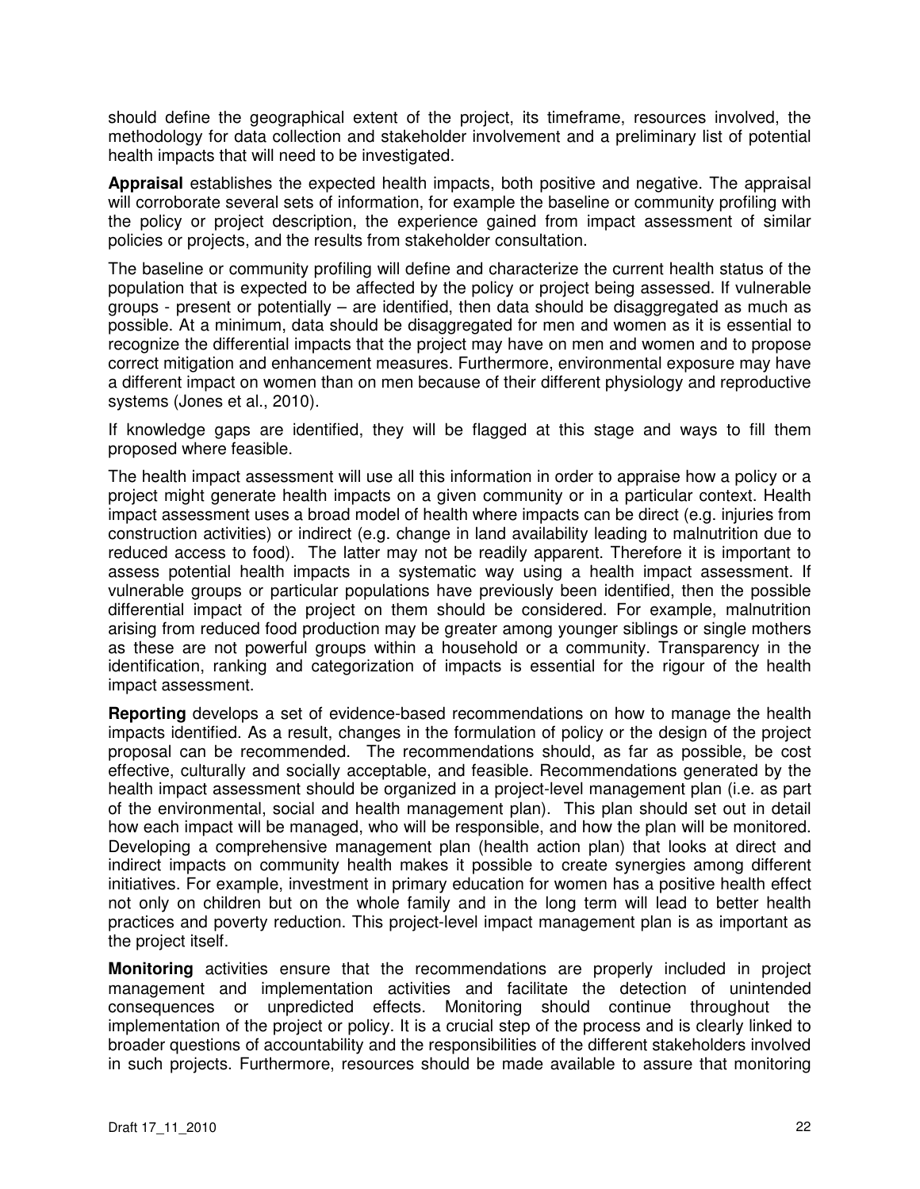should define the geographical extent of the project, its timeframe, resources involved, the methodology for data collection and stakeholder involvement and a preliminary list of potential health impacts that will need to be investigated.

**Appraisal** establishes the expected health impacts, both positive and negative. The appraisal will corroborate several sets of information, for example the baseline or community profiling with the policy or project description, the experience gained from impact assessment of similar policies or projects, and the results from stakeholder consultation.

The baseline or community profiling will define and characterize the current health status of the population that is expected to be affected by the policy or project being assessed. If vulnerable groups - present or potentially – are identified, then data should be disaggregated as much as possible. At a minimum, data should be disaggregated for men and women as it is essential to recognize the differential impacts that the project may have on men and women and to propose correct mitigation and enhancement measures. Furthermore, environmental exposure may have a different impact on women than on men because of their different physiology and reproductive systems (Jones et al., 2010).

If knowledge gaps are identified, they will be flagged at this stage and ways to fill them proposed where feasible.

The health impact assessment will use all this information in order to appraise how a policy or a project might generate health impacts on a given community or in a particular context. Health impact assessment uses a broad model of health where impacts can be direct (e.g. injuries from construction activities) or indirect (e.g. change in land availability leading to malnutrition due to reduced access to food). The latter may not be readily apparent. Therefore it is important to assess potential health impacts in a systematic way using a health impact assessment. If vulnerable groups or particular populations have previously been identified, then the possible differential impact of the project on them should be considered. For example, malnutrition arising from reduced food production may be greater among younger siblings or single mothers as these are not powerful groups within a household or a community. Transparency in the identification, ranking and categorization of impacts is essential for the rigour of the health impact assessment.

**Reporting** develops a set of evidence-based recommendations on how to manage the health impacts identified. As a result, changes in the formulation of policy or the design of the project proposal can be recommended. The recommendations should, as far as possible, be cost effective, culturally and socially acceptable, and feasible. Recommendations generated by the health impact assessment should be organized in a project-level management plan (i.e. as part of the environmental, social and health management plan). This plan should set out in detail how each impact will be managed, who will be responsible, and how the plan will be monitored. Developing a comprehensive management plan (health action plan) that looks at direct and indirect impacts on community health makes it possible to create synergies among different initiatives. For example, investment in primary education for women has a positive health effect not only on children but on the whole family and in the long term will lead to better health practices and poverty reduction. This project-level impact management plan is as important as the project itself.

**Monitoring** activities ensure that the recommendations are properly included in project management and implementation activities and facilitate the detection of unintended consequences or unpredicted effects. Monitoring should continue throughout the implementation of the project or policy. It is a crucial step of the process and is clearly linked to broader questions of accountability and the responsibilities of the different stakeholders involved in such projects. Furthermore, resources should be made available to assure that monitoring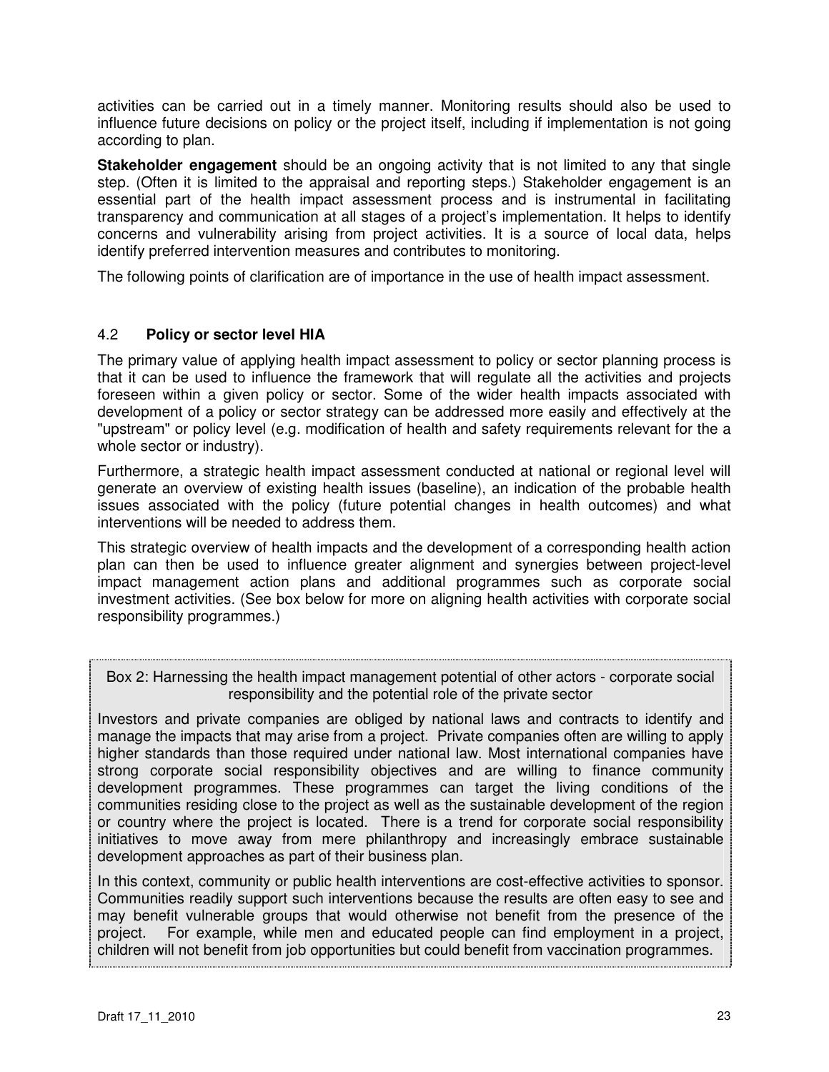activities can be carried out in a timely manner. Monitoring results should also be used to influence future decisions on policy or the project itself, including if implementation is not going according to plan.

**Stakeholder engagement** should be an ongoing activity that is not limited to any that single step. (Often it is limited to the appraisal and reporting steps.) Stakeholder engagement is an essential part of the health impact assessment process and is instrumental in facilitating transparency and communication at all stages of a project's implementation. It helps to identify concerns and vulnerability arising from project activities. It is a source of local data, helps identify preferred intervention measures and contributes to monitoring.

The following points of clarification are of importance in the use of health impact assessment.

### 4.2 **Policy or sector level HIA**

The primary value of applying health impact assessment to policy or sector planning process is that it can be used to influence the framework that will regulate all the activities and projects foreseen within a given policy or sector. Some of the wider health impacts associated with development of a policy or sector strategy can be addressed more easily and effectively at the "upstream" or policy level (e.g. modification of health and safety requirements relevant for the a whole sector or industry).

Furthermore, a strategic health impact assessment conducted at national or regional level will generate an overview of existing health issues (baseline), an indication of the probable health issues associated with the policy (future potential changes in health outcomes) and what interventions will be needed to address them.

This strategic overview of health impacts and the development of a corresponding health action plan can then be used to influence greater alignment and synergies between project-level impact management action plans and additional programmes such as corporate social investment activities. (See box below for more on aligning health activities with corporate social responsibility programmes.)

> Box 2: Harnessing the health impact management potential of other actors - corporate social responsibility and the potential role of the private sector
>
> Investors and private companies are obliged by national laws and contracts to identify and manage the impacts that may arise from a project. Private companies often are willing to apply higher standards than those required under national law. Most international companies have strong corporate social responsibility objectives and are willing to finance community development programmes. These programmes can target the living conditions of the communities residing close to the project as well as the sustainable development of the region or country where the project is located. There is a trend for corporate social responsibility initiatives to move away from mere philanthropy and increasingly embrace sustainable development approaches as part of their business plan.
>
> In this context, community or public health interventions are cost-effective activities to sponsor. Communities readily support such interventions because the results are often easy to see and may benefit vulnerable groups that would otherwise not benefit from the presence of the project. For example, while men and educated people can find employment in a project, children will not benefit from job opportunities but could benefit from vaccination programmes.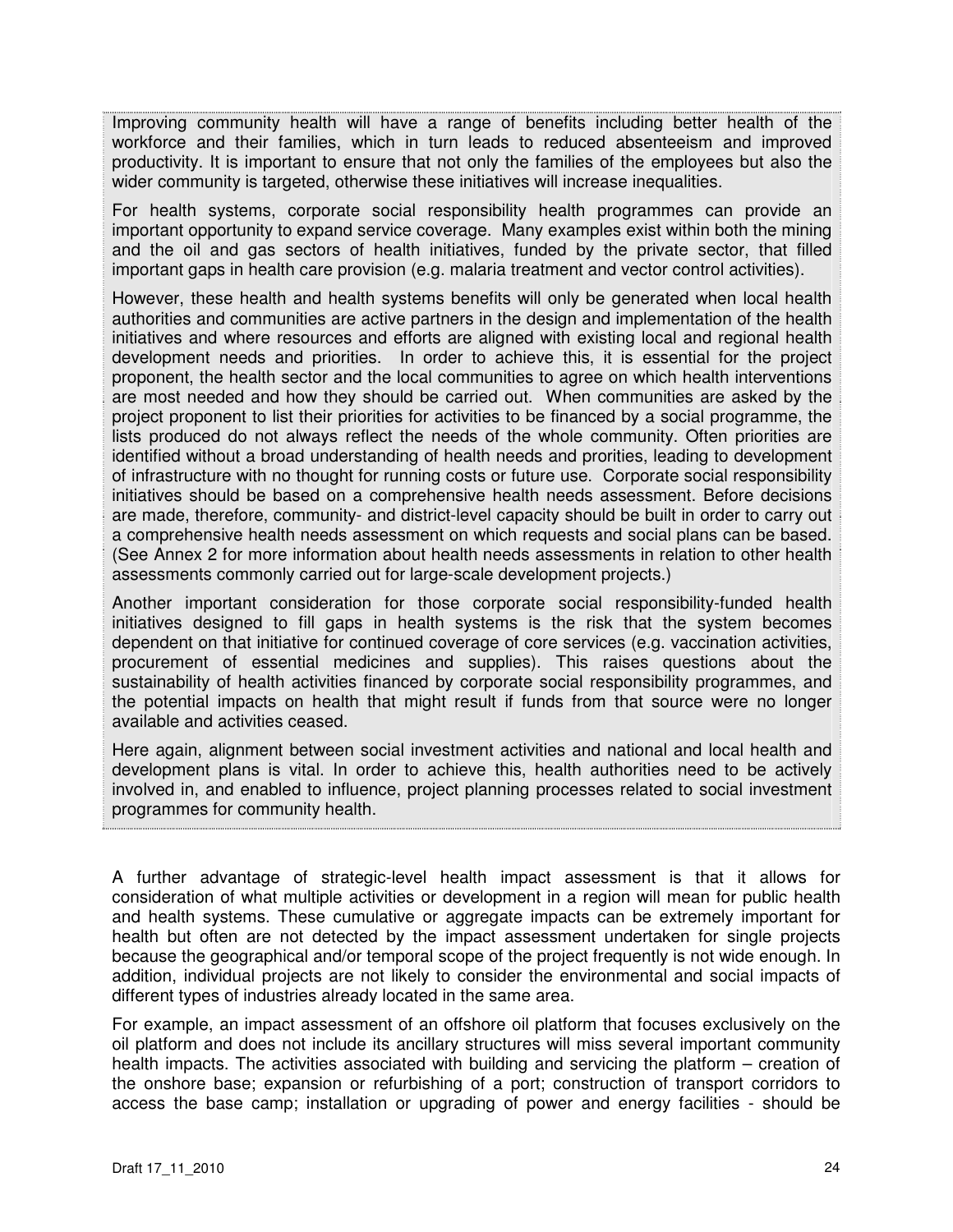Improving community health will have a range of benefits including better health of the workforce and their families, which in turn leads to reduced absenteeism and improved productivity. It is important to ensure that not only the families of the employees but also the wider community is targeted, otherwise these initiatives will increase inequalities.

For health systems, corporate social responsibility health programmes can provide an important opportunity to expand service coverage. Many examples exist within both the mining and the oil and gas sectors of health initiatives, funded by the private sector, that filled important gaps in health care provision (e.g. malaria treatment and vector control activities).

However, these health and health systems benefits will only be generated when local health authorities and communities are active partners in the design and implementation of the health initiatives and where resources and efforts are aligned with existing local and regional health development needs and priorities. In order to achieve this, it is essential for the project proponent, the health sector and the local communities to agree on which health interventions are most needed and how they should be carried out. When communities are asked by the project proponent to list their priorities for activities to be financed by a social programme, the lists produced do not always reflect the needs of the whole community. Often priorities are identified without a broad understanding of health needs and prorities, leading to development of infrastructure with no thought for running costs or future use. Corporate social responsibility initiatives should be based on a comprehensive health needs assessment. Before decisions are made, therefore, community- and district-level capacity should be built in order to carry out a comprehensive health needs assessment on which requests and social plans can be based. (See Annex 2 for more information about health needs assessments in relation to other health assessments commonly carried out for large-scale development projects.)

Another important consideration for those corporate social responsibility-funded health initiatives designed to fill gaps in health systems is the risk that the system becomes dependent on that initiative for continued coverage of core services (e.g. vaccination activities, procurement of essential medicines and supplies). This raises questions about the sustainability of health activities financed by corporate social responsibility programmes, and the potential impacts on health that might result if funds from that source were no longer available and activities ceased.

Here again, alignment between social investment activities and national and local health and development plans is vital. In order to achieve this, health authorities need to be actively involved in, and enabled to influence, project planning processes related to social investment programmes for community health.

A further advantage of strategic-level health impact assessment is that it allows for consideration of what multiple activities or development in a region will mean for public health and health systems. These cumulative or aggregate impacts can be extremely important for health but often are not detected by the impact assessment undertaken for single projects because the geographical and/or temporal scope of the project frequently is not wide enough. In addition, individual projects are not likely to consider the environmental and social impacts of different types of industries already located in the same area.

For example, an impact assessment of an offshore oil platform that focuses exclusively on the oil platform and does not include its ancillary structures will miss several important community health impacts. The activities associated with building and servicing the platform – creation of the onshore base; expansion or refurbishing of a port; construction of transport corridors to access the base camp; installation or upgrading of power and energy facilities - should be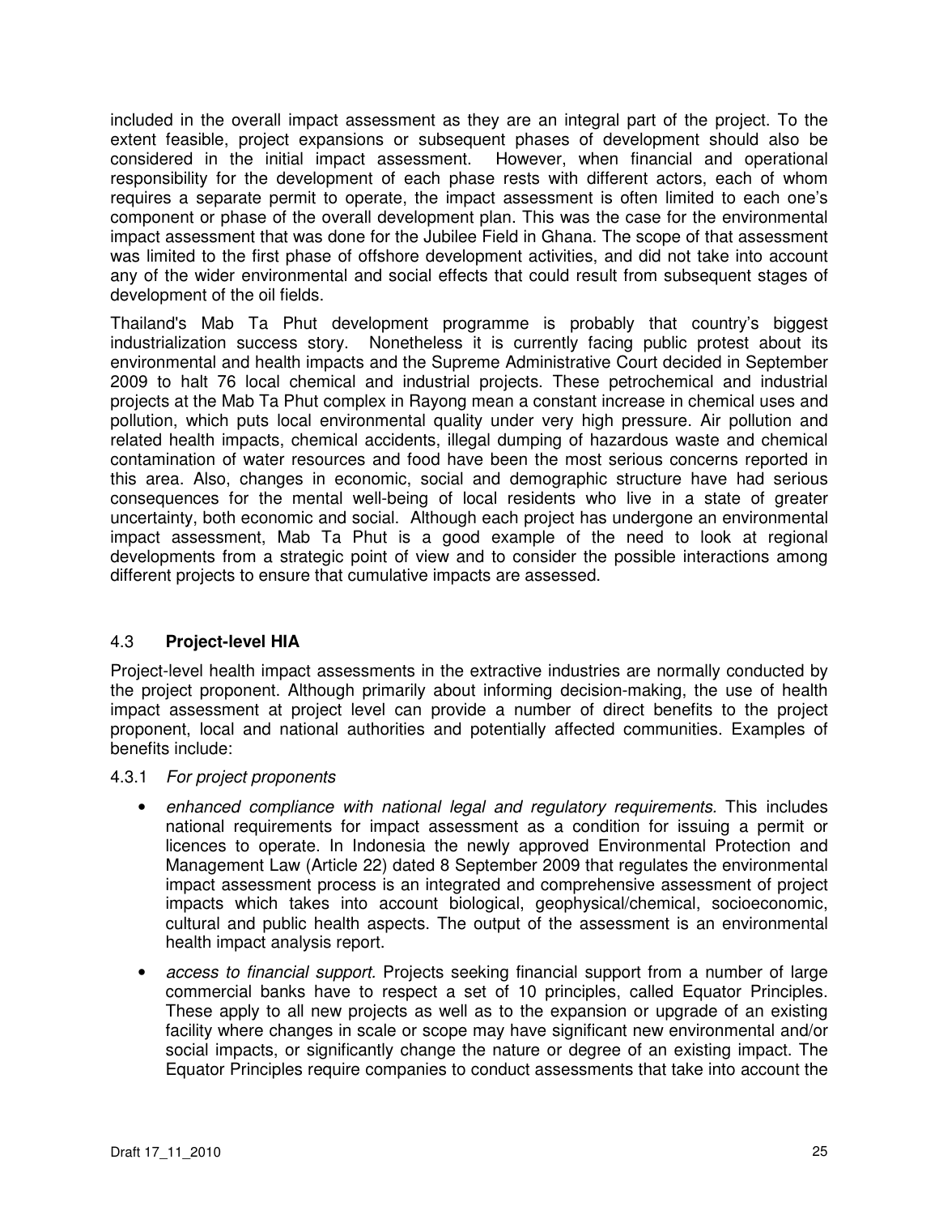included in the overall impact assessment as they are an integral part of the project. To the extent feasible, project expansions or subsequent phases of development should also be considered in the initial impact assessment. However, when financial and operational responsibility for the development of each phase rests with different actors, each of whom requires a separate permit to operate, the impact assessment is often limited to each one's component or phase of the overall development plan. This was the case for the environmental impact assessment that was done for the Jubilee Field in Ghana. The scope of that assessment was limited to the first phase of offshore development activities, and did not take into account any of the wider environmental and social effects that could result from subsequent stages of development of the oil fields.

Thailand's Mab Ta Phut development programme is probably that country's biggest industrialization success story. Nonetheless it is currently facing public protest about its environmental and health impacts and the Supreme Administrative Court decided in September 2009 to halt 76 local chemical and industrial projects. These petrochemical and industrial projects at the Mab Ta Phut complex in Rayong mean a constant increase in chemical uses and pollution, which puts local environmental quality under very high pressure. Air pollution and related health impacts, chemical accidents, illegal dumping of hazardous waste and chemical contamination of water resources and food have been the most serious concerns reported in this area. Also, changes in economic, social and demographic structure have had serious consequences for the mental well-being of local residents who live in a state of greater uncertainty, both economic and social. Although each project has undergone an environmental impact assessment, Mab Ta Phut is a good example of the need to look at regional developments from a strategic point of view and to consider the possible interactions among different projects to ensure that cumulative impacts are assessed.

## 4.3 **Project-level HIA**

Project-level health impact assessments in the extractive industries are normally conducted by the project proponent. Although primarily about informing decision-making, the use of health impact assessment at project level can provide a number of direct benefits to the project proponent, local and national authorities and potentially affected communities. Examples of benefits include:

### 4.3.1 *For project proponents*

- *enhanced compliance with national legal and regulatory requirements.* This includes national requirements for impact assessment as a condition for issuing a permit or licences to operate. In Indonesia the newly approved Environmental Protection and Management Law (Article 22) dated 8 September 2009 that regulates the environmental impact assessment process is an integrated and comprehensive assessment of project impacts which takes into account biological, geophysical/chemical, socioeconomic, cultural and public health aspects. The output of the assessment is an environmental health impact analysis report.
- *access to financial support.* Projects seeking financial support from a number of large commercial banks have to respect a set of 10 principles, called Equator Principles. These apply to all new projects as well as to the expansion or upgrade of an existing facility where changes in scale or scope may have significant new environmental and/or social impacts, or significantly change the nature or degree of an existing impact. The Equator Principles require companies to conduct assessments that take into account the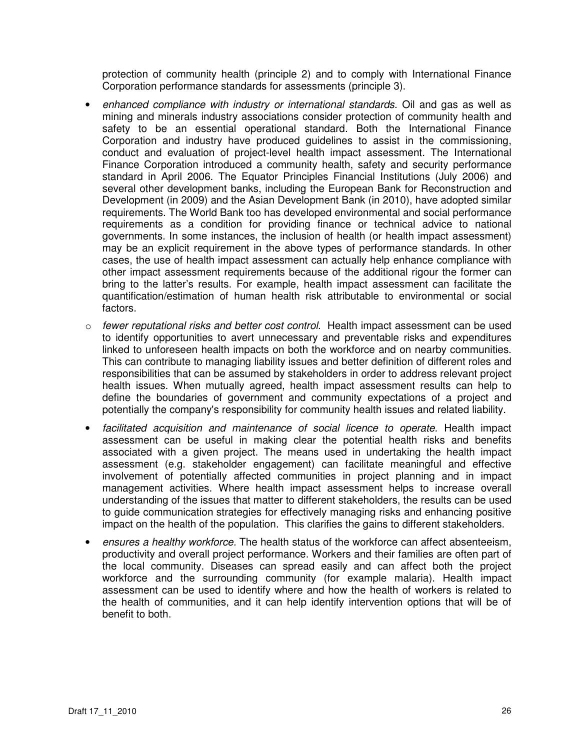protection of community health (principle 2) and to comply with International Finance Corporation performance standards for assessments (principle 3).

- *enhanced compliance with industry or international standards.* Oil and gas as well as mining and minerals industry associations consider protection of community health and safety to be an essential operational standard. Both the International Finance Corporation and industry have produced guidelines to assist in the commissioning, conduct and evaluation of project-level health impact assessment. The International Finance Corporation introduced a community health, safety and security performance standard in April 2006. The Equator Principles Financial Institutions (July 2006) and several other development banks, including the European Bank for Reconstruction and Development (in 2009) and the Asian Development Bank (in 2010), have adopted similar requirements. The World Bank too has developed environmental and social performance requirements as a condition for providing finance or technical advice to national governments. In some instances, the inclusion of health (or health impact assessment) may be an explicit requirement in the above types of performance standards. In other cases, the use of health impact assessment can actually help enhance compliance with other impact assessment requirements because of the additional rigour the former can bring to the latter's results. For example, health impact assessment can facilitate the quantification/estimation of human health risk attributable to environmental or social factors.

- *fewer reputational risks and better cost control.* Health impact assessment can be used to identify opportunities to avert unnecessary and preventable risks and expenditures linked to unforeseen health impacts on both the workforce and on nearby communities. This can contribute to managing liability issues and better definition of different roles and responsibilities that can be assumed by stakeholders in order to address relevant project health issues. When mutually agreed, health impact assessment results can help to define the boundaries of government and community expectations of a project and potentially the company's responsibility for community health issues and related liability.

- *facilitated acquisition and maintenance of social licence to operate.* Health impact assessment can be useful in making clear the potential health risks and benefits associated with a given project. The means used in undertaking the health impact assessment (e.g. stakeholder engagement) can facilitate meaningful and effective involvement of potentially affected communities in project planning and in impact management activities. Where health impact assessment helps to increase overall understanding of the issues that matter to different stakeholders, the results can be used to guide communication strategies for effectively managing risks and enhancing positive impact on the health of the population. This clarifies the gains to different stakeholders.

- *ensures a healthy workforce.* The health status of the workforce can affect absenteeism, productivity and overall project performance. Workers and their families are often part of the local community. Diseases can spread easily and can affect both the project workforce and the surrounding community (for example malaria). Health impact assessment can be used to identify where and how the health of workers is related to the health of communities, and it can help identify intervention options that will be of benefit to both.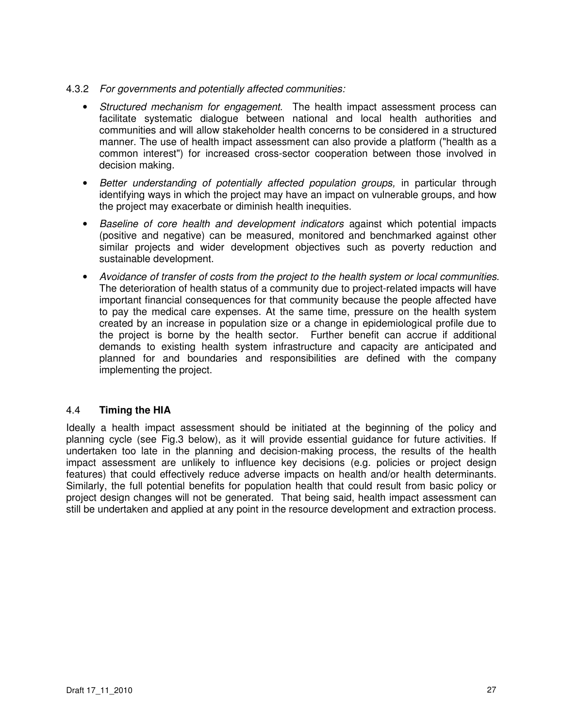4.3.2 *For governments and potentially affected communities:*

- *Structured mechanism for engagement*. The health impact assessment process can facilitate systematic dialogue between national and local health authorities and communities and will allow stakeholder health concerns to be considered in a structured manner. The use of health impact assessment can also provide a platform ("health as a common interest") for increased cross-sector cooperation between those involved in decision making.
- *Better understanding of potentially affected population groups,* in particular through identifying ways in which the project may have an impact on vulnerable groups, and how the project may exacerbate or diminish health inequities.
- *Baseline of core health and development indicators* against which potential impacts (positive and negative) can be measured, monitored and benchmarked against other similar projects and wider development objectives such as poverty reduction and sustainable development.
- *Avoidance of transfer of costs from the project to the health system or local communities.* The deterioration of health status of a community due to project-related impacts will have important financial consequences for that community because the people affected have to pay the medical care expenses. At the same time, pressure on the health system created by an increase in population size or a change in epidemiological profile due to the project is borne by the health sector. Further benefit can accrue if additional demands to existing health system infrastructure and capacity are anticipated and planned for and boundaries and responsibilities are defined with the company implementing the project.

## 4.4 Timing the HIA

Ideally a health impact assessment should be initiated at the beginning of the policy and planning cycle (see Fig.3 below), as it will provide essential guidance for future activities. If undertaken too late in the planning and decision-making process, the results of the health impact assessment are unlikely to influence key decisions (e.g. policies or project design features) that could effectively reduce adverse impacts on health and/or health determinants. Similarly, the full potential benefits for population health that could result from basic policy or project design changes will not be generated. That being said, health impact assessment can still be undertaken and applied at any point in the resource development and extraction process.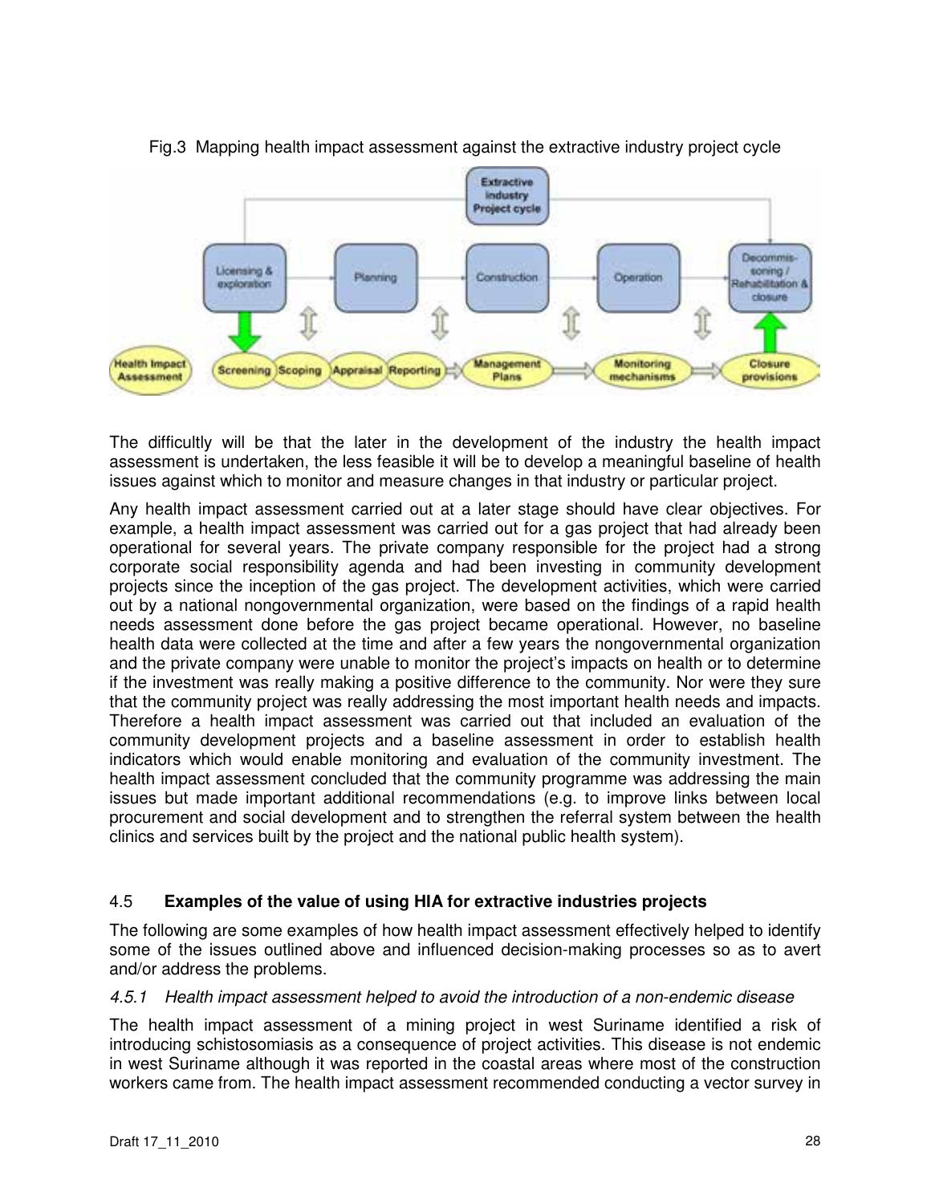Fig.3 Mapping health impact assessment against the extractive industry project cycle

The difficultly will be that the later in the development of the industry the health impact assessment is undertaken, the less feasible it will be to develop a meaningful baseline of health issues against which to monitor and measure changes in that industry or particular project.

Any health impact assessment carried out at a later stage should have clear objectives. For example, a health impact assessment was carried out for a gas project that had already been operational for several years. The private company responsible for the project had a strong corporate social responsibility agenda and had been investing in community development projects since the inception of the gas project. The development activities, which were carried out by a national nongovernmental organization, were based on the findings of a rapid health needs assessment done before the gas project became operational. However, no baseline health data were collected at the time and after a few years the nongovernmental organization and the private company were unable to monitor the project's impacts on health or to determine if the investment was really making a positive difference to the community. Nor were they sure that the community project was really addressing the most important health needs and impacts. Therefore a health impact assessment was carried out that included an evaluation of the community development projects and a baseline assessment in order to establish health indicators which would enable monitoring and evaluation of the community investment. The health impact assessment concluded that the community programme was addressing the main issues but made important additional recommendations (e.g. to improve links between local procurement and social development and to strengthen the referral system between the health clinics and services built by the project and the national public health system).

## 4.5 **Examples of the value of using HIA for extractive industries projects**

The following are some examples of how health impact assessment effectively helped to identify some of the issues outlined above and influenced decision-making processes so as to avert and/or address the problems.

### *4.5.1 Health impact assessment helped to avoid the introduction of a non-endemic disease*

The health impact assessment of a mining project in west Suriname identified a risk of introducing schistosomiasis as a consequence of project activities. This disease is not endemic in west Suriname although it was reported in the coastal areas where most of the construction workers came from. The health impact assessment recommended conducting a vector survey in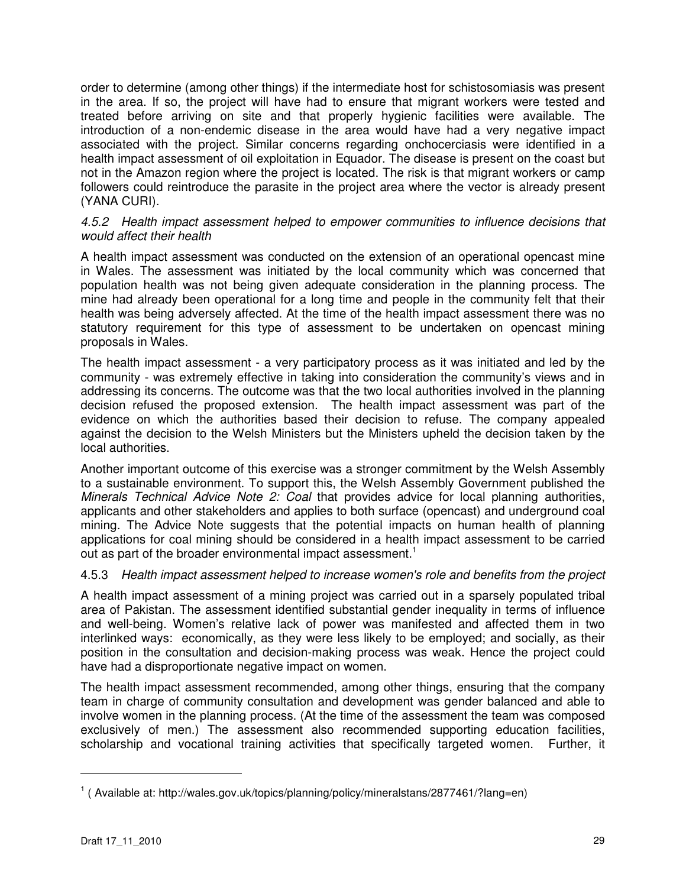order to determine (among other things) if the intermediate host for schistosomiasis was present in the area. If so, the project will have had to ensure that migrant workers were tested and treated before arriving on site and that properly hygienic facilities were available. The introduction of a non-endemic disease in the area would have had a very negative impact associated with the project. Similar concerns regarding onchocerciasis were identified in a health impact assessment of oil exploitation in Equador. The disease is present on the coast but not in the Amazon region where the project is located. The risk is that migrant workers or camp followers could reintroduce the parasite in the project area where the vector is already present (YANA CURI).

#### *4.5.2 Health impact assessment helped to empower communities to influence decisions that would affect their health*

A health impact assessment was conducted on the extension of an operational opencast mine in Wales. The assessment was initiated by the local community which was concerned that population health was not being given adequate consideration in the planning process. The mine had already been operational for a long time and people in the community felt that their health was being adversely affected. At the time of the health impact assessment there was no statutory requirement for this type of assessment to be undertaken on opencast mining proposals in Wales.

The health impact assessment - a very participatory process as it was initiated and led by the community - was extremely effective in taking into consideration the community's views and in addressing its concerns. The outcome was that the two local authorities involved in the planning decision refused the proposed extension. The health impact assessment was part of the evidence on which the authorities based their decision to refuse. The company appealed against the decision to the Welsh Ministers but the Ministers upheld the decision taken by the local authorities.

Another important outcome of this exercise was a stronger commitment by the Welsh Assembly to a sustainable environment. To support this, the Welsh Assembly Government published the *Minerals Technical Advice Note 2: Coal* that provides advice for local planning authorities, applicants and other stakeholders and applies to both surface (opencast) and underground coal mining. The Advice Note suggests that the potential impacts on human health of planning applications for coal mining should be considered in a health impact assessment to be carried out as part of the broader environmental impact assessment.[1]

#### 4.5.3 *Health impact assessment helped to increase women's role and benefits from the project*

A health impact assessment of a mining project was carried out in a sparsely populated tribal area of Pakistan. The assessment identified substantial gender inequality in terms of influence and well-being. Women's relative lack of power was manifested and affected them in two interlinked ways: economically, as they were less likely to be employed; and socially, as their position in the consultation and decision-making process was weak. Hence the project could have had a disproportionate negative impact on women.

The health impact assessment recommended, among other things, ensuring that the company team in charge of community consultation and development was gender balanced and able to involve women in the planning process. (At the time of the assessment the team was composed exclusively of men.) The assessment also recommended supporting education facilities, scholarship and vocational training activities that specifically targeted women. Further, it

---

[1] ( Available at: http://wales.gov.uk/topics/planning/policy/mineralstans/2877461/?lang=en)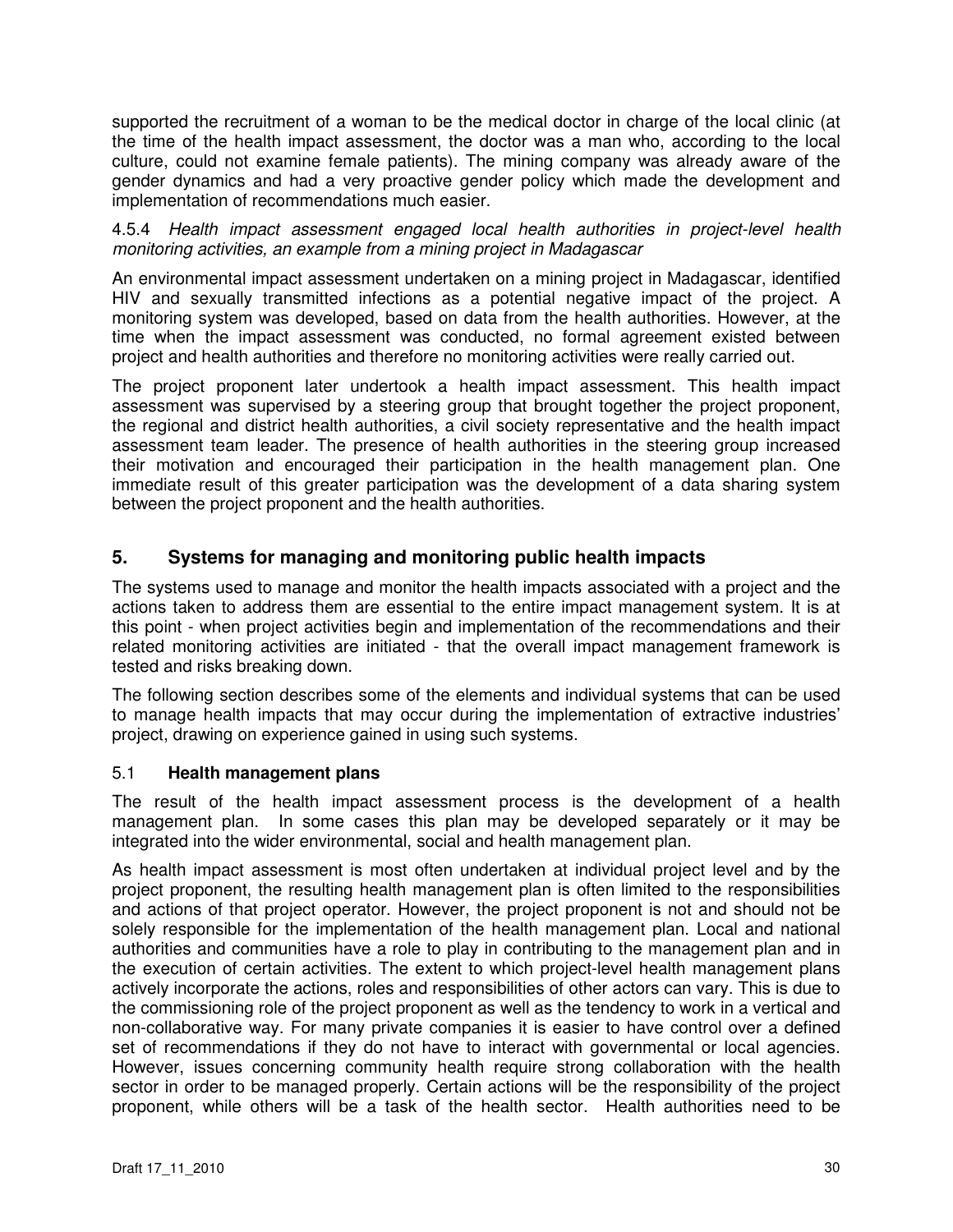supported the recruitment of a woman to be the medical doctor in charge of the local clinic (at the time of the health impact assessment, the doctor was a man who, according to the local culture, could not examine female patients). The mining company was already aware of the gender dynamics and had a very proactive gender policy which made the development and implementation of recommendations much easier.

#### 4.5.4 *Health impact assessment engaged local health authorities in project-level health monitoring activities, an example from a mining project in Madagascar*

An environmental impact assessment undertaken on a mining project in Madagascar, identified HIV and sexually transmitted infections as a potential negative impact of the project. A monitoring system was developed, based on data from the health authorities. However, at the time when the impact assessment was conducted, no formal agreement existed between project and health authorities and therefore no monitoring activities were really carried out.

The project proponent later undertook a health impact assessment. This health impact assessment was supervised by a steering group that brought together the project proponent, the regional and district health authorities, a civil society representative and the health impact assessment team leader. The presence of health authorities in the steering group increased their motivation and encouraged their participation in the health management plan. One immediate result of this greater participation was the development of a data sharing system between the project proponent and the health authorities.

## 5. Systems for managing and monitoring public health impacts

The systems used to manage and monitor the health impacts associated with a project and the actions taken to address them are essential to the entire impact management system. It is at this point - when project activities begin and implementation of the recommendations and their related monitoring activities are initiated - that the overall impact management framework is tested and risks breaking down.

The following section describes some of the elements and individual systems that can be used to manage health impacts that may occur during the implementation of extractive industries' project, drawing on experience gained in using such systems.

### 5.1 **Health management plans**

The result of the health impact assessment process is the development of a health management plan. In some cases this plan may be developed separately or it may be integrated into the wider environmental, social and health management plan.

As health impact assessment is most often undertaken at individual project level and by the project proponent, the resulting health management plan is often limited to the responsibilities and actions of that project operator. However, the project proponent is not and should not be solely responsible for the implementation of the health management plan. Local and national authorities and communities have a role to play in contributing to the management plan and in the execution of certain activities. The extent to which project-level health management plans actively incorporate the actions, roles and responsibilities of other actors can vary. This is due to the commissioning role of the project proponent as well as the tendency to work in a vertical and non-collaborative way. For many private companies it is easier to have control over a defined set of recommendations if they do not have to interact with governmental or local agencies. However, issues concerning community health require strong collaboration with the health sector in order to be managed properly. Certain actions will be the responsibility of the project proponent, while others will be a task of the health sector. Health authorities need to be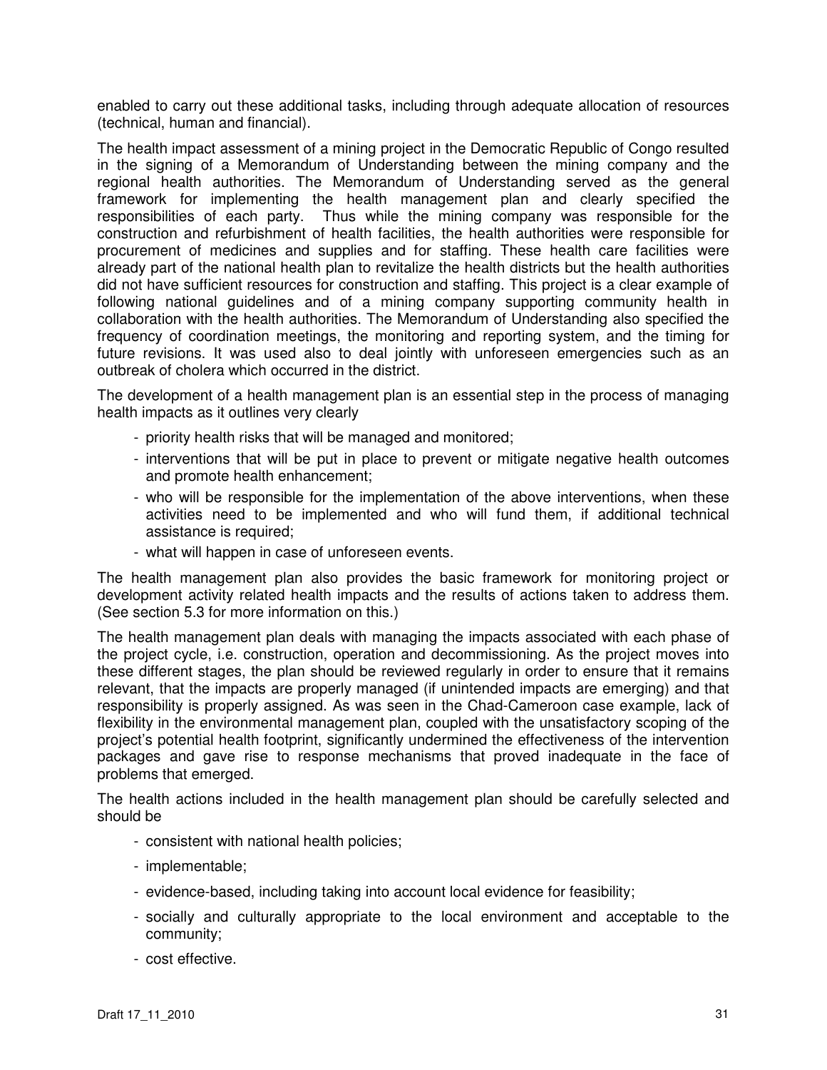enabled to carry out these additional tasks, including through adequate allocation of resources (technical, human and financial).

The health impact assessment of a mining project in the Democratic Republic of Congo resulted in the signing of a Memorandum of Understanding between the mining company and the regional health authorities. The Memorandum of Understanding served as the general framework for implementing the health management plan and clearly specified the responsibilities of each party. Thus while the mining company was responsible for the construction and refurbishment of health facilities, the health authorities were responsible for procurement of medicines and supplies and for staffing. These health care facilities were already part of the national health plan to revitalize the health districts but the health authorities did not have sufficient resources for construction and staffing. This project is a clear example of following national guidelines and of a mining company supporting community health in collaboration with the health authorities. The Memorandum of Understanding also specified the frequency of coordination meetings, the monitoring and reporting system, and the timing for future revisions. It was used also to deal jointly with unforeseen emergencies such as an outbreak of cholera which occurred in the district.

The development of a health management plan is an essential step in the process of managing health impacts as it outlines very clearly

- priority health risks that will be managed and monitored;
- interventions that will be put in place to prevent or mitigate negative health outcomes and promote health enhancement;
- who will be responsible for the implementation of the above interventions, when these activities need to be implemented and who will fund them, if additional technical assistance is required;
- what will happen in case of unforeseen events.

The health management plan also provides the basic framework for monitoring project or development activity related health impacts and the results of actions taken to address them. (See section 5.3 for more information on this.)

The health management plan deals with managing the impacts associated with each phase of the project cycle, i.e. construction, operation and decommissioning. As the project moves into these different stages, the plan should be reviewed regularly in order to ensure that it remains relevant, that the impacts are properly managed (if unintended impacts are emerging) and that responsibility is properly assigned. As was seen in the Chad-Cameroon case example, lack of flexibility in the environmental management plan, coupled with the unsatisfactory scoping of the project's potential health footprint, significantly undermined the effectiveness of the intervention packages and gave rise to response mechanisms that proved inadequate in the face of problems that emerged.

The health actions included in the health management plan should be carefully selected and should be

- consistent with national health policies;
- implementable;
- evidence-based, including taking into account local evidence for feasibility;
- socially and culturally appropriate to the local environment and acceptable to the community;
- cost effective.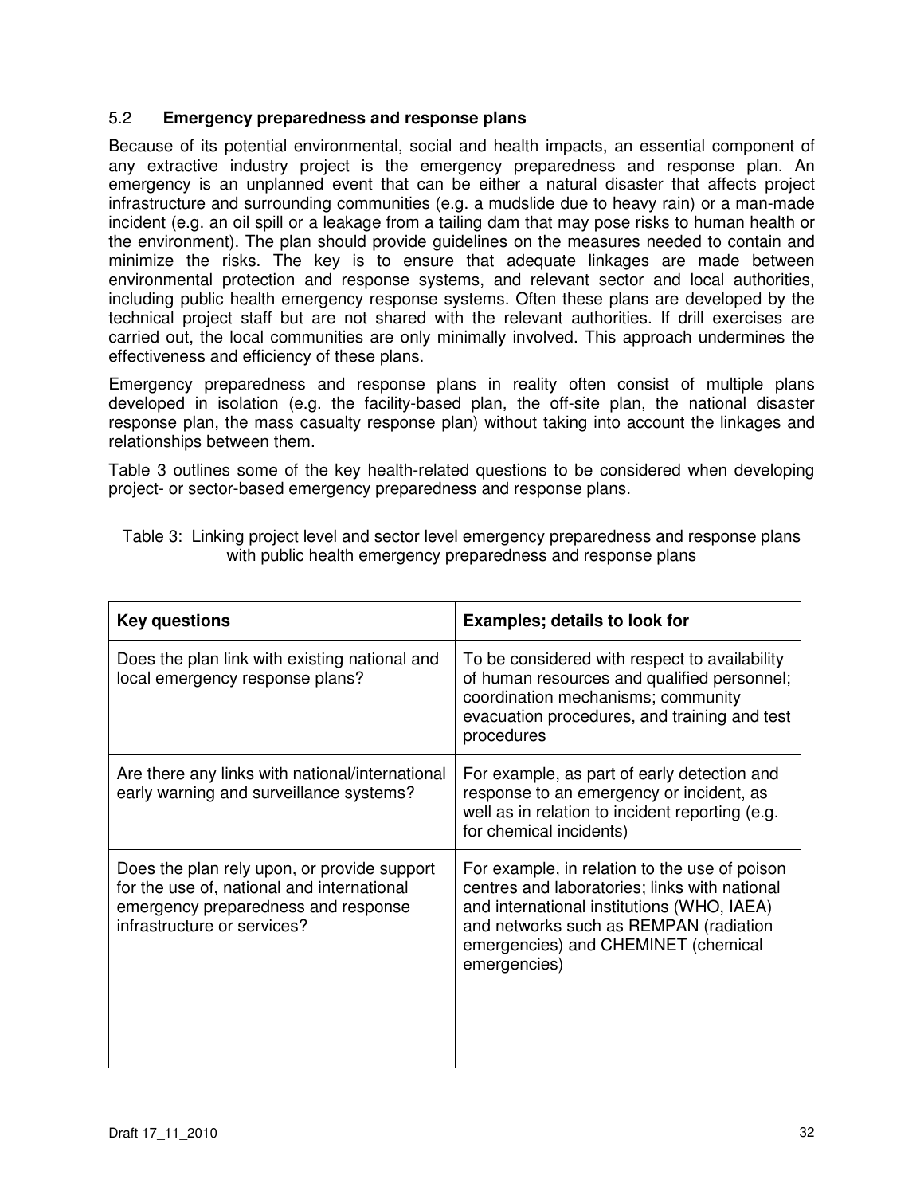## 5.2 Emergency preparedness and response plans

Because of its potential environmental, social and health impacts, an essential component of any extractive industry project is the emergency preparedness and response plan. An emergency is an unplanned event that can be either a natural disaster that affects project infrastructure and surrounding communities (e.g. a mudslide due to heavy rain) or a man-made incident (e.g. an oil spill or a leakage from a tailing dam that may pose risks to human health or the environment). The plan should provide guidelines on the measures needed to contain and minimize the risks. The key is to ensure that adequate linkages are made between environmental protection and response systems, and relevant sector and local authorities, including public health emergency response systems. Often these plans are developed by the technical project staff but are not shared with the relevant authorities. If drill exercises are carried out, the local communities are only minimally involved. This approach undermines the effectiveness and efficiency of these plans.

Emergency preparedness and response plans in reality often consist of multiple plans developed in isolation (e.g. the facility-based plan, the off-site plan, the national disaster response plan, the mass casualty response plan) without taking into account the linkages and relationships between them.

Table 3 outlines some of the key health-related questions to be considered when developing project- or sector-based emergency preparedness and response plans.

Table 3: Linking project level and sector level emergency preparedness and response plans with public health emergency preparedness and response plans

| **Key questions** | **Examples; details to look for** |
| --- | --- |
| Does the plan link with existing national and local emergency response plans? | To be considered with respect to availability of human resources and qualified personnel; coordination mechanisms; community evacuation procedures, and training and test procedures |
| Are there any links with national/international early warning and surveillance systems? | For example, as part of early detection and response to an emergency or incident, as well as in relation to incident reporting (e.g. for chemical incidents) |
| Does the plan rely upon, or provide support for the use of, national and international emergency preparedness and response infrastructure or services? | For example, in relation to the use of poison centres and laboratories; links with national and international institutions (WHO, IAEA) and networks such as REMPAN (radiation emergencies) and CHEMINET (chemical emergencies) |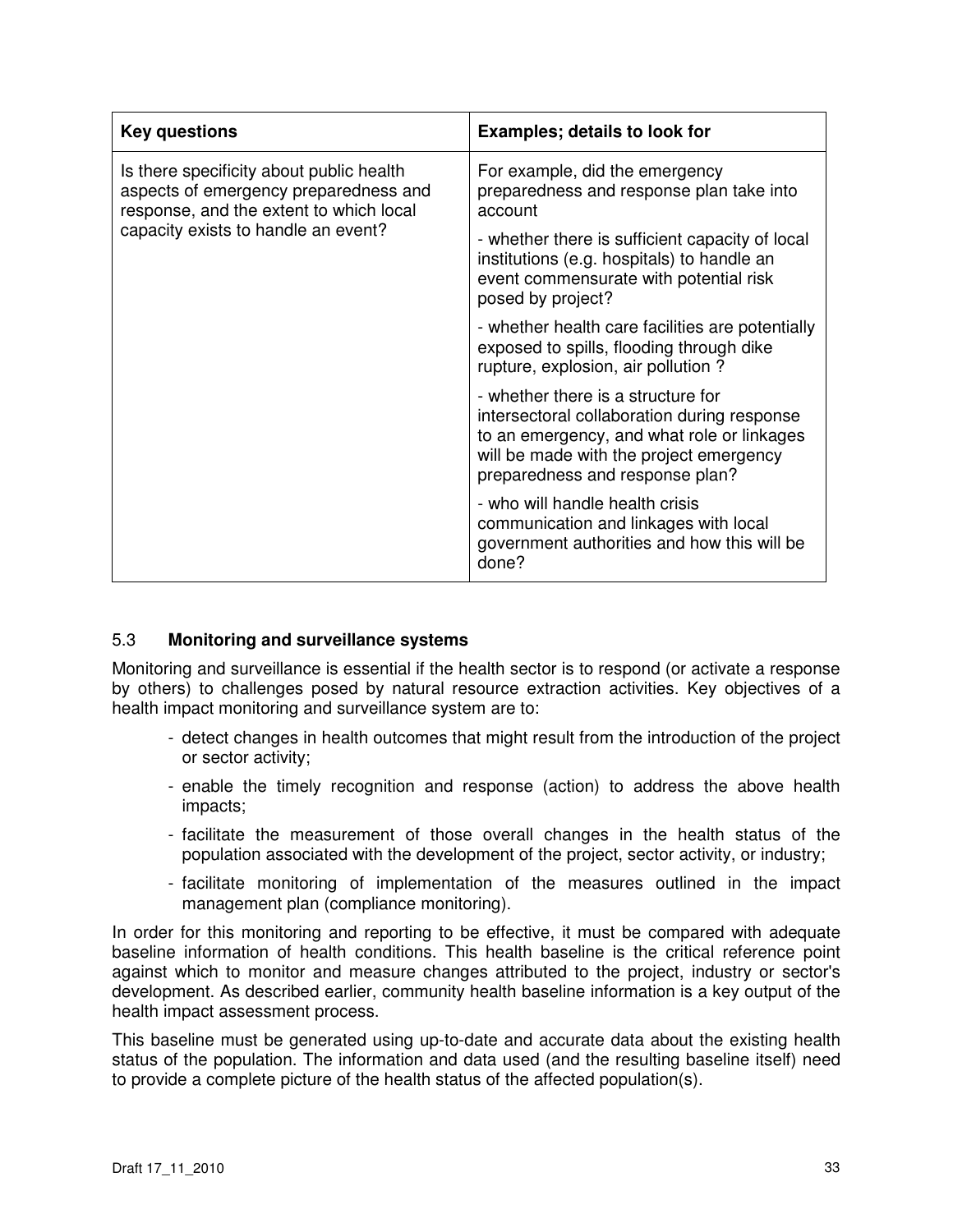| Key questions | Examples; details to look for |
| --- | --- |
| Is there specificity about public health aspects of emergency preparedness and response, and the extent to which local capacity exists to handle an event? | For example, did the emergency preparedness and response plan take into account<br><br>- whether there is sufficient capacity of local institutions (e.g. hospitals) to handle an event commensurate with potential risk posed by project?<br><br>- whether health care facilities are potentially exposed to spills, flooding through dike rupture, explosion, air pollution ?<br><br>- whether there is a structure for intersectoral collaboration during response to an emergency, and what role or linkages will be made with the project emergency preparedness and response plan?<br><br>- who will handle health crisis communication and linkages with local government authorities and how this will be done? |

### 5.3 **Monitoring and surveillance systems**

Monitoring and surveillance is essential if the health sector is to respond (or activate a response by others) to challenges posed by natural resource extraction activities. Key objectives of a health impact monitoring and surveillance system are to:

- detect changes in health outcomes that might result from the introduction of the project or sector activity;
- enable the timely recognition and response (action) to address the above health impacts;
- facilitate the measurement of those overall changes in the health status of the population associated with the development of the project, sector activity, or industry;
- facilitate monitoring of implementation of the measures outlined in the impact management plan (compliance monitoring).

In order for this monitoring and reporting to be effective, it must be compared with adequate baseline information of health conditions. This health baseline is the critical reference point against which to monitor and measure changes attributed to the project, industry or sector's development. As described earlier, community health baseline information is a key output of the health impact assessment process.

This baseline must be generated using up-to-date and accurate data about the existing health status of the population. The information and data used (and the resulting baseline itself) need to provide a complete picture of the health status of the affected population(s).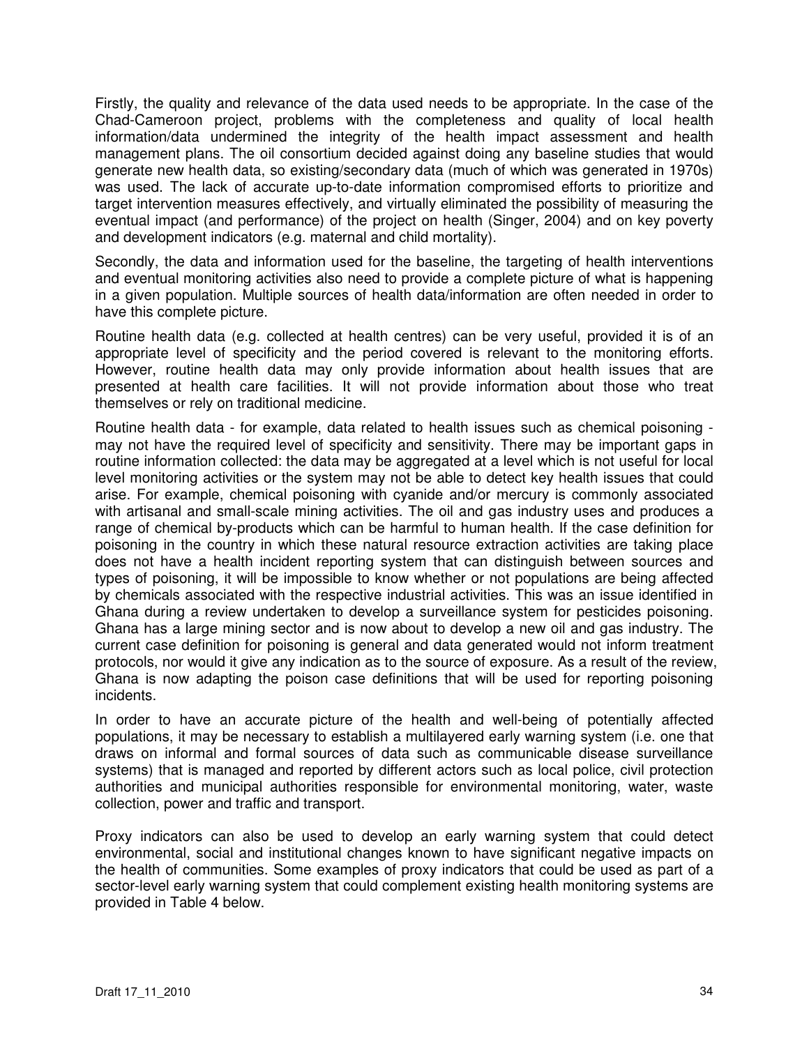Firstly, the quality and relevance of the data used needs to be appropriate. In the case of the Chad-Cameroon project, problems with the completeness and quality of local health information/data undermined the integrity of the health impact assessment and health management plans. The oil consortium decided against doing any baseline studies that would generate new health data, so existing/secondary data (much of which was generated in 1970s) was used. The lack of accurate up-to-date information compromised efforts to prioritize and target intervention measures effectively, and virtually eliminated the possibility of measuring the eventual impact (and performance) of the project on health (Singer, 2004) and on key poverty and development indicators (e.g. maternal and child mortality).

Secondly, the data and information used for the baseline, the targeting of health interventions and eventual monitoring activities also need to provide a complete picture of what is happening in a given population. Multiple sources of health data/information are often needed in order to have this complete picture.

Routine health data (e.g. collected at health centres) can be very useful, provided it is of an appropriate level of specificity and the period covered is relevant to the monitoring efforts. However, routine health data may only provide information about health issues that are presented at health care facilities. It will not provide information about those who treat themselves or rely on traditional medicine.

Routine health data - for example, data related to health issues such as chemical poisoning - may not have the required level of specificity and sensitivity. There may be important gaps in routine information collected: the data may be aggregated at a level which is not useful for local level monitoring activities or the system may not be able to detect key health issues that could arise. For example, chemical poisoning with cyanide and/or mercury is commonly associated with artisanal and small-scale mining activities. The oil and gas industry uses and produces a range of chemical by-products which can be harmful to human health. If the case definition for poisoning in the country in which these natural resource extraction activities are taking place does not have a health incident reporting system that can distinguish between sources and types of poisoning, it will be impossible to know whether or not populations are being affected by chemicals associated with the respective industrial activities. This was an issue identified in Ghana during a review undertaken to develop a surveillance system for pesticides poisoning. Ghana has a large mining sector and is now about to develop a new oil and gas industry. The current case definition for poisoning is general and data generated would not inform treatment protocols, nor would it give any indication as to the source of exposure. As a result of the review, Ghana is now adapting the poison case definitions that will be used for reporting poisoning incidents.

In order to have an accurate picture of the health and well-being of potentially affected populations, it may be necessary to establish a multilayered early warning system (i.e. one that draws on informal and formal sources of data such as communicable disease surveillance systems) that is managed and reported by different actors such as local police, civil protection authorities and municipal authorities responsible for environmental monitoring, water, waste collection, power and traffic and transport.

Proxy indicators can also be used to develop an early warning system that could detect environmental, social and institutional changes known to have significant negative impacts on the health of communities. Some examples of proxy indicators that could be used as part of a sector-level early warning system that could complement existing health monitoring systems are provided in Table 4 below.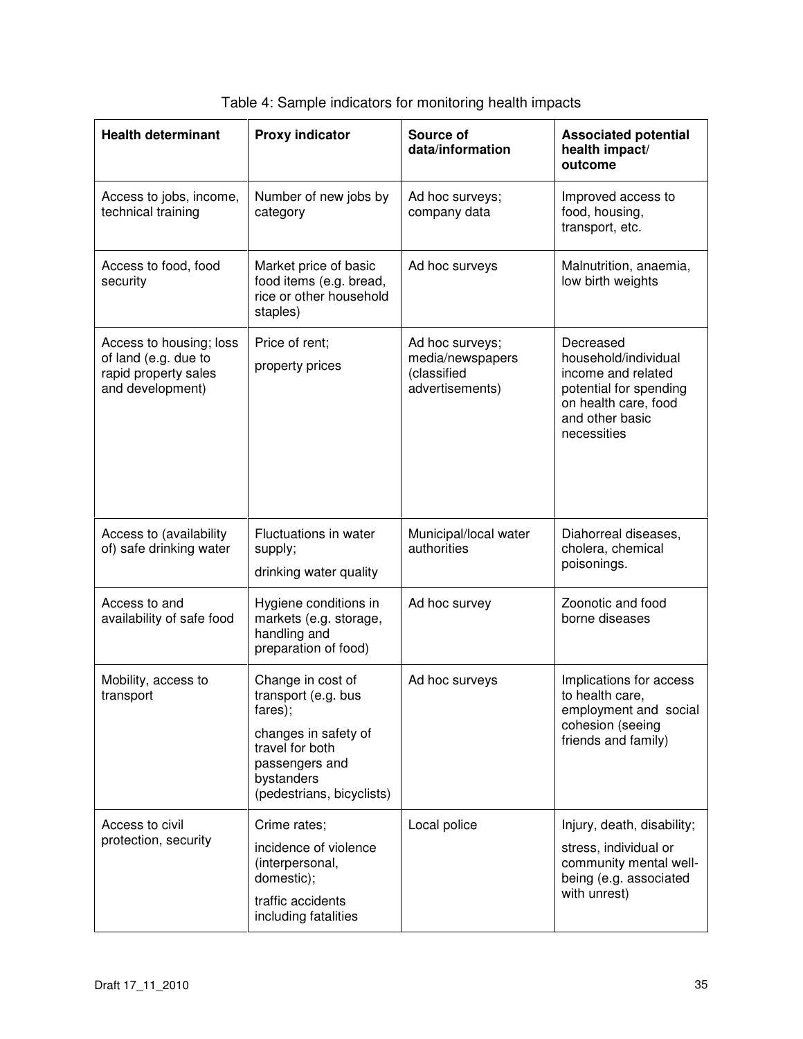Table 4: Sample indicators for monitoring health impacts

| **Health determinant** | **Proxy indicator** | **Source of data/information** | **Associated potential health impact/ outcome** |
|---|---|---|---|
| Access to jobs, income, technical training | Number of new jobs by category | Ad hoc surveys; company data | Improved access to food, housing, transport, etc. |
| Access to food, food security | Market price of basic food items (e.g. bread, rice or other household staples) | Ad hoc surveys | Malnutrition, anaemia, low birth weights |
| Access to housing; loss of land (e.g. due to rapid property sales and development) | Price of rent; property prices | Ad hoc surveys; media/newspapers (classified advertisements) | Decreased household/individual income and related potential for spending on health care, food and other basic necessities |
| Access to (availability of) safe drinking water | Fluctuations in water supply; drinking water quality | Municipal/local water authorities | Diahorreal diseases, cholera, chemical poisonings. |
| Access to and availability of safe food | Hygiene conditions in markets (e.g. storage, handling and preparation of food) | Ad hoc survey | Zoonotic and food borne diseases |
| Mobility, access to transport | Change in cost of transport (e.g. bus fares); changes in safety of travel for both passengers and bystanders (pedestrians, bicyclists) | Ad hoc surveys | Implications for access to health care, employment and social cohesion (seeing friends and family) |
| Access to civil protection, security | Crime rates; incidence of violence (interpersonal, domestic); traffic accidents including fatalities | Local police | Injury, death, disability; stress, individual or community mental well-being (e.g. associated with unrest) |

Draft 17_11_2010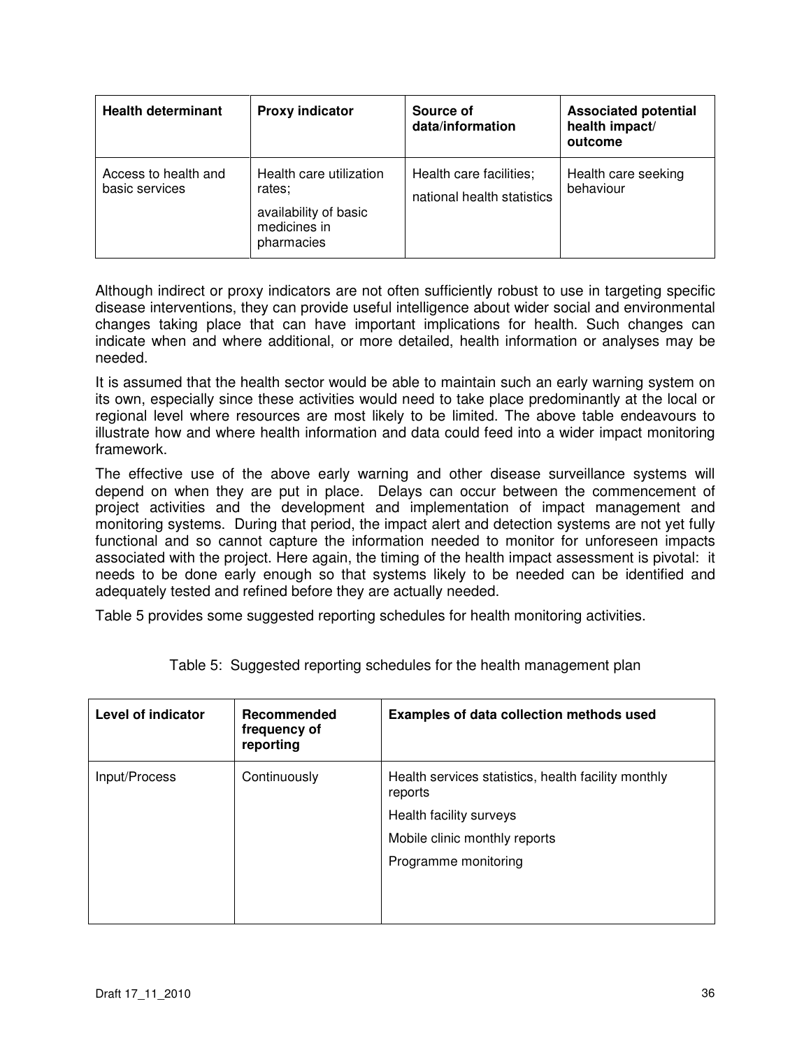| Health determinant | Proxy indicator | Source of data/information | Associated potential health impact/ outcome |
| --- | --- | --- | --- |
| Access to health and basic services | Health care utilization rates;<br>availability of basic medicines in pharmacies | Health care facilities;<br>national health statistics | Health care seeking behaviour |

Although indirect or proxy indicators are not often sufficiently robust to use in targeting specific disease interventions, they can provide useful intelligence about wider social and environmental changes taking place that can have important implications for health. Such changes can indicate when and where additional, or more detailed, health information or analyses may be needed.

It is assumed that the health sector would be able to maintain such an early warning system on its own, especially since these activities would need to take place predominantly at the local or regional level where resources are most likely to be limited. The above table endeavours to illustrate how and where health information and data could feed into a wider impact monitoring framework.

The effective use of the above early warning and other disease surveillance systems will depend on when they are put in place. Delays can occur between the commencement of project activities and the development and implementation of impact management and monitoring systems. During that period, the impact alert and detection systems are not yet fully functional and so cannot capture the information needed to monitor for unforeseen impacts associated with the project. Here again, the timing of the health impact assessment is pivotal: it needs to be done early enough so that systems likely to be needed can be identified and adequately tested and refined before they are actually needed.

Table 5 provides some suggested reporting schedules for health monitoring activities.

Table 5: Suggested reporting schedules for the health management plan

| Level of indicator | Recommended frequency of reporting | Examples of data collection methods used |
| --- | --- | --- |
| Input/Process | Continuously | Health services statistics, health facility monthly reports<br>Health facility surveys<br>Mobile clinic monthly reports<br>Programme monitoring |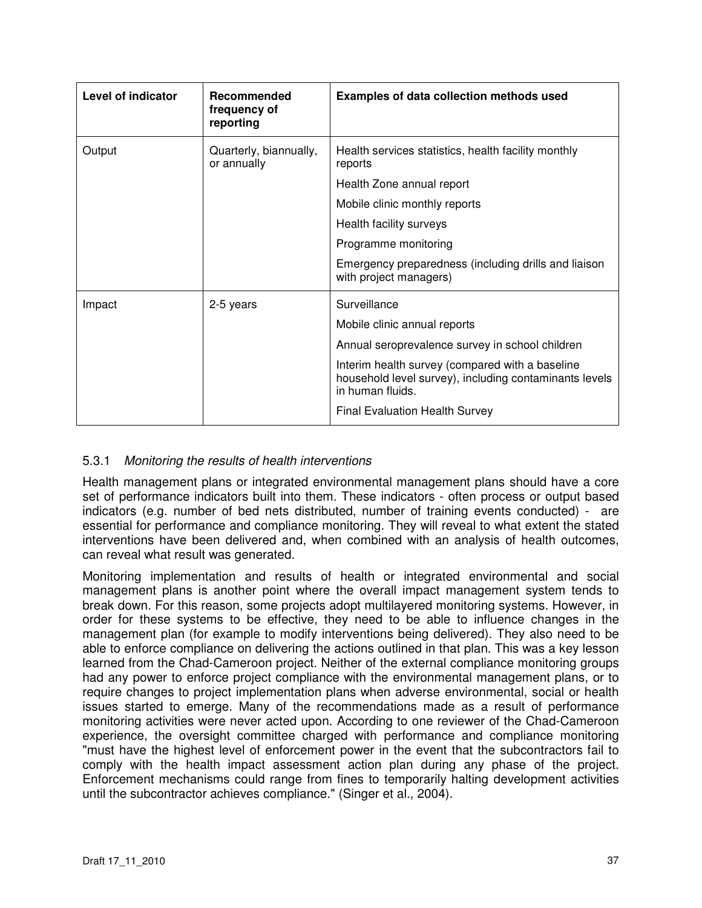| Level of indicator | Recommended frequency of reporting | Examples of data collection methods used |
|---|---|---|
| Output | Quarterly, biannually, or annually | Health services statistics, health facility monthly reports |
| | | Health Zone annual report |
| | | Mobile clinic monthly reports |
| | | Health facility surveys |
| | | Programme monitoring |
| | | Emergency preparedness (including drills and liaison with project managers) |
| Impact | 2-5 years | Surveillance |
| | | Mobile clinic annual reports |
| | | Annual seroprevalence survey in school children |
| | | Interim health survey (compared with a baseline household level survey), including contaminants levels in human fluids. |
| | | Final Evaluation Health Survey |

### 5.3.1 *Monitoring the results of health interventions*

Health management plans or integrated environmental management plans should have a core set of performance indicators built into them. These indicators - often process or output based indicators (e.g. number of bed nets distributed, number of training events conducted) - are essential for performance and compliance monitoring. They will reveal to what extent the stated interventions have been delivered and, when combined with an analysis of health outcomes, can reveal what result was generated.

Monitoring implementation and results of health or integrated environmental and social management plans is another point where the overall impact management system tends to break down. For this reason, some projects adopt multilayered monitoring systems. However, in order for these systems to be effective, they need to be able to influence changes in the management plan (for example to modify interventions being delivered). They also need to be able to enforce compliance on delivering the actions outlined in that plan. This was a key lesson learned from the Chad-Cameroon project. Neither of the external compliance monitoring groups had any power to enforce project compliance with the environmental management plans, or to require changes to project implementation plans when adverse environmental, social or health issues started to emerge. Many of the recommendations made as a result of performance monitoring activities were never acted upon. According to one reviewer of the Chad-Cameroon experience, the oversight committee charged with performance and compliance monitoring "must have the highest level of enforcement power in the event that the subcontractors fail to comply with the health impact assessment action plan during any phase of the project. Enforcement mechanisms could range from fines to temporarily halting development activities until the subcontractor achieves compliance." (Singer et al., 2004).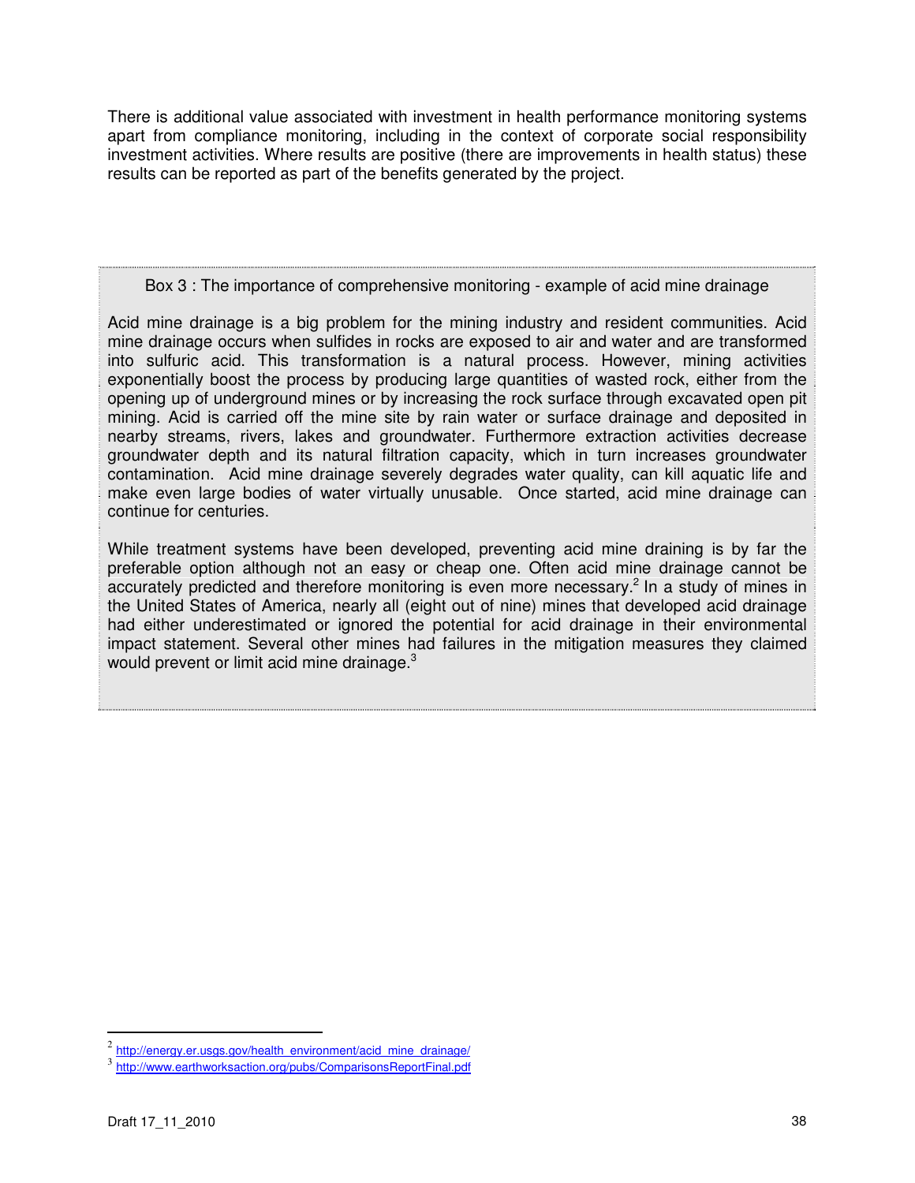There is additional value associated with investment in health performance monitoring systems apart from compliance monitoring, including in the context of corporate social responsibility investment activities. Where results are positive (there are improvements in health status) these results can be reported as part of the benefits generated by the project.

> **Box 3 : The importance of comprehensive monitoring - example of acid mine drainage**
>
> Acid mine drainage is a big problem for the mining industry and resident communities. Acid mine drainage occurs when sulfides in rocks are exposed to air and water and are transformed into sulfuric acid. This transformation is a natural process. However, mining activities exponentially boost the process by producing large quantities of wasted rock, either from the opening up of underground mines or by increasing the rock surface through excavated open pit mining. Acid is carried off the mine site by rain water or surface drainage and deposited in nearby streams, rivers, lakes and groundwater. Furthermore extraction activities decrease groundwater depth and its natural filtration capacity, which in turn increases groundwater contamination. Acid mine drainage severely degrades water quality, can kill aquatic life and make even large bodies of water virtually unusable. Once started, acid mine drainage can continue for centuries.
>
> While treatment systems have been developed, preventing acid mine draining is by far the preferable option although not an easy or cheap one. Often acid mine drainage cannot be accurately predicted and therefore monitoring is even more necessary.[2] In a study of mines in the United States of America, nearly all (eight out of nine) mines that developed acid drainage had either underestimated or ignored the potential for acid drainage in their environmental impact statement. Several other mines had failures in the mitigation measures they claimed would prevent or limit acid mine drainage.[3]

---

[2] http://energy.er.usgs.gov/health_environment/acid_mine_drainage/

[3] http://www.earthworksaction.org/pubs/ComparisonsReportFinal.pdf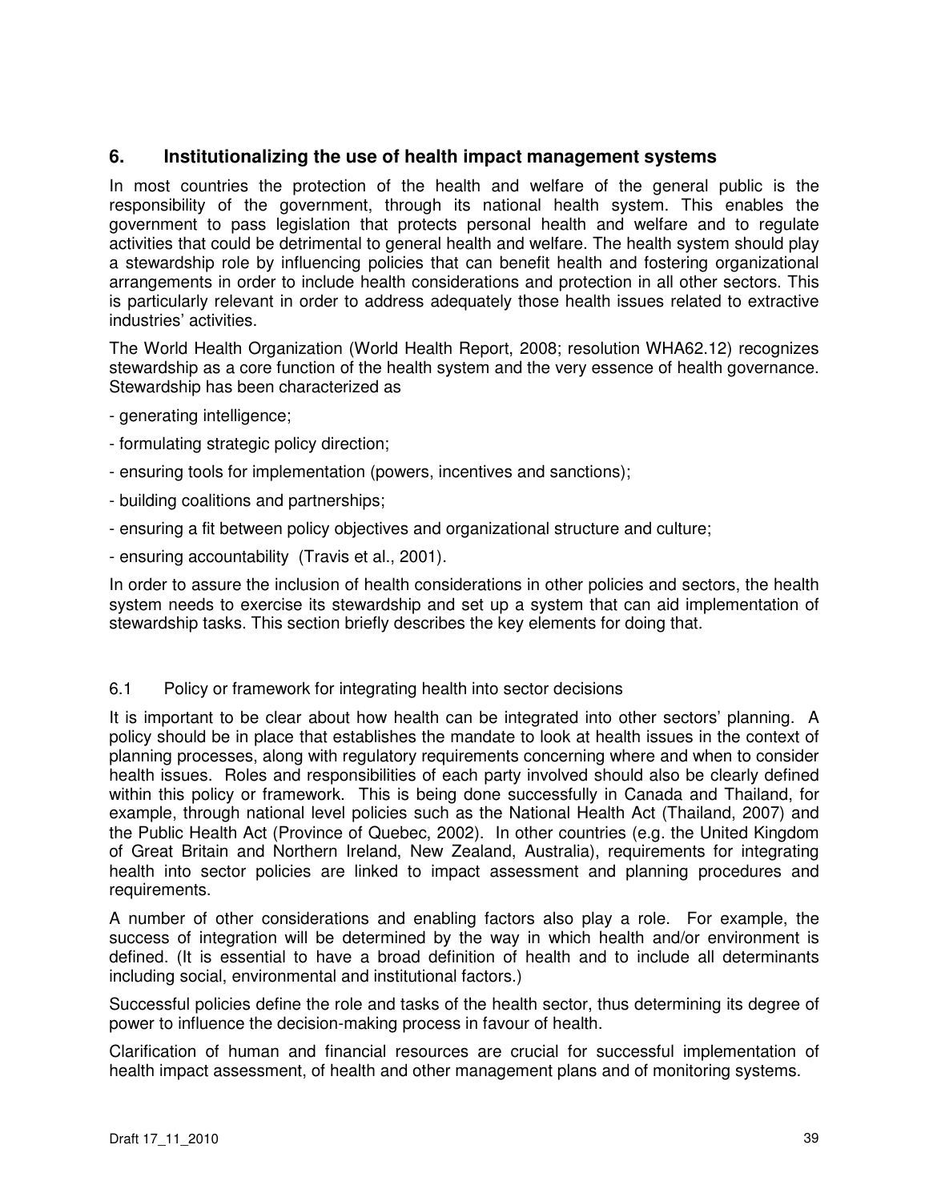## 6. Institutionalizing the use of health impact management systems

In most countries the protection of the health and welfare of the general public is the responsibility of the government, through its national health system. This enables the government to pass legislation that protects personal health and welfare and to regulate activities that could be detrimental to general health and welfare. The health system should play a stewardship role by influencing policies that can benefit health and fostering organizational arrangements in order to include health considerations and protection in all other sectors. This is particularly relevant in order to address adequately those health issues related to extractive industries' activities.

The World Health Organization (World Health Report, 2008; resolution WHA62.12) recognizes stewardship as a core function of the health system and the very essence of health governance. Stewardship has been characterized as

- generating intelligence;
- formulating strategic policy direction;
- ensuring tools for implementation (powers, incentives and sanctions);
- building coalitions and partnerships;
- ensuring a fit between policy objectives and organizational structure and culture;
- ensuring accountability (Travis et al., 2001).

In order to assure the inclusion of health considerations in other policies and sectors, the health system needs to exercise its stewardship and set up a system that can aid implementation of stewardship tasks. This section briefly describes the key elements for doing that.

### 6.1 Policy or framework for integrating health into sector decisions

It is important to be clear about how health can be integrated into other sectors' planning. A policy should be in place that establishes the mandate to look at health issues in the context of planning processes, along with regulatory requirements concerning where and when to consider health issues. Roles and responsibilities of each party involved should also be clearly defined within this policy or framework. This is being done successfully in Canada and Thailand, for example, through national level policies such as the National Health Act (Thailand, 2007) and the Public Health Act (Province of Quebec, 2002). In other countries (e.g. the United Kingdom of Great Britain and Northern Ireland, New Zealand, Australia), requirements for integrating health into sector policies are linked to impact assessment and planning procedures and requirements.

A number of other considerations and enabling factors also play a role. For example, the success of integration will be determined by the way in which health and/or environment is defined. (It is essential to have a broad definition of health and to include all determinants including social, environmental and institutional factors.)

Successful policies define the role and tasks of the health sector, thus determining its degree of power to influence the decision-making process in favour of health.

Clarification of human and financial resources are crucial for successful implementation of health impact assessment, of health and other management plans and of monitoring systems.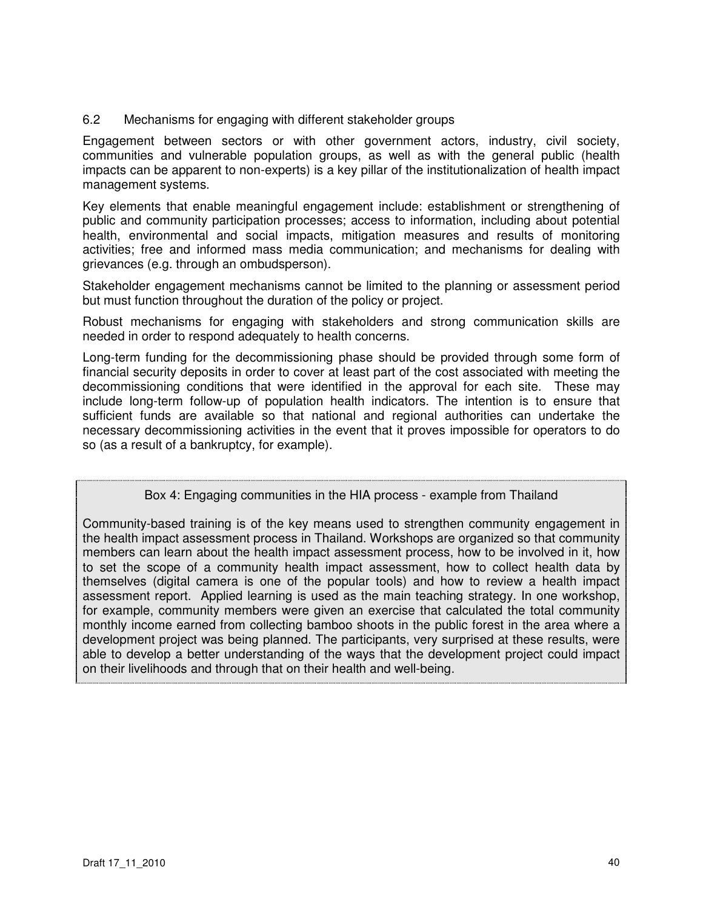## 6.2 Mechanisms for engaging with different stakeholder groups

Engagement between sectors or with other government actors, industry, civil society, communities and vulnerable population groups, as well as with the general public (health impacts can be apparent to non-experts) is a key pillar of the institutionalization of health impact management systems.

Key elements that enable meaningful engagement include: establishment or strengthening of public and community participation processes; access to information, including about potential health, environmental and social impacts, mitigation measures and results of monitoring activities; free and informed mass media communication; and mechanisms for dealing with grievances (e.g. through an ombudsperson).

Stakeholder engagement mechanisms cannot be limited to the planning or assessment period but must function throughout the duration of the policy or project.

Robust mechanisms for engaging with stakeholders and strong communication skills are needed in order to respond adequately to health concerns.

Long-term funding for the decommissioning phase should be provided through some form of financial security deposits in order to cover at least part of the cost associated with meeting the decommissioning conditions that were identified in the approval for each site. These may include long-term follow-up of population health indicators. The intention is to ensure that sufficient funds are available so that national and regional authorities can undertake the necessary decommissioning activities in the event that it proves impossible for operators to do so (as a result of a bankruptcy, for example).

> **Box 4: Engaging communities in the HIA process - example from Thailand**
>
> Community-based training is of the key means used to strengthen community engagement in the health impact assessment process in Thailand. Workshops are organized so that community members can learn about the health impact assessment process, how to be involved in it, how to set the scope of a community health impact assessment, how to collect health data by themselves (digital camera is one of the popular tools) and how to review a health impact assessment report. Applied learning is used as the main teaching strategy. In one workshop, for example, community members were given an exercise that calculated the total community monthly income earned from collecting bamboo shoots in the public forest in the area where a development project was being planned. The participants, very surprised at these results, were able to develop a better understanding of the ways that the development project could impact on their livelihoods and through that on their health and well-being.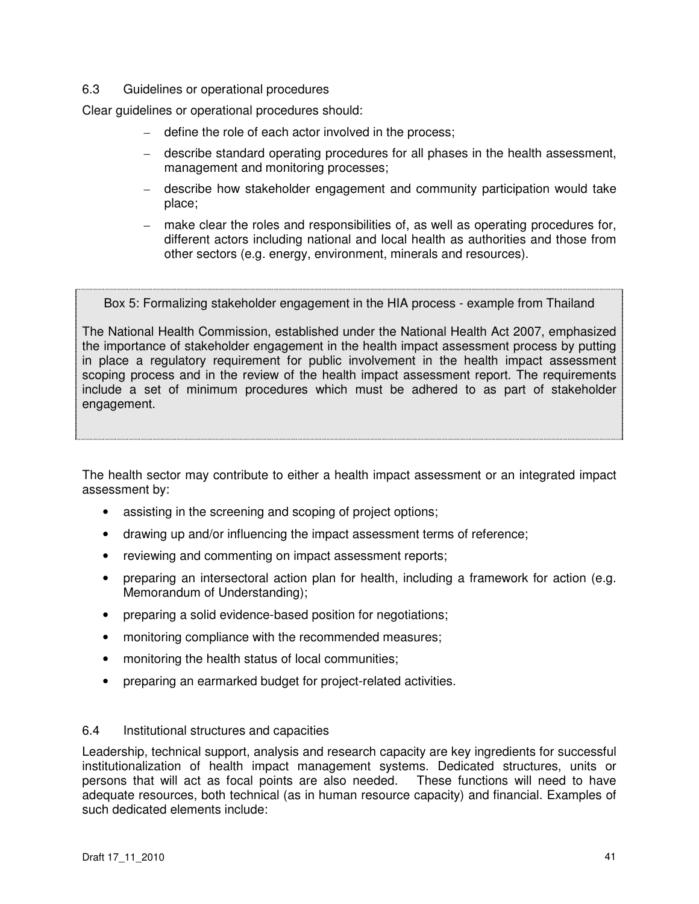### 6.3 Guidelines or operational procedures

Clear guidelines or operational procedures should:

- define the role of each actor involved in the process;
- describe standard operating procedures for all phases in the health assessment, management and monitoring processes;
- describe how stakeholder engagement and community participation would take place;
- make clear the roles and responsibilities of, as well as operating procedures for, different actors including national and local health as authorities and those from other sectors (e.g. energy, environment, minerals and resources).

> **Box 5: Formalizing stakeholder engagement in the HIA process - example from Thailand**
>
> The National Health Commission, established under the National Health Act 2007, emphasized the importance of stakeholder engagement in the health impact assessment process by putting in place a regulatory requirement for public involvement in the health impact assessment scoping process and in the review of the health impact assessment report. The requirements include a set of minimum procedures which must be adhered to as part of stakeholder engagement.

The health sector may contribute to either a health impact assessment or an integrated impact assessment by:

- assisting in the screening and scoping of project options;
- drawing up and/or influencing the impact assessment terms of reference;
- reviewing and commenting on impact assessment reports;
- preparing an intersectoral action plan for health, including a framework for action (e.g. Memorandum of Understanding);
- preparing a solid evidence-based position for negotiations;
- monitoring compliance with the recommended measures;
- monitoring the health status of local communities;
- preparing an earmarked budget for project-related activities.

### 6.4 Institutional structures and capacities

Leadership, technical support, analysis and research capacity are key ingredients for successful institutionalization of health impact management systems. Dedicated structures, units or persons that will act as focal points are also needed. These functions will need to have adequate resources, both technical (as in human resource capacity) and financial. Examples of such dedicated elements include: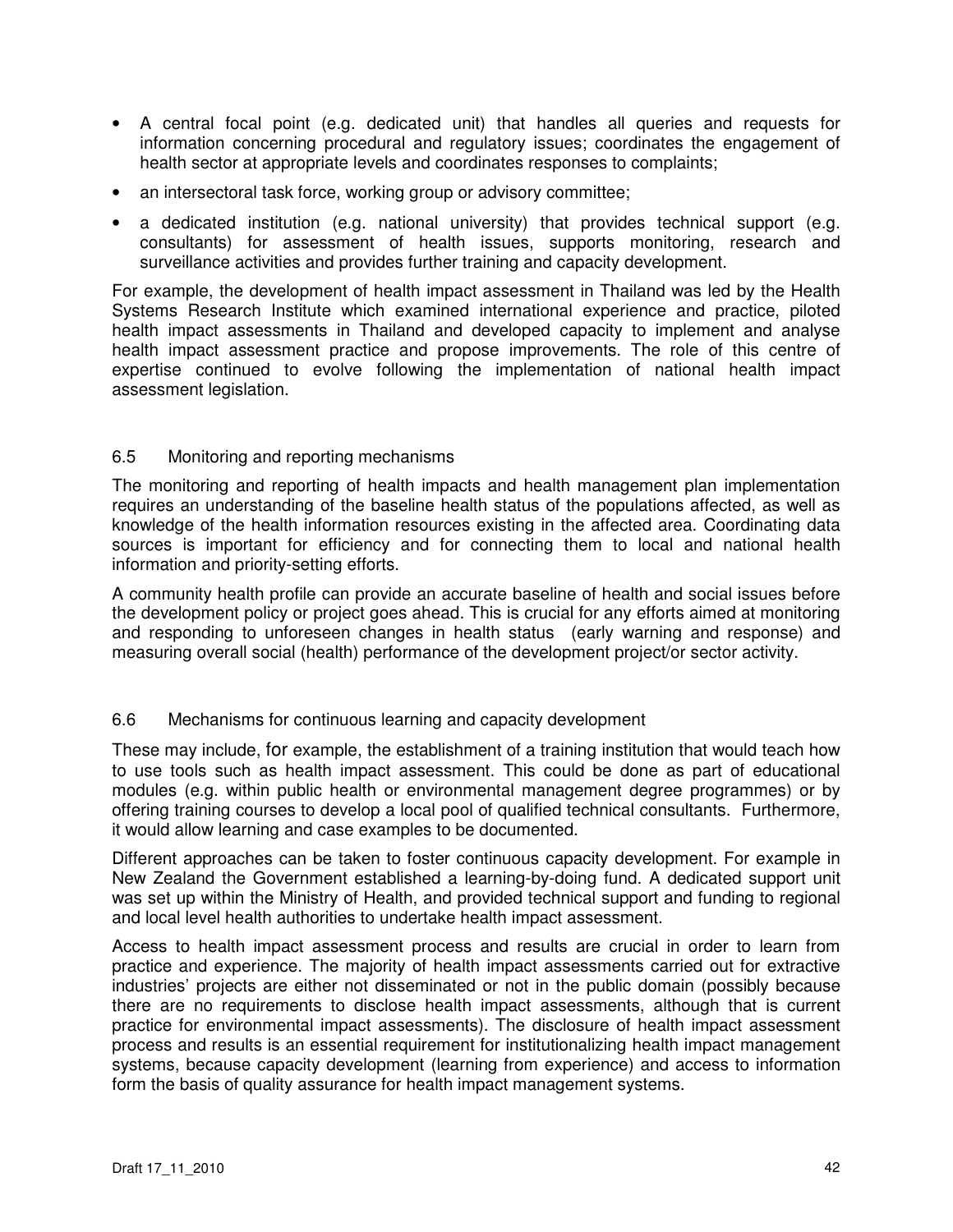- A central focal point (e.g. dedicated unit) that handles all queries and requests for information concerning procedural and regulatory issues; coordinates the engagement of health sector at appropriate levels and coordinates responses to complaints;
- an intersectoral task force, working group or advisory committee;
- a dedicated institution (e.g. national university) that provides technical support (e.g. consultants) for assessment of health issues, supports monitoring, research and surveillance activities and provides further training and capacity development.

For example, the development of health impact assessment in Thailand was led by the Health Systems Research Institute which examined international experience and practice, piloted health impact assessments in Thailand and developed capacity to implement and analyse health impact assessment practice and propose improvements. The role of this centre of expertise continued to evolve following the implementation of national health impact assessment legislation.

### 6.5 Monitoring and reporting mechanisms

The monitoring and reporting of health impacts and health management plan implementation requires an understanding of the baseline health status of the populations affected, as well as knowledge of the health information resources existing in the affected area. Coordinating data sources is important for efficiency and for connecting them to local and national health information and priority-setting efforts.

A community health profile can provide an accurate baseline of health and social issues before the development policy or project goes ahead. This is crucial for any efforts aimed at monitoring and responding to unforeseen changes in health status (early warning and response) and measuring overall social (health) performance of the development project/or sector activity.

### 6.6 Mechanisms for continuous learning and capacity development

These may include, for example, the establishment of a training institution that would teach how to use tools such as health impact assessment. This could be done as part of educational modules (e.g. within public health or environmental management degree programmes) or by offering training courses to develop a local pool of qualified technical consultants. Furthermore, it would allow learning and case examples to be documented.

Different approaches can be taken to foster continuous capacity development. For example in New Zealand the Government established a learning-by-doing fund. A dedicated support unit was set up within the Ministry of Health, and provided technical support and funding to regional and local level health authorities to undertake health impact assessment.

Access to health impact assessment process and results are crucial in order to learn from practice and experience. The majority of health impact assessments carried out for extractive industries' projects are either not disseminated or not in the public domain (possibly because there are no requirements to disclose health impact assessments, although that is current practice for environmental impact assessments). The disclosure of health impact assessment process and results is an essential requirement for institutionalizing health impact management systems, because capacity development (learning from experience) and access to information form the basis of quality assurance for health impact management systems.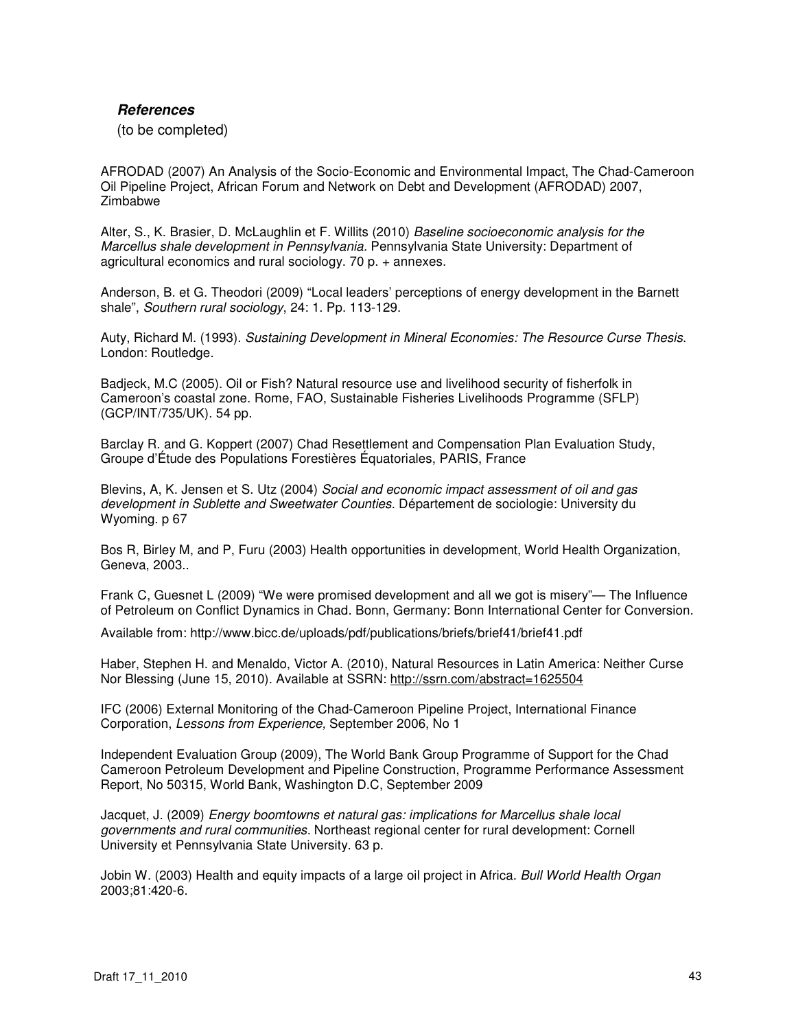***References***

(to be completed)

AFRODAD (2007) An Analysis of the Socio-Economic and Environmental Impact, The Chad-Cameroon Oil Pipeline Project, African Forum and Network on Debt and Development (AFRODAD) 2007, Zimbabwe

Alter, S., K. Brasier, D. McLaughlin et F. Willits (2010) *Baseline socioeconomic analysis for the Marcellus shale development in Pennsylvania.* Pennsylvania State University: Department of agricultural economics and rural sociology. 70 p. + annexes.

Anderson, B. et G. Theodori (2009) "Local leaders' perceptions of energy development in the Barnett shale", *Southern rural sociology*, 24: 1. Pp. 113-129.

Auty, Richard M. (1993). *Sustaining Development in Mineral Economies: The Resource Curse Thesis*. London: Routledge.

Badjeck, M.C (2005). Oil or Fish? Natural resource use and livelihood security of fisherfolk in Cameroon's coastal zone. Rome, FAO, Sustainable Fisheries Livelihoods Programme (SFLP) (GCP/INT/735/UK). 54 pp.

Barclay R. and G. Koppert (2007) Chad Resettlement and Compensation Plan Evaluation Study, Groupe d'Étude des Populations Forestières Équatoriales, PARIS, France

Blevins, A, K. Jensen et S. Utz (2004) *Social and economic impact assessment of oil and gas development in Sublette and Sweetwater Counties.* Département de sociologie: University du Wyoming. p 67

Bos R, Birley M, and P, Furu (2003) Health opportunities in development, World Health Organization, Geneva, 2003..

Frank C, Guesnet L (2009) "We were promised development and all we got is misery"— The Influence of Petroleum on Conflict Dynamics in Chad. Bonn, Germany: Bonn International Center for Conversion.

Available from: http://www.bicc.de/uploads/pdf/publications/briefs/brief41/brief41.pdf

Haber, Stephen H. and Menaldo, Victor A. (2010), Natural Resources in Latin America: Neither Curse Nor Blessing (June 15, 2010). Available at SSRN: http://ssrn.com/abstract=1625504

IFC (2006) External Monitoring of the Chad-Cameroon Pipeline Project, International Finance Corporation, *Lessons from Experience,* September 2006, No 1

Independent Evaluation Group (2009), The World Bank Group Programme of Support for the Chad Cameroon Petroleum Development and Pipeline Construction, Programme Performance Assessment Report, No 50315, World Bank, Washington D.C, September 2009

Jacquet, J. (2009) *Energy boomtowns et natural gas: implications for Marcellus shale local governments and rural communities.* Northeast regional center for rural development: Cornell University et Pennsylvania State University. 63 p.

Jobin W. (2003) Health and equity impacts of a large oil project in Africa. *Bull World Health Organ* 2003;81:420-6.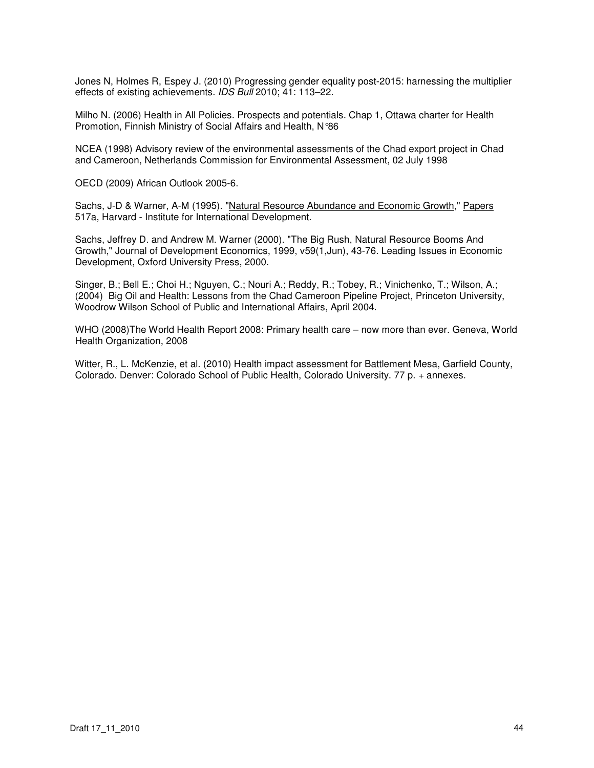Jones N, Holmes R, Espey J. (2010) Progressing gender equality post-2015: harnessing the multiplier effects of existing achievements. *IDS Bull* 2010; 41: 113–22.

Milho N. (2006) Health in All Policies. Prospects and potentials. Chap 1, Ottawa charter for Health Promotion, Finnish Ministry of Social Affairs and Health, N°86

NCEA (1998) Advisory review of the environmental assessments of the Chad export project in Chad and Cameroon, Netherlands Commission for Environmental Assessment, 02 July 1998

OECD (2009) African Outlook 2005-6.

Sachs, J-D & Warner, A-M (1995). "Natural Resource Abundance and Economic Growth," Papers 517a, Harvard - Institute for International Development.

Sachs, Jeffrey D. and Andrew M. Warner (2000). "The Big Rush, Natural Resource Booms And Growth," Journal of Development Economics, 1999, v59(1,Jun), 43-76. Leading Issues in Economic Development, Oxford University Press, 2000.

Singer, B.; Bell E.; Choi H.; Nguyen, C.; Nouri A.; Reddy, R.; Tobey, R.; Vinichenko, T.; Wilson, A.; (2004) Big Oil and Health: Lessons from the Chad Cameroon Pipeline Project, Princeton University, Woodrow Wilson School of Public and International Affairs, April 2004.

WHO (2008)The World Health Report 2008: Primary health care – now more than ever. Geneva, World Health Organization, 2008

Witter, R., L. McKenzie, et al. (2010) Health impact assessment for Battlement Mesa, Garfield County, Colorado. Denver: Colorado School of Public Health, Colorado University. 77 p. + annexes.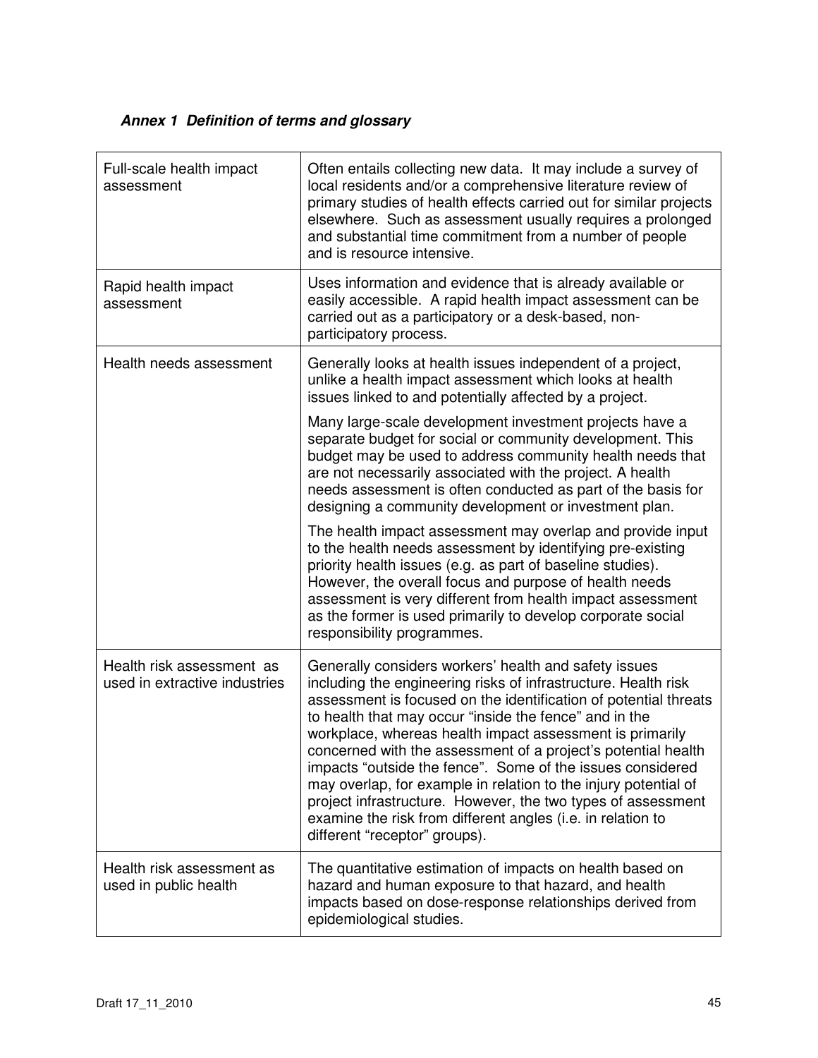***Annex 1 Definition of terms and glossary***

| | |
|---|---|
| Full-scale health impact assessment | Often entails collecting new data. It may include a survey of local residents and/or a comprehensive literature review of primary studies of health effects carried out for similar projects elsewhere. Such as assessment usually requires a prolonged and substantial time commitment from a number of people and is resource intensive. |
| Rapid health impact assessment | Uses information and evidence that is already available or easily accessible. A rapid health impact assessment can be carried out as a participatory or a desk-based, non-participatory process. |
| Health needs assessment | Generally looks at health issues independent of a project, unlike a health impact assessment which looks at health issues linked to and potentially affected by a project.<br><br>Many large-scale development investment projects have a separate budget for social or community development. This budget may be used to address community health needs that are not necessarily associated with the project. A health needs assessment is often conducted as part of the basis for designing a community development or investment plan.<br><br>The health impact assessment may overlap and provide input to the health needs assessment by identifying pre-existing priority health issues (e.g. as part of baseline studies). However, the overall focus and purpose of health needs assessment is very different from health impact assessment as the former is used primarily to develop corporate social responsibility programmes. |
| Health risk assessment as used in extractive industries | Generally considers workers' health and safety issues including the engineering risks of infrastructure. Health risk assessment is focused on the identification of potential threats to health that may occur "inside the fence" and in the workplace, whereas health impact assessment is primarily concerned with the assessment of a project's potential health impacts "outside the fence". Some of the issues considered may overlap, for example in relation to the injury potential of project infrastructure. However, the two types of assessment examine the risk from different angles (i.e. in relation to different "receptor" groups). |
| Health risk assessment as used in public health | The quantitative estimation of impacts on health based on hazard and human exposure to that hazard, and health impacts based on dose-response relationships derived from epidemiological studies. |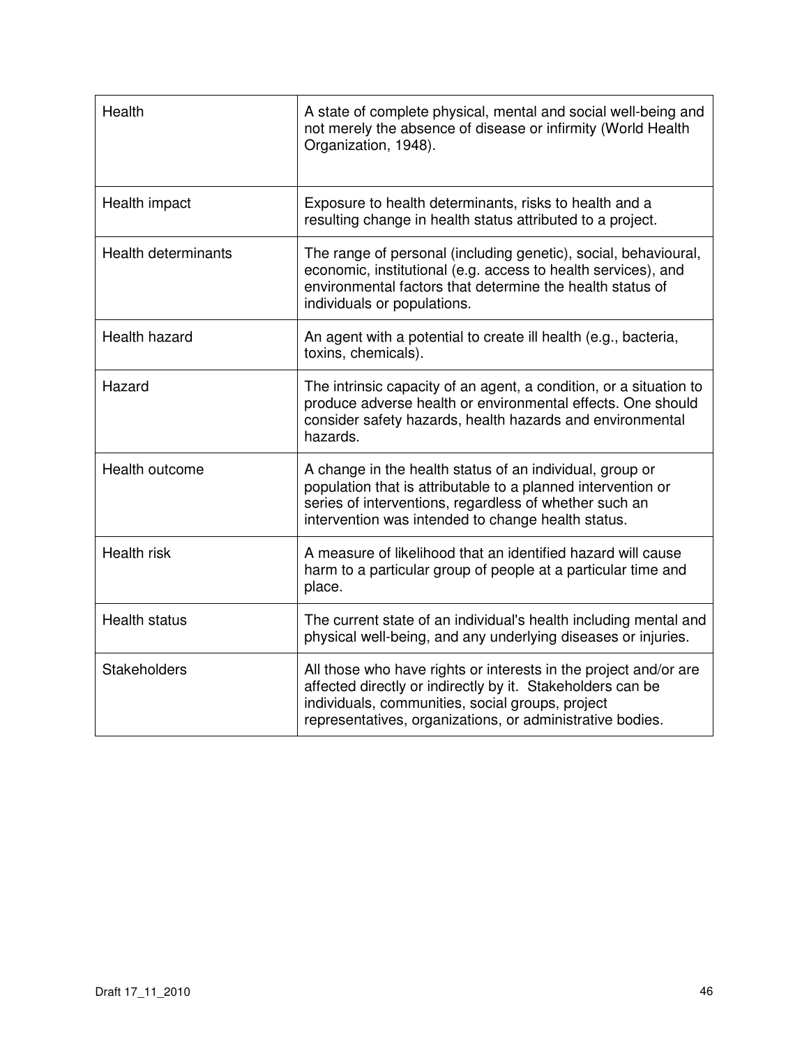| | |
|---|---|
| Health | A state of complete physical, mental and social well-being and not merely the absence of disease or infirmity (World Health Organization, 1948). |
| Health impact | Exposure to health determinants, risks to health and a resulting change in health status attributed to a project. |
| Health determinants | The range of personal (including genetic), social, behavioural, economic, institutional (e.g. access to health services), and environmental factors that determine the health status of individuals or populations. |
| Health hazard | An agent with a potential to create ill health (e.g., bacteria, toxins, chemicals). |
| Hazard | The intrinsic capacity of an agent, a condition, or a situation to produce adverse health or environmental effects. One should consider safety hazards, health hazards and environmental hazards. |
| Health outcome | A change in the health status of an individual, group or population that is attributable to a planned intervention or series of interventions, regardless of whether such an intervention was intended to change health status. |
| Health risk | A measure of likelihood that an identified hazard will cause harm to a particular group of people at a particular time and place. |
| Health status | The current state of an individual's health including mental and physical well-being, and any underlying diseases or injuries. |
| Stakeholders | All those who have rights or interests in the project and/or are affected directly or indirectly by it. Stakeholders can be individuals, communities, social groups, project representatives, organizations, or administrative bodies. |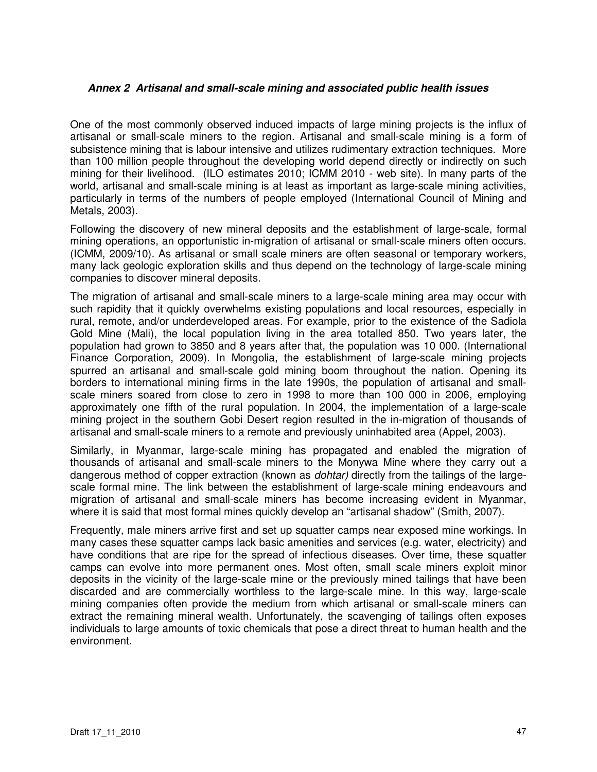### *Annex 2 Artisanal and small-scale mining and associated public health issues*

One of the most commonly observed induced impacts of large mining projects is the influx of artisanal or small-scale miners to the region. Artisanal and small-scale mining is a form of subsistence mining that is labour intensive and utilizes rudimentary extraction techniques. More than 100 million people throughout the developing world depend directly or indirectly on such mining for their livelihood. (ILO estimates 2010; ICMM 2010 - web site). In many parts of the world, artisanal and small-scale mining is at least as important as large-scale mining activities, particularly in terms of the numbers of people employed (International Council of Mining and Metals, 2003).

Following the discovery of new mineral deposits and the establishment of large-scale, formal mining operations, an opportunistic in-migration of artisanal or small-scale miners often occurs. (ICMM, 2009/10). As artisanal or small scale miners are often seasonal or temporary workers, many lack geologic exploration skills and thus depend on the technology of large-scale mining companies to discover mineral deposits.

The migration of artisanal and small-scale miners to a large-scale mining area may occur with such rapidity that it quickly overwhelms existing populations and local resources, especially in rural, remote, and/or underdeveloped areas. For example, prior to the existence of the Sadiola Gold Mine (Mali), the local population living in the area totalled 850. Two years later, the population had grown to 3850 and 8 years after that, the population was 10 000. (International Finance Corporation, 2009). In Mongolia, the establishment of large-scale mining projects spurred an artisanal and small-scale gold mining boom throughout the nation. Opening its borders to international mining firms in the late 1990s, the population of artisanal and small-scale miners soared from close to zero in 1998 to more than 100 000 in 2006, employing approximately one fifth of the rural population. In 2004, the implementation of a large-scale mining project in the southern Gobi Desert region resulted in the in-migration of thousands of artisanal and small-scale miners to a remote and previously uninhabited area (Appel, 2003).

Similarly, in Myanmar, large-scale mining has propagated and enabled the migration of thousands of artisanal and small-scale miners to the Monywa Mine where they carry out a dangerous method of copper extraction (known as *dohtar)* directly from the tailings of the large-scale formal mine. The link between the establishment of large-scale mining endeavours and migration of artisanal and small-scale miners has become increasing evident in Myanmar, where it is said that most formal mines quickly develop an "artisanal shadow" (Smith, 2007).

Frequently, male miners arrive first and set up squatter camps near exposed mine workings. In many cases these squatter camps lack basic amenities and services (e.g. water, electricity) and have conditions that are ripe for the spread of infectious diseases. Over time, these squatter camps can evolve into more permanent ones. Most often, small scale miners exploit minor deposits in the vicinity of the large-scale mine or the previously mined tailings that have been discarded and are commercially worthless to the large-scale mine. In this way, large-scale mining companies often provide the medium from which artisanal or small-scale miners can extract the remaining mineral wealth. Unfortunately, the scavenging of tailings often exposes individuals to large amounts of toxic chemicals that pose a direct threat to human health and the environment.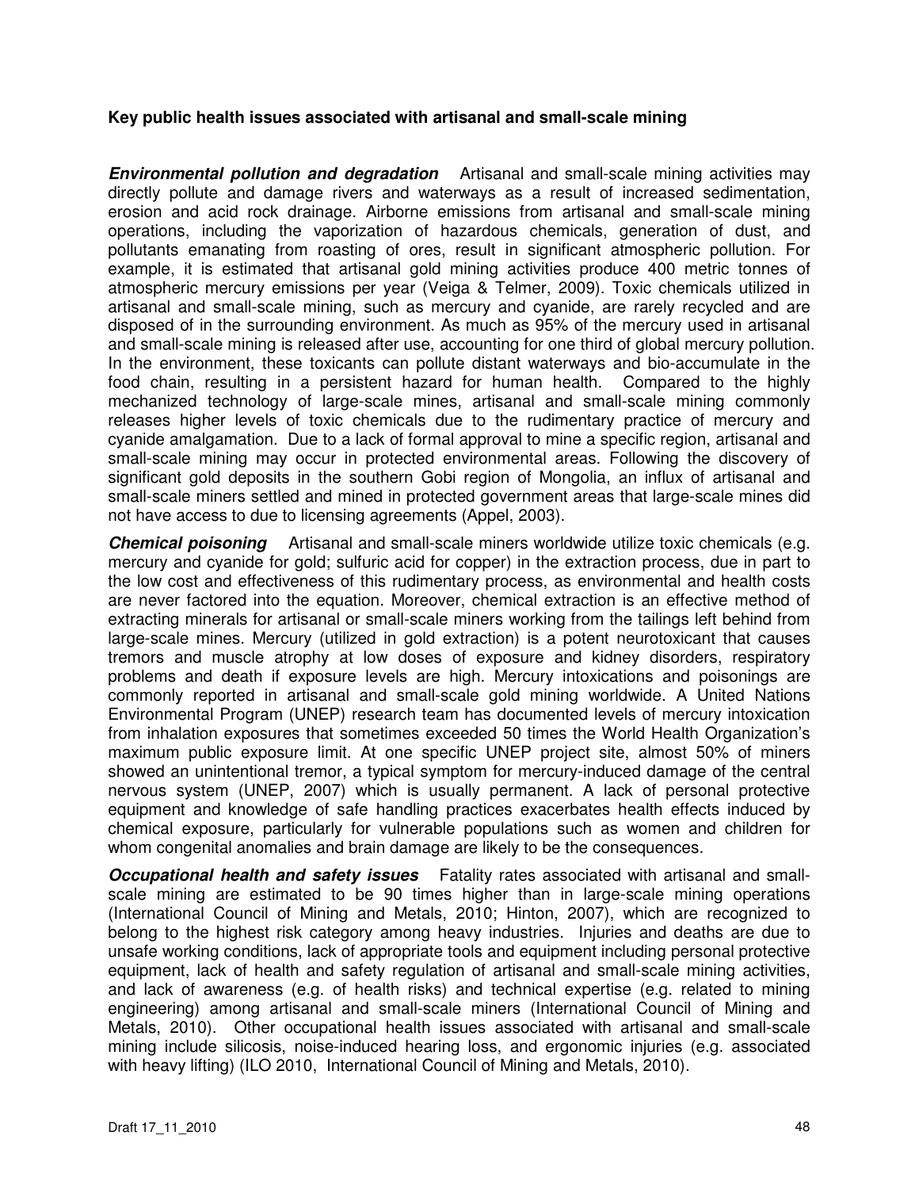**Key public health issues associated with artisanal and small-scale mining**

***Environmental pollution and degradation*** Artisanal and small-scale mining activities may directly pollute and damage rivers and waterways as a result of increased sedimentation, erosion and acid rock drainage. Airborne emissions from artisanal and small-scale mining operations, including the vaporization of hazardous chemicals, generation of dust, and pollutants emanating from roasting of ores, result in significant atmospheric pollution. For example, it is estimated that artisanal gold mining activities produce 400 metric tonnes of atmospheric mercury emissions per year (Veiga & Telmer, 2009). Toxic chemicals utilized in artisanal and small-scale mining, such as mercury and cyanide, are rarely recycled and are disposed of in the surrounding environment. As much as 95% of the mercury used in artisanal and small-scale mining is released after use, accounting for one third of global mercury pollution. In the environment, these toxicants can pollute distant waterways and bio-accumulate in the food chain, resulting in a persistent hazard for human health. Compared to the highly mechanized technology of large-scale mines, artisanal and small-scale mining commonly releases higher levels of toxic chemicals due to the rudimentary practice of mercury and cyanide amalgamation. Due to a lack of formal approval to mine a specific region, artisanal and small-scale mining may occur in protected environmental areas. Following the discovery of significant gold deposits in the southern Gobi region of Mongolia, an influx of artisanal and small-scale miners settled and mined in protected government areas that large-scale mines did not have access to due to licensing agreements (Appel, 2003).

***Chemical poisoning*** Artisanal and small-scale miners worldwide utilize toxic chemicals (e.g. mercury and cyanide for gold; sulfuric acid for copper) in the extraction process, due in part to the low cost and effectiveness of this rudimentary process, as environmental and health costs are never factored into the equation. Moreover, chemical extraction is an effective method of extracting minerals for artisanal or small-scale miners working from the tailings left behind from large-scale mines. Mercury (utilized in gold extraction) is a potent neurotoxicant that causes tremors and muscle atrophy at low doses of exposure and kidney disorders, respiratory problems and death if exposure levels are high. Mercury intoxications and poisonings are commonly reported in artisanal and small-scale gold mining worldwide. A United Nations Environmental Program (UNEP) research team has documented levels of mercury intoxication from inhalation exposures that sometimes exceeded 50 times the World Health Organization's maximum public exposure limit. At one specific UNEP project site, almost 50% of miners showed an unintentional tremor, a typical symptom for mercury-induced damage of the central nervous system (UNEP, 2007) which is usually permanent. A lack of personal protective equipment and knowledge of safe handling practices exacerbates health effects induced by chemical exposure, particularly for vulnerable populations such as women and children for whom congenital anomalies and brain damage are likely to be the consequences.

***Occupational health and safety issues*** Fatality rates associated with artisanal and small-scale mining are estimated to be 90 times higher than in large-scale mining operations (International Council of Mining and Metals, 2010; Hinton, 2007), which are recognized to belong to the highest risk category among heavy industries. Injuries and deaths are due to unsafe working conditions, lack of appropriate tools and equipment including personal protective equipment, lack of health and safety regulation of artisanal and small-scale mining activities, and lack of awareness (e.g. of health risks) and technical expertise (e.g. related to mining engineering) among artisanal and small-scale miners (International Council of Mining and Metals, 2010). Other occupational health issues associated with artisanal and small-scale mining include silicosis, noise-induced hearing loss, and ergonomic injuries (e.g. associated with heavy lifting) (ILO 2010, International Council of Mining and Metals, 2010).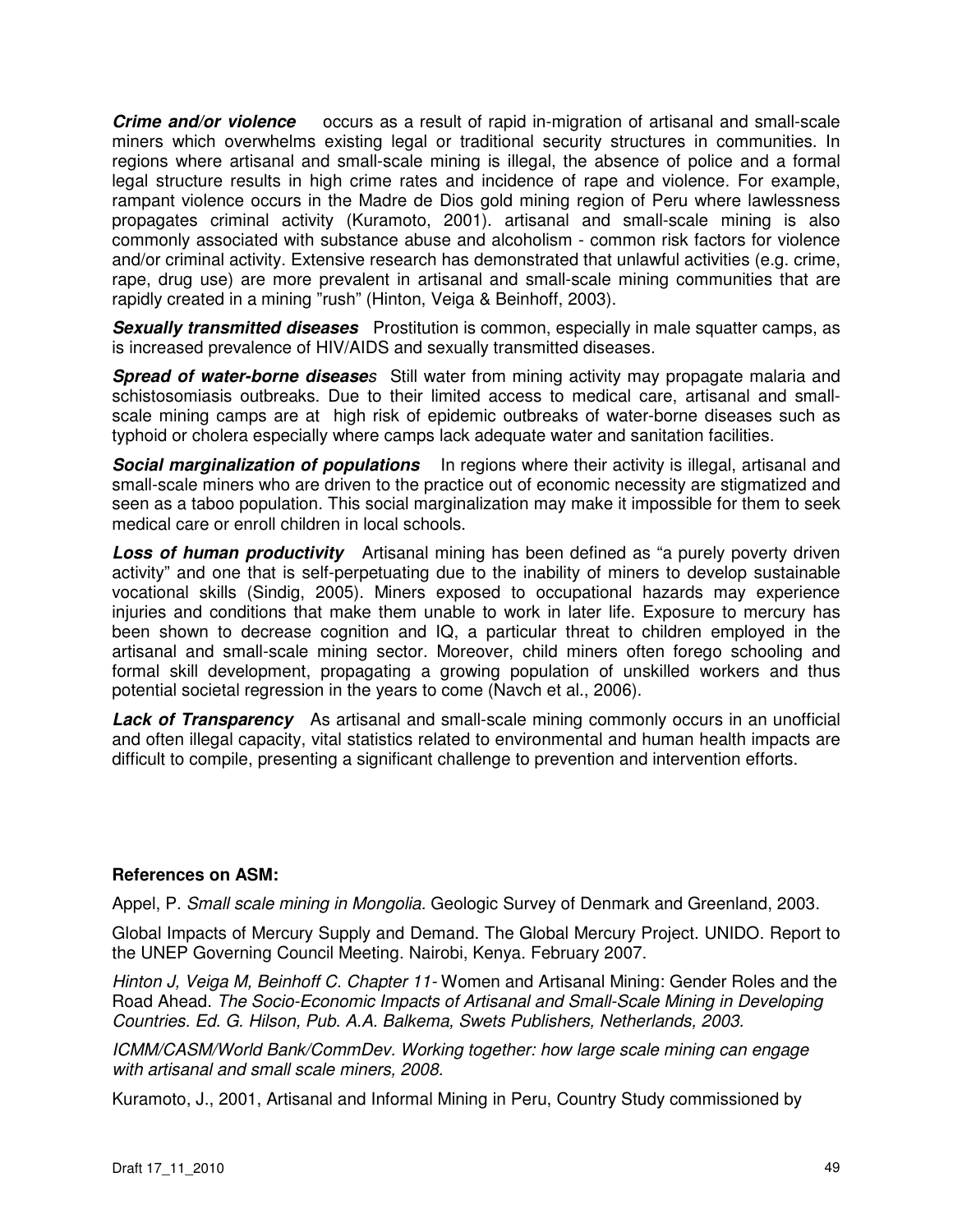***Crime and/or violence*** occurs as a result of rapid in-migration of artisanal and small-scale miners which overwhelms existing legal or traditional security structures in communities. In regions where artisanal and small-scale mining is illegal, the absence of police and a formal legal structure results in high crime rates and incidence of rape and violence. For example, rampant violence occurs in the Madre de Dios gold mining region of Peru where lawlessness propagates criminal activity (Kuramoto, 2001). artisanal and small-scale mining is also commonly associated with substance abuse and alcoholism - common risk factors for violence and/or criminal activity. Extensive research has demonstrated that unlawful activities (e.g. crime, rape, drug use) are more prevalent in artisanal and small-scale mining communities that are rapidly created in a mining "rush" (Hinton, Veiga & Beinhoff, 2003).

***Sexually transmitted diseases*** Prostitution is common, especially in male squatter camps, as is increased prevalence of HIV/AIDS and sexually transmitted diseases.

***Spread of water-borne diseases*** Still water from mining activity may propagate malaria and schistosomiasis outbreaks. Due to their limited access to medical care, artisanal and small-scale mining camps are at high risk of epidemic outbreaks of water-borne diseases such as typhoid or cholera especially where camps lack adequate water and sanitation facilities.

***Social marginalization of populations*** In regions where their activity is illegal, artisanal and small-scale miners who are driven to the practice out of economic necessity are stigmatized and seen as a taboo population. This social marginalization may make it impossible for them to seek medical care or enroll children in local schools.

***Loss of human productivity*** Artisanal mining has been defined as "a purely poverty driven activity" and one that is self-perpetuating due to the inability of miners to develop sustainable vocational skills (Sindig, 2005). Miners exposed to occupational hazards may experience injuries and conditions that make them unable to work in later life. Exposure to mercury has been shown to decrease cognition and IQ, a particular threat to children employed in the artisanal and small-scale mining sector. Moreover, child miners often forego schooling and formal skill development, propagating a growing population of unskilled workers and thus potential societal regression in the years to come (Navch et al., 2006).

***Lack of Transparency*** As artisanal and small-scale mining commonly occurs in an unofficial and often illegal capacity, vital statistics related to environmental and human health impacts are difficult to compile, presenting a significant challenge to prevention and intervention efforts.

**References on ASM:**

Appel, P. *Small scale mining in Mongolia.* Geologic Survey of Denmark and Greenland, 2003.

Global Impacts of Mercury Supply and Demand. The Global Mercury Project. UNIDO. Report to the UNEP Governing Council Meeting. Nairobi, Kenya. February 2007.

*Hinton J, Veiga M, Beinhoff C. Chapter 11-* Women and Artisanal Mining: Gender Roles and the Road Ahead. *The Socio-Economic Impacts of Artisanal and Small-Scale Mining in Developing Countries. Ed. G. Hilson, Pub. A.A. Balkema, Swets Publishers, Netherlands, 2003.*

*ICMM/CASM/World Bank/CommDev. Working together: how large scale mining can engage with artisanal and small scale miners, 2008.*

Kuramoto, J., 2001, Artisanal and Informal Mining in Peru, Country Study commissioned by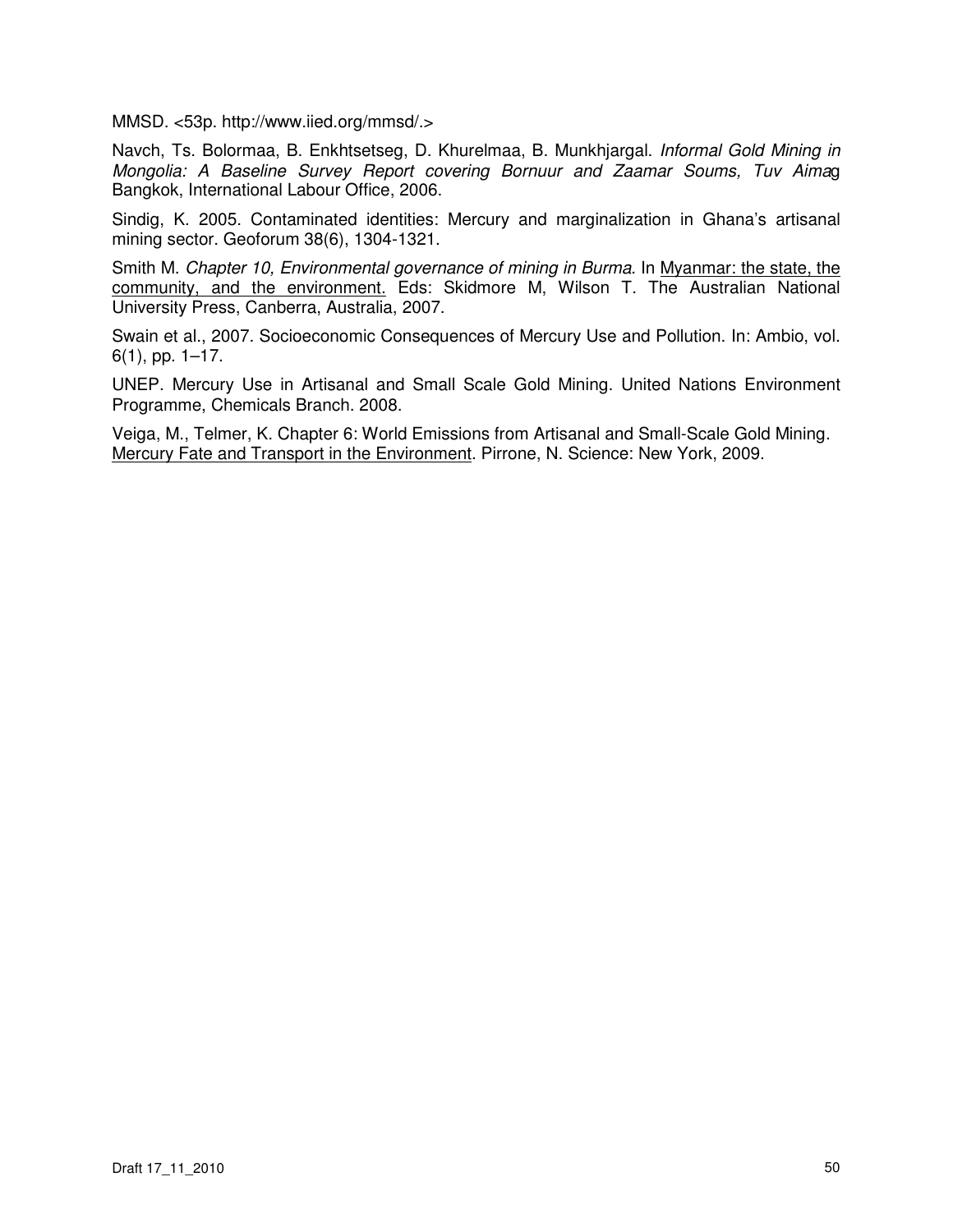MMSD. <53p. http://www.iied.org/mmsd/.>

Navch, Ts. Bolormaa, B. Enkhtsetseg, D. Khurelmaa, B. Munkhjargal. *Informal Gold Mining in Mongolia: A Baseline Survey Report covering Bornuur and Zaamar Soums, Tuv Aima*g Bangkok, International Labour Office, 2006.

Sindig, K. 2005. Contaminated identities: Mercury and marginalization in Ghana's artisanal mining sector. Geoforum 38(6), 1304-1321.

Smith M. *Chapter 10, Environmental governance of mining in Burma*. In <u>Myanmar: the state, the community, and the environment.</u> Eds: Skidmore M, Wilson T. The Australian National University Press, Canberra, Australia, 2007.

Swain et al., 2007. Socioeconomic Consequences of Mercury Use and Pollution. In: Ambio, vol. 6(1), pp. 1–17.

UNEP. Mercury Use in Artisanal and Small Scale Gold Mining. United Nations Environment Programme, Chemicals Branch. 2008.

Veiga, M., Telmer, K. Chapter 6: World Emissions from Artisanal and Small-Scale Gold Mining. <u>Mercury Fate and Transport in the Environment</u>. Pirrone, N. Science: New York, 2009.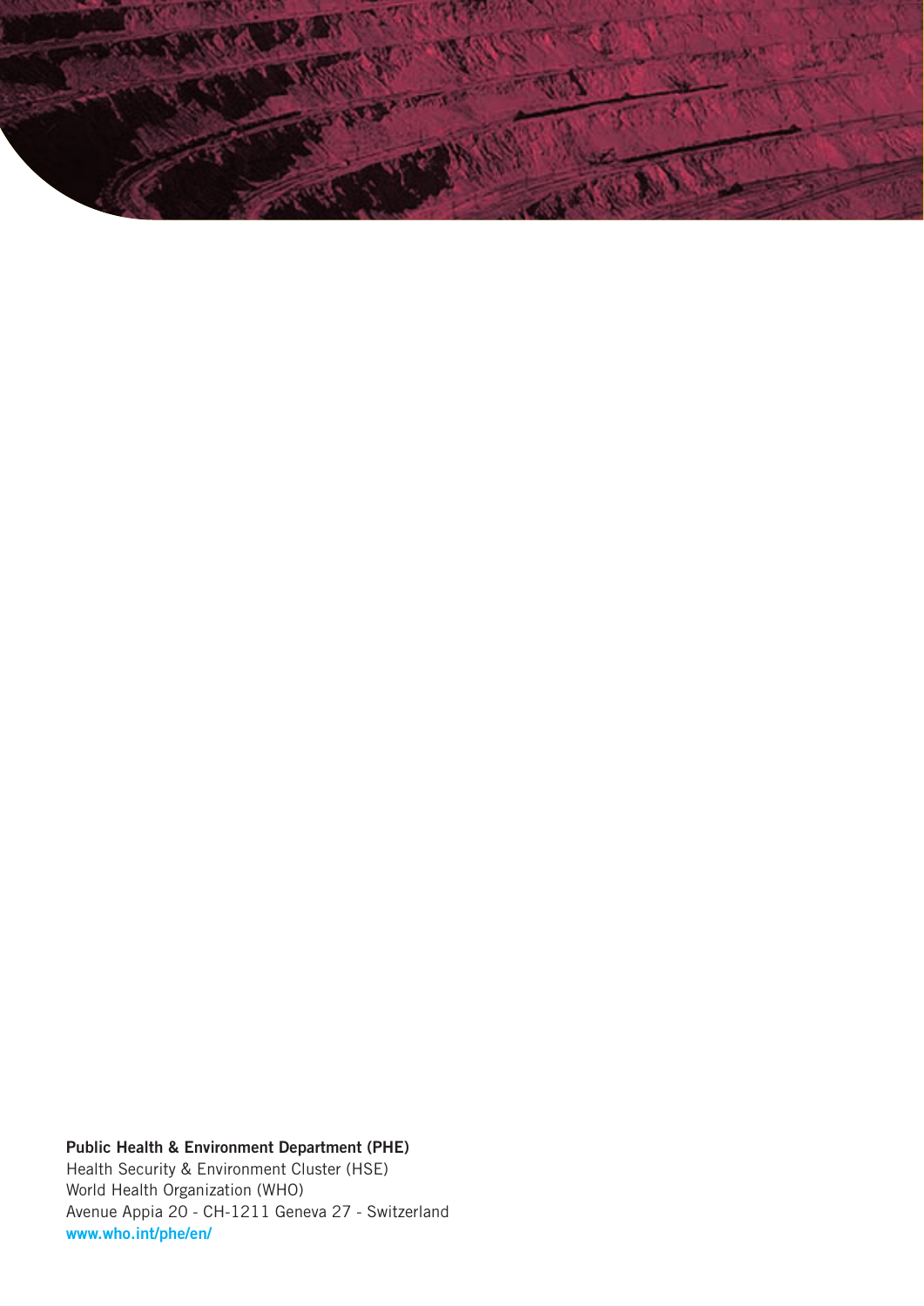**Public Health & Environment Department (PHE)**
Health Security & Environment Cluster (HSE)
World Health Organization (WHO)
Avenue Appia 20 - CH-1211 Geneva 27 - Switzerland
**www.who.int/phe/en/**